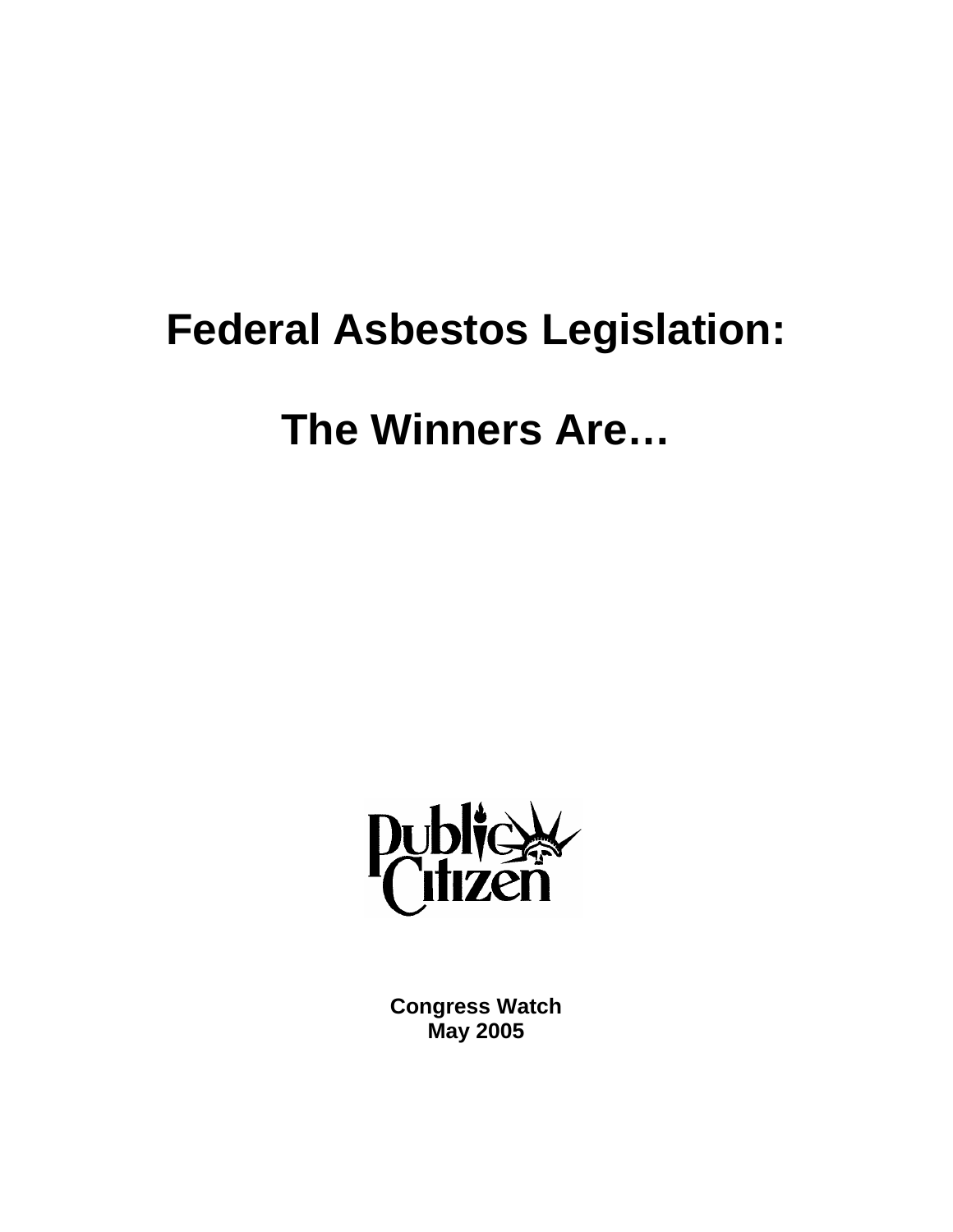# Federal Asbestos Legislation:

# The Winners Are…

Public Citizen

**Congress Watch**
**May 2005**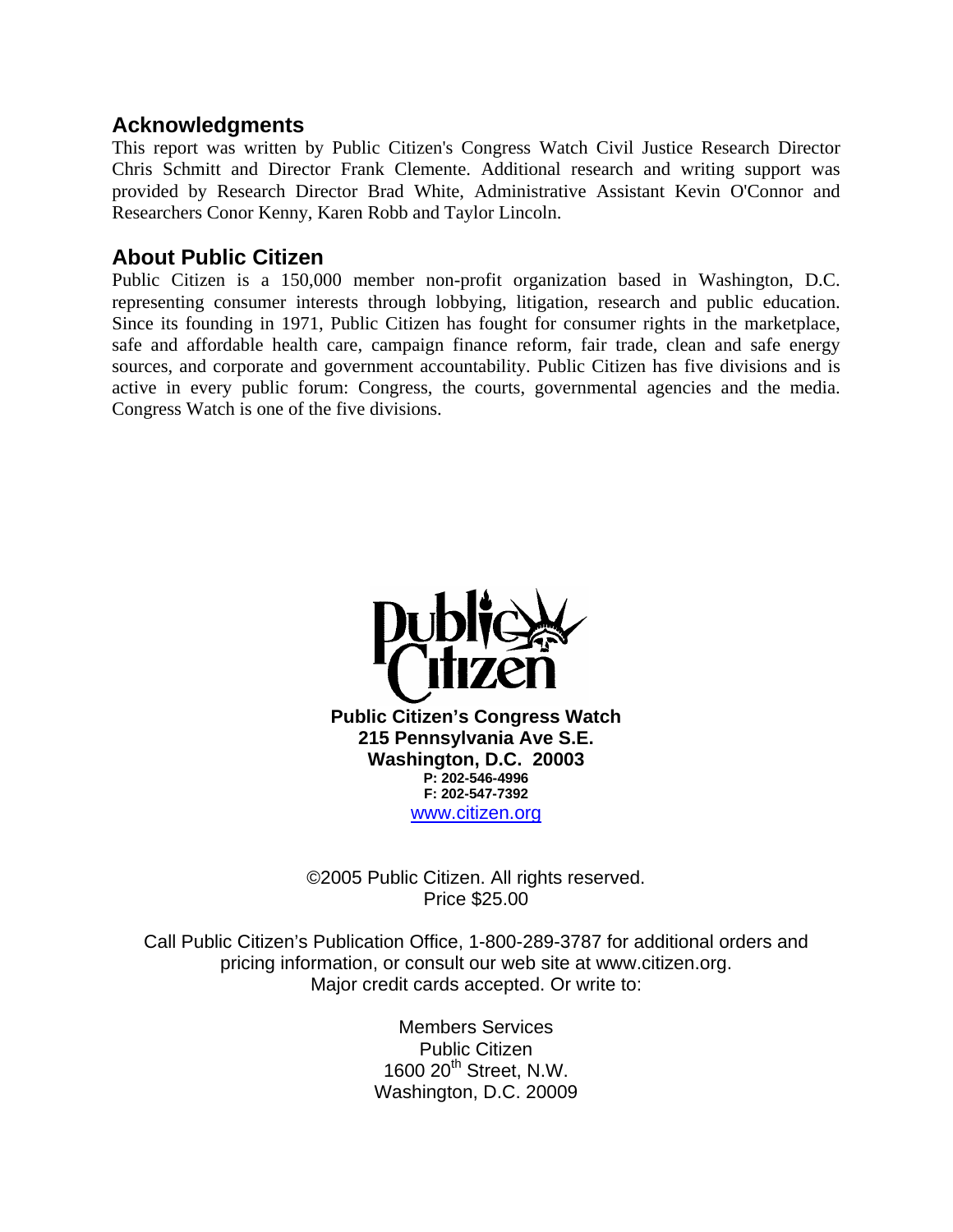## Acknowledgments

This report was written by Public Citizen's Congress Watch Civil Justice Research Director Chris Schmitt and Director Frank Clemente. Additional research and writing support was provided by Research Director Brad White, Administrative Assistant Kevin O'Connor and Researchers Conor Kenny, Karen Robb and Taylor Lincoln.

## About Public Citizen

Public Citizen is a 150,000 member non-profit organization based in Washington, D.C. representing consumer interests through lobbying, litigation, research and public education. Since its founding in 1971, Public Citizen has fought for consumer rights in the marketplace, safe and affordable health care, campaign finance reform, fair trade, clean and safe energy sources, and corporate and government accountability. Public Citizen has five divisions and is active in every public forum: Congress, the courts, governmental agencies and the media. Congress Watch is one of the five divisions.

**Public Citizen's Congress Watch**
**215 Pennsylvania Ave S.E.**
**Washington, D.C. 20003**
**P: 202-546-4996**
**F: 202-547-7392**
www.citizen.org

©2005 Public Citizen. All rights reserved.
Price $25.00

Call Public Citizen's Publication Office, 1-800-289-3787 for additional orders and pricing information, or consult our web site at www.citizen.org. Major credit cards accepted. Or write to:

Members Services
Public Citizen
1600 20th Street, N.W.
Washington, D.C. 20009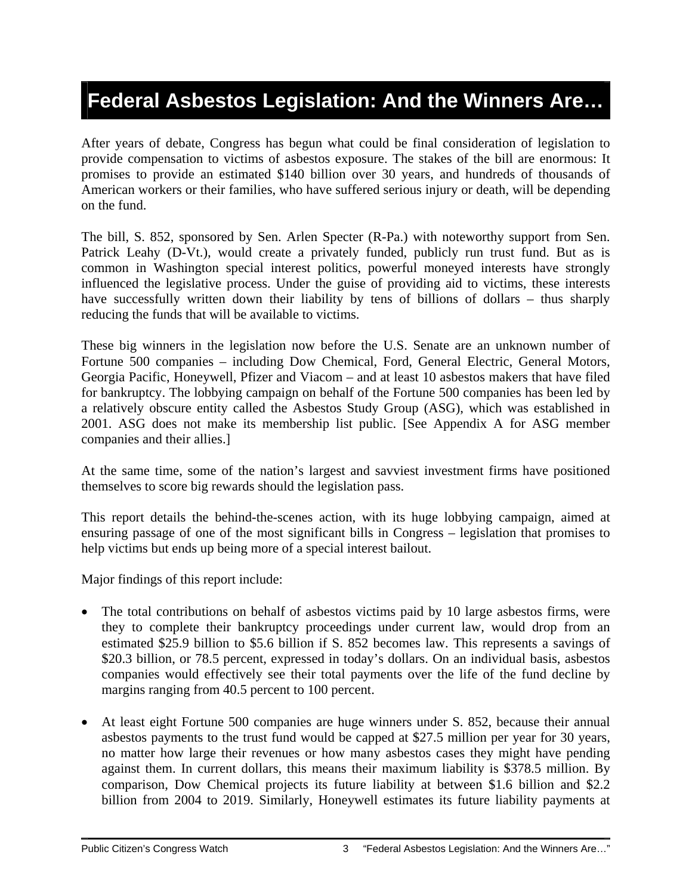# Federal Asbestos Legislation: And the Winners Are…

After years of debate, Congress has begun what could be final consideration of legislation to provide compensation to victims of asbestos exposure. The stakes of the bill are enormous: It promises to provide an estimated $140 billion over 30 years, and hundreds of thousands of American workers or their families, who have suffered serious injury or death, will be depending on the fund.

The bill, S. 852, sponsored by Sen. Arlen Specter (R-Pa.) with noteworthy support from Sen. Patrick Leahy (D-Vt.), would create a privately funded, publicly run trust fund. But as is common in Washington special interest politics, powerful moneyed interests have strongly influenced the legislative process. Under the guise of providing aid to victims, these interests have successfully written down their liability by tens of billions of dollars – thus sharply reducing the funds that will be available to victims.

These big winners in the legislation now before the U.S. Senate are an unknown number of Fortune 500 companies – including Dow Chemical, Ford, General Electric, General Motors, Georgia Pacific, Honeywell, Pfizer and Viacom – and at least 10 asbestos makers that have filed for bankruptcy. The lobbying campaign on behalf of the Fortune 500 companies has been led by a relatively obscure entity called the Asbestos Study Group (ASG), which was established in 2001. ASG does not make its membership list public. [See Appendix A for ASG member companies and their allies.]

At the same time, some of the nation's largest and savviest investment firms have positioned themselves to score big rewards should the legislation pass.

This report details the behind-the-scenes action, with its huge lobbying campaign, aimed at ensuring passage of one of the most significant bills in Congress – legislation that promises to help victims but ends up being more of a special interest bailout.

Major findings of this report include:

- The total contributions on behalf of asbestos victims paid by 10 large asbestos firms, were they to complete their bankruptcy proceedings under current law, would drop from an estimated $25.9 billion to $5.6 billion if S. 852 becomes law. This represents a savings of $20.3 billion, or 78.5 percent, expressed in today's dollars. On an individual basis, asbestos companies would effectively see their total payments over the life of the fund decline by margins ranging from 40.5 percent to 100 percent.

- At least eight Fortune 500 companies are huge winners under S. 852, because their annual asbestos payments to the trust fund would be capped at $27.5 million per year for 30 years, no matter how large their revenues or how many asbestos cases they might have pending against them. In current dollars, this means their maximum liability is $378.5 million. By comparison, Dow Chemical projects its future liability at between $1.6 billion and $2.2 billion from 2004 to 2019. Similarly, Honeywell estimates its future liability payments at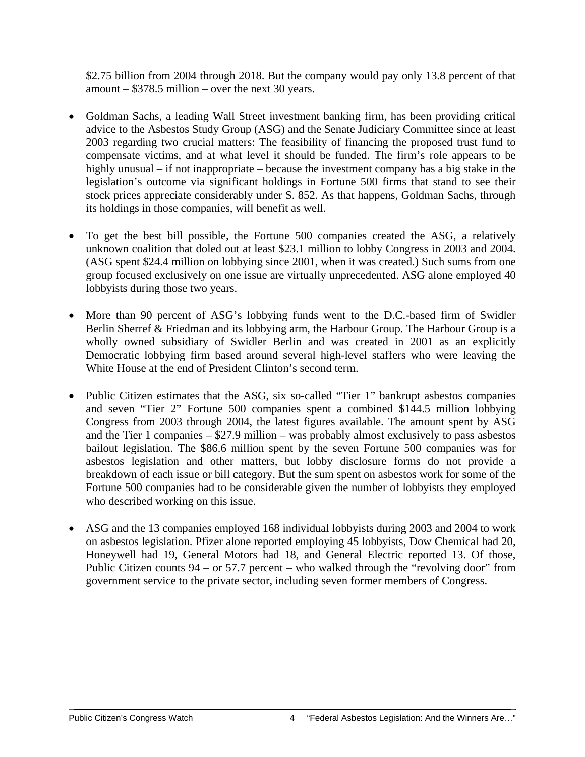$2.75 billion from 2004 through 2018. But the company would pay only 13.8 percent of that amount – $378.5 million – over the next 30 years.

- Goldman Sachs, a leading Wall Street investment banking firm, has been providing critical advice to the Asbestos Study Group (ASG) and the Senate Judiciary Committee since at least 2003 regarding two crucial matters: The feasibility of financing the proposed trust fund to compensate victims, and at what level it should be funded. The firm's role appears to be highly unusual – if not inappropriate – because the investment company has a big stake in the legislation's outcome via significant holdings in Fortune 500 firms that stand to see their stock prices appreciate considerably under S. 852. As that happens, Goldman Sachs, through its holdings in those companies, will benefit as well.

- To get the best bill possible, the Fortune 500 companies created the ASG, a relatively unknown coalition that doled out at least $23.1 million to lobby Congress in 2003 and 2004. (ASG spent $24.4 million on lobbying since 2001, when it was created.) Such sums from one group focused exclusively on one issue are virtually unprecedented. ASG alone employed 40 lobbyists during those two years.

- More than 90 percent of ASG's lobbying funds went to the D.C.-based firm of Swidler Berlin Sherref & Friedman and its lobbying arm, the Harbour Group. The Harbour Group is a wholly owned subsidiary of Swidler Berlin and was created in 2001 as an explicitly Democratic lobbying firm based around several high-level staffers who were leaving the White House at the end of President Clinton's second term.

- Public Citizen estimates that the ASG, six so-called "Tier 1" bankrupt asbestos companies and seven "Tier 2" Fortune 500 companies spent a combined $144.5 million lobbying Congress from 2003 through 2004, the latest figures available. The amount spent by ASG and the Tier 1 companies – $27.9 million – was probably almost exclusively to pass asbestos bailout legislation. The $86.6 million spent by the seven Fortune 500 companies was for asbestos legislation and other matters, but lobby disclosure forms do not provide a breakdown of each issue or bill category. But the sum spent on asbestos work for some of the Fortune 500 companies had to be considerable given the number of lobbyists they employed who described working on this issue.

- ASG and the 13 companies employed 168 individual lobbyists during 2003 and 2004 to work on asbestos legislation. Pfizer alone reported employing 45 lobbyists, Dow Chemical had 20, Honeywell had 19, General Motors had 18, and General Electric reported 13. Of those, Public Citizen counts 94 – or 57.7 percent – who walked through the "revolving door" from government service to the private sector, including seven former members of Congress.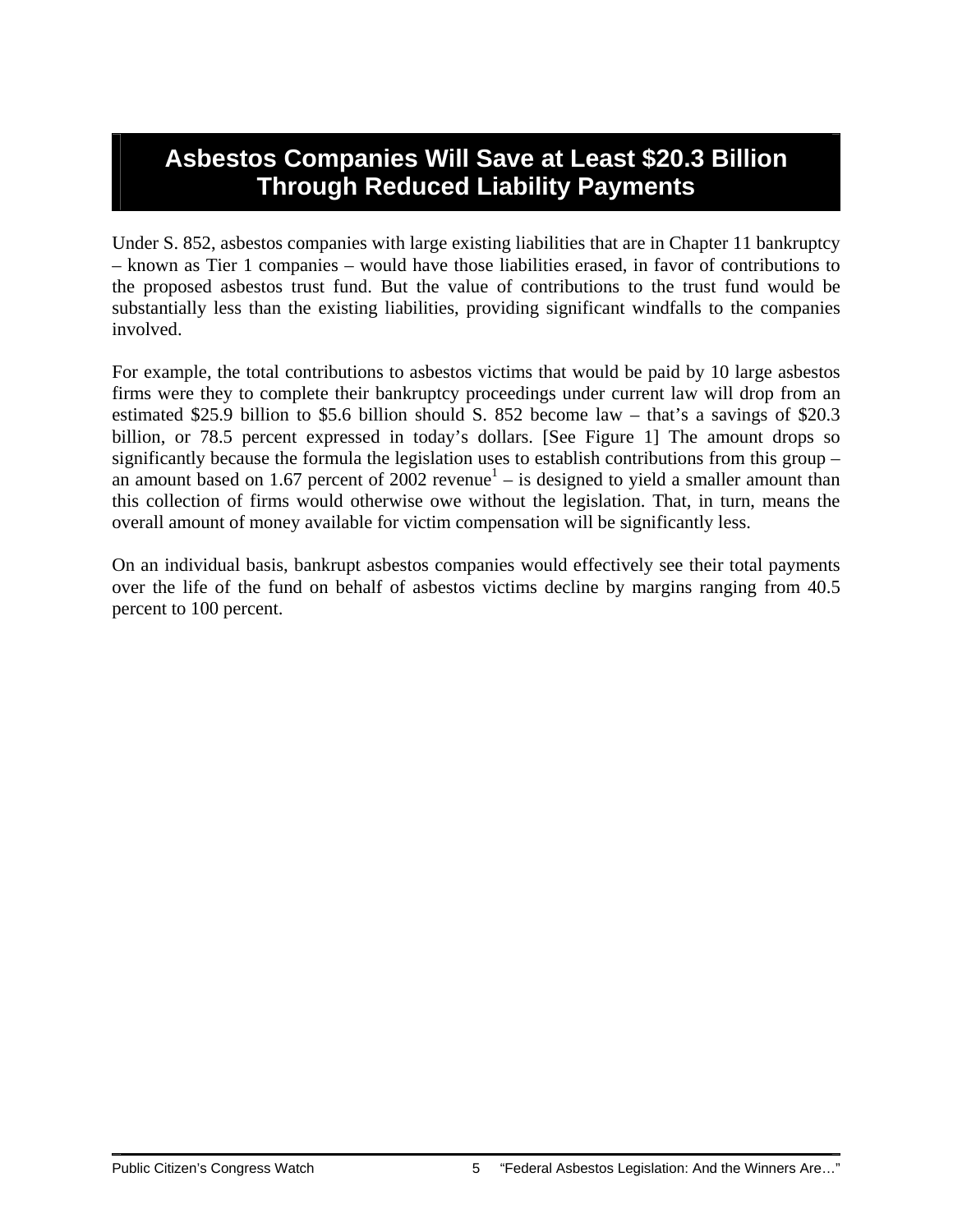# Asbestos Companies Will Save at Least $20.3 Billion Through Reduced Liability Payments

Under S. 852, asbestos companies with large existing liabilities that are in Chapter 11 bankruptcy – known as Tier 1 companies – would have those liabilities erased, in favor of contributions to the proposed asbestos trust fund. But the value of contributions to the trust fund would be substantially less than the existing liabilities, providing significant windfalls to the companies involved.

For example, the total contributions to asbestos victims that would be paid by 10 large asbestos firms were they to complete their bankruptcy proceedings under current law will drop from an estimated $25.9 billion to $5.6 billion should S. 852 become law – that's a savings of $20.3 billion, or 78.5 percent expressed in today's dollars. [See Figure 1] The amount drops so significantly because the formula the legislation uses to establish contributions from this group – an amount based on 1.67 percent of 2002 revenue[1] – is designed to yield a smaller amount than this collection of firms would otherwise owe without the legislation. That, in turn, means the overall amount of money available for victim compensation will be significantly less.

On an individual basis, bankrupt asbestos companies would effectively see their total payments over the life of the fund on behalf of asbestos victims decline by margins ranging from 40.5 percent to 100 percent.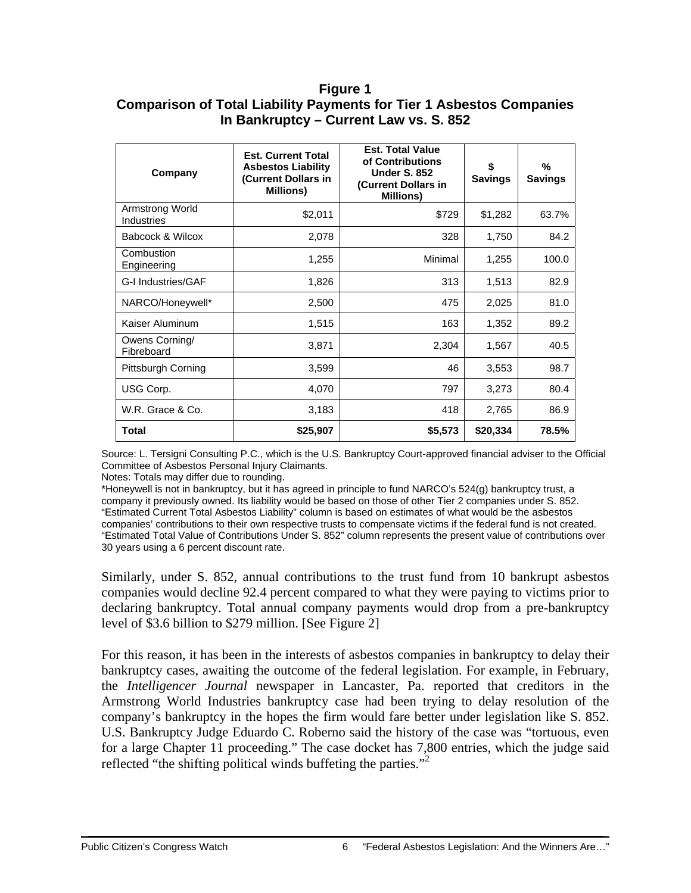**Figure 1**
**Comparison of Total Liability Payments for Tier 1 Asbestos Companies In Bankruptcy – Current Law vs. S. 852**

| Company | Est. Current Total Asbestos Liability (Current Dollars in Millions) | Est. Total Value of Contributions Under S. 852 (Current Dollars in Millions) | $ Savings | % Savings |
|---|---|---|---|---|
| Armstrong World Industries | $2,011 | $729 | $1,282 | 63.7% |
| Babcock & Wilcox | 2,078 | 328 | 1,750 | 84.2 |
| Combustion Engineering | 1,255 | Minimal | 1,255 | 100.0 |
| G-I Industries/GAF | 1,826 | 313 | 1,513 | 82.9 |
| NARCO/Honeywell* | 2,500 | 475 | 2,025 | 81.0 |
| Kaiser Aluminum | 1,515 | 163 | 1,352 | 89.2 |
| Owens Corning/ Fibreboard | 3,871 | 2,304 | 1,567 | 40.5 |
| Pittsburgh Corning | 3,599 | 46 | 3,553 | 98.7 |
| USG Corp. | 4,070 | 797 | 3,273 | 80.4 |
| W.R. Grace & Co. | 3,183 | 418 | 2,765 | 86.9 |
| **Total** | **$25,907** | **$5,573** | **$20,334** | **78.5%** |

Source: L. Tersigni Consulting P.C., which is the U.S. Bankruptcy Court-approved financial adviser to the Official Committee of Asbestos Personal Injury Claimants.
Notes: Totals may differ due to rounding.
*Honeywell is not in bankruptcy, but it has agreed in principle to fund NARCO's 524(g) bankruptcy trust, a company it previously owned. Its liability would be based on those of other Tier 2 companies under S. 852.
"Estimated Current Total Asbestos Liability" column is based on estimates of what would be the asbestos companies' contributions to their own respective trusts to compensate victims if the federal fund is not created.
"Estimated Total Value of Contributions Under S. 852" column represents the present value of contributions over 30 years using a 6 percent discount rate.

Similarly, under S. 852, annual contributions to the trust fund from 10 bankrupt asbestos companies would decline 92.4 percent compared to what they were paying to victims prior to declaring bankruptcy. Total annual company payments would drop from a pre-bankruptcy level of $3.6 billion to $279 million. [See Figure 2]

For this reason, it has been in the interests of asbestos companies in bankruptcy to delay their bankruptcy cases, awaiting the outcome of the federal legislation. For example, in February, the *Intelligencer Journal* newspaper in Lancaster, Pa. reported that creditors in the Armstrong World Industries bankruptcy case had been trying to delay resolution of the company's bankruptcy in the hopes the firm would fare better under legislation like S. 852. U.S. Bankruptcy Judge Eduardo C. Roberno said the history of the case was "tortuous, even for a large Chapter 11 proceeding." The case docket has 7,800 entries, which the judge said reflected "the shifting political winds buffeting the parties."[2]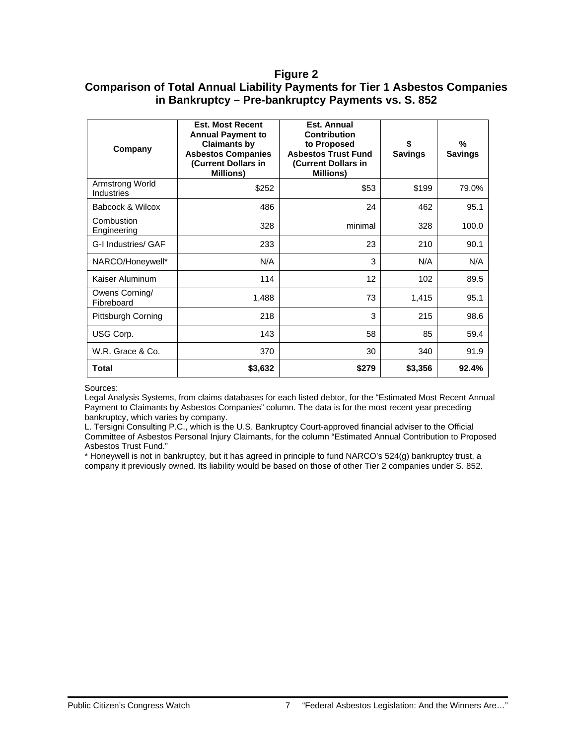## Figure 2
## Comparison of Total Annual Liability Payments for Tier 1 Asbestos Companies in Bankruptcy – Pre-bankruptcy Payments vs. S. 852

| Company | Est. Most Recent Annual Payment to Claimants by Asbestos Companies (Current Dollars in Millions) | Est. Annual Contribution to Proposed Asbestos Trust Fund (Current Dollars in Millions) | $ Savings | % Savings |
|---|---|---|---|---|
| Armstrong World Industries | $252 | $53 | $199 | 79.0% |
| Babcock & Wilcox | 486 | 24 | 462 | 95.1 |
| Combustion Engineering | 328 | minimal | 328 | 100.0 |
| G-I Industries/ GAF | 233 | 23 | 210 | 90.1 |
| NARCO/Honeywell* | N/A | 3 | N/A | N/A |
| Kaiser Aluminum | 114 | 12 | 102 | 89.5 |
| Owens Corning/ Fibreboard | 1,488 | 73 | 1,415 | 95.1 |
| Pittsburgh Corning | 218 | 3 | 215 | 98.6 |
| USG Corp. | 143 | 58 | 85 | 59.4 |
| W.R. Grace & Co. | 370 | 30 | 340 | 91.9 |
| **Total** | **$3,632** | **$279** | **$3,356** | **92.4%** |

Sources:
Legal Analysis Systems, from claims databases for each listed debtor, for the "Estimated Most Recent Annual Payment to Claimants by Asbestos Companies" column. The data is for the most recent year preceding bankruptcy, which varies by company.
L. Tersigni Consulting P.C., which is the U.S. Bankruptcy Court-approved financial adviser to the Official Committee of Asbestos Personal Injury Claimants, for the column "Estimated Annual Contribution to Proposed Asbestos Trust Fund."
* Honeywell is not in bankruptcy, but it has agreed in principle to fund NARCO's 524(g) bankruptcy trust, a company it previously owned. Its liability would be based on those of other Tier 2 companies under S. 852.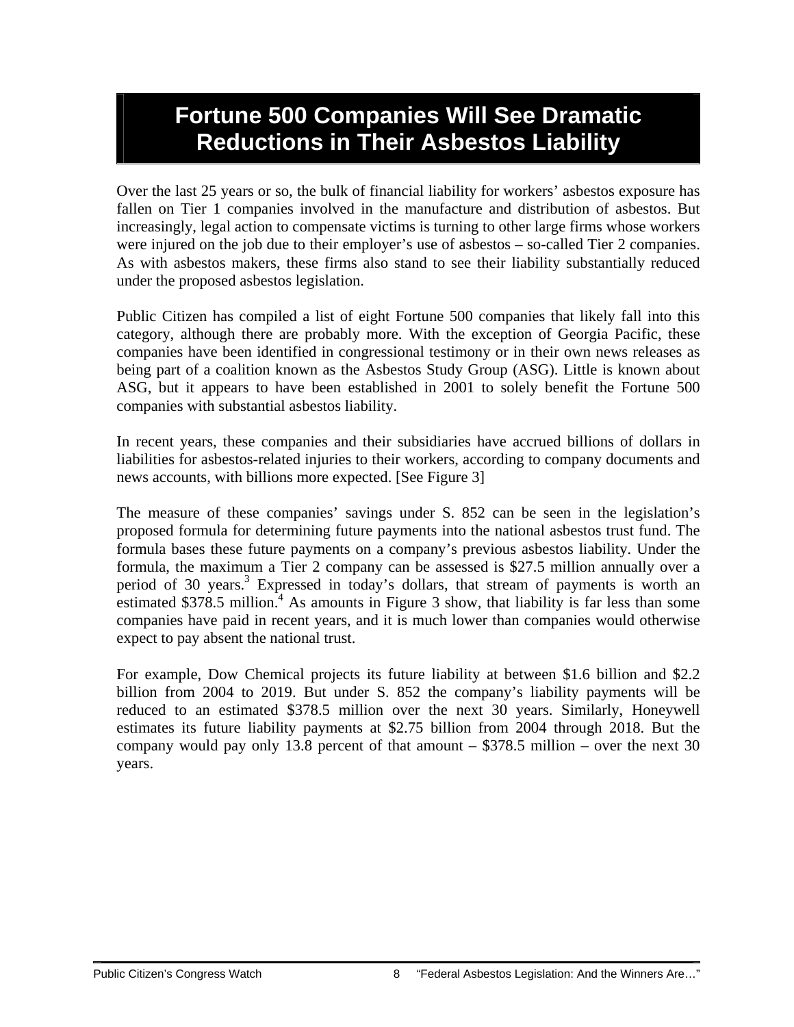# Fortune 500 Companies Will See Dramatic Reductions in Their Asbestos Liability

Over the last 25 years or so, the bulk of financial liability for workers' asbestos exposure has fallen on Tier 1 companies involved in the manufacture and distribution of asbestos. But increasingly, legal action to compensate victims is turning to other large firms whose workers were injured on the job due to their employer's use of asbestos – so-called Tier 2 companies. As with asbestos makers, these firms also stand to see their liability substantially reduced under the proposed asbestos legislation.

Public Citizen has compiled a list of eight Fortune 500 companies that likely fall into this category, although there are probably more. With the exception of Georgia Pacific, these companies have been identified in congressional testimony or in their own news releases as being part of a coalition known as the Asbestos Study Group (ASG). Little is known about ASG, but it appears to have been established in 2001 to solely benefit the Fortune 500 companies with substantial asbestos liability.

In recent years, these companies and their subsidiaries have accrued billions of dollars in liabilities for asbestos-related injuries to their workers, according to company documents and news accounts, with billions more expected. [See Figure 3]

The measure of these companies' savings under S. 852 can be seen in the legislation's proposed formula for determining future payments into the national asbestos trust fund. The formula bases these future payments on a company's previous asbestos liability. Under the formula, the maximum a Tier 2 company can be assessed is $27.5 million annually over a period of 30 years.[3] Expressed in today's dollars, that stream of payments is worth an estimated $378.5 million.[4] As amounts in Figure 3 show, that liability is far less than some companies have paid in recent years, and it is much lower than companies would otherwise expect to pay absent the national trust.

For example, Dow Chemical projects its future liability at between $1.6 billion and $2.2 billion from 2004 to 2019. But under S. 852 the company's liability payments will be reduced to an estimated $378.5 million over the next 30 years. Similarly, Honeywell estimates its future liability payments at $2.75 billion from 2004 through 2018. But the company would pay only 13.8 percent of that amount – $378.5 million – over the next 30 years.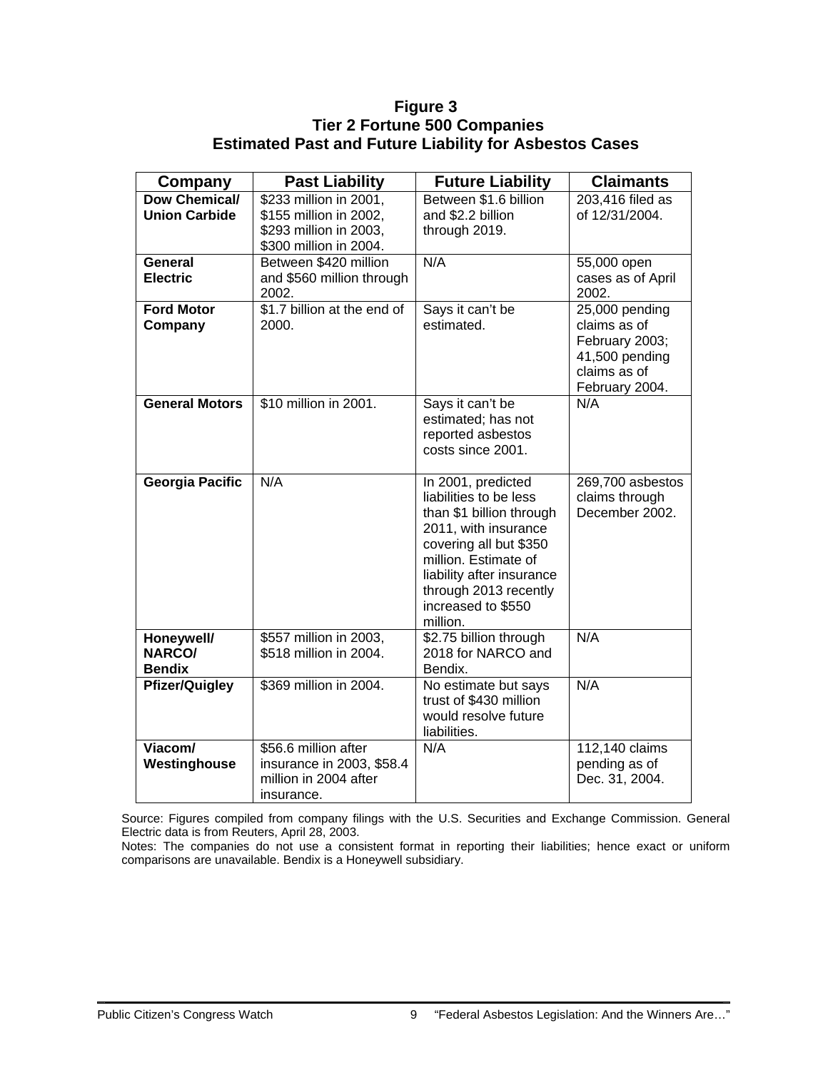**Figure 3**
**Tier 2 Fortune 500 Companies**
**Estimated Past and Future Liability for Asbestos Cases**

| Company | Past Liability | Future Liability | Claimants |
|---|---|---|---|
| **Dow Chemical/ Union Carbide** | $233 million in 2001, $155 million in 2002, $293 million in 2003, $300 million in 2004. | Between $1.6 billion and $2.2 billion through 2019. | 203,416 filed as of 12/31/2004. |
| **General Electric** | Between $420 million and $560 million through 2002. | N/A | 55,000 open cases as of April 2002. |
| **Ford Motor Company** | $1.7 billion at the end of 2000. | Says it can't be estimated. | 25,000 pending claims as of February 2003; 41,500 pending claims as of February 2004. |
| **General Motors** | $10 million in 2001. | Says it can't be estimated; has not reported asbestos costs since 2001. | N/A |
| **Georgia Pacific** | N/A | In 2001, predicted liabilities to be less than $1 billion through 2011, with insurance covering all but $350 million. Estimate of liability after insurance through 2013 recently increased to $550 million. | 269,700 asbestos claims through December 2002. |
| **Honeywell/ NARCO/ Bendix** | $557 million in 2003, $518 million in 2004. | $2.75 billion through 2018 for NARCO and Bendix. | N/A |
| **Pfizer/Quigley** | $369 million in 2004. | No estimate but says trust of $430 million would resolve future liabilities. | N/A |
| **Viacom/ Westinghouse** | $56.6 million after insurance in 2003, $58.4 million in 2004 after insurance. | N/A | 112,140 claims pending as of Dec. 31, 2004. |

Source: Figures compiled from company filings with the U.S. Securities and Exchange Commission. General Electric data is from Reuters, April 28, 2003.

Notes: The companies do not use a consistent format in reporting their liabilities; hence exact or uniform comparisons are unavailable. Bendix is a Honeywell subsidiary.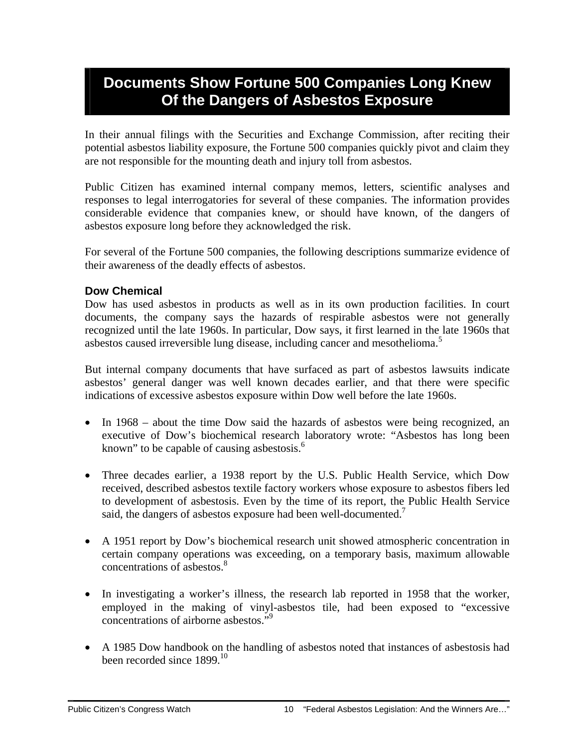# Documents Show Fortune 500 Companies Long Knew Of the Dangers of Asbestos Exposure

In their annual filings with the Securities and Exchange Commission, after reciting their potential asbestos liability exposure, the Fortune 500 companies quickly pivot and claim they are not responsible for the mounting death and injury toll from asbestos.

Public Citizen has examined internal company memos, letters, scientific analyses and responses to legal interrogatories for several of these companies. The information provides considerable evidence that companies knew, or should have known, of the dangers of asbestos exposure long before they acknowledged the risk.

For several of the Fortune 500 companies, the following descriptions summarize evidence of their awareness of the deadly effects of asbestos.

### Dow Chemical

Dow has used asbestos in products as well as in its own production facilities. In court documents, the company says the hazards of respirable asbestos were not generally recognized until the late 1960s. In particular, Dow says, it first learned in the late 1960s that asbestos caused irreversible lung disease, including cancer and mesothelioma.[5]

But internal company documents that have surfaced as part of asbestos lawsuits indicate asbestos' general danger was well known decades earlier, and that there were specific indications of excessive asbestos exposure within Dow well before the late 1960s.

- In 1968 – about the time Dow said the hazards of asbestos were being recognized, an executive of Dow's biochemical research laboratory wrote: "Asbestos has long been known" to be capable of causing asbestosis.[6]

- Three decades earlier, a 1938 report by the U.S. Public Health Service, which Dow received, described asbestos textile factory workers whose exposure to asbestos fibers led to development of asbestosis. Even by the time of its report, the Public Health Service said, the dangers of asbestos exposure had been well-documented.[7]

- A 1951 report by Dow's biochemical research unit showed atmospheric concentration in certain company operations was exceeding, on a temporary basis, maximum allowable concentrations of asbestos.[8]

- In investigating a worker's illness, the research lab reported in 1958 that the worker, employed in the making of vinyl-asbestos tile, had been exposed to "excessive concentrations of airborne asbestos."[9]

- A 1985 Dow handbook on the handling of asbestos noted that instances of asbestosis had been recorded since 1899.[10]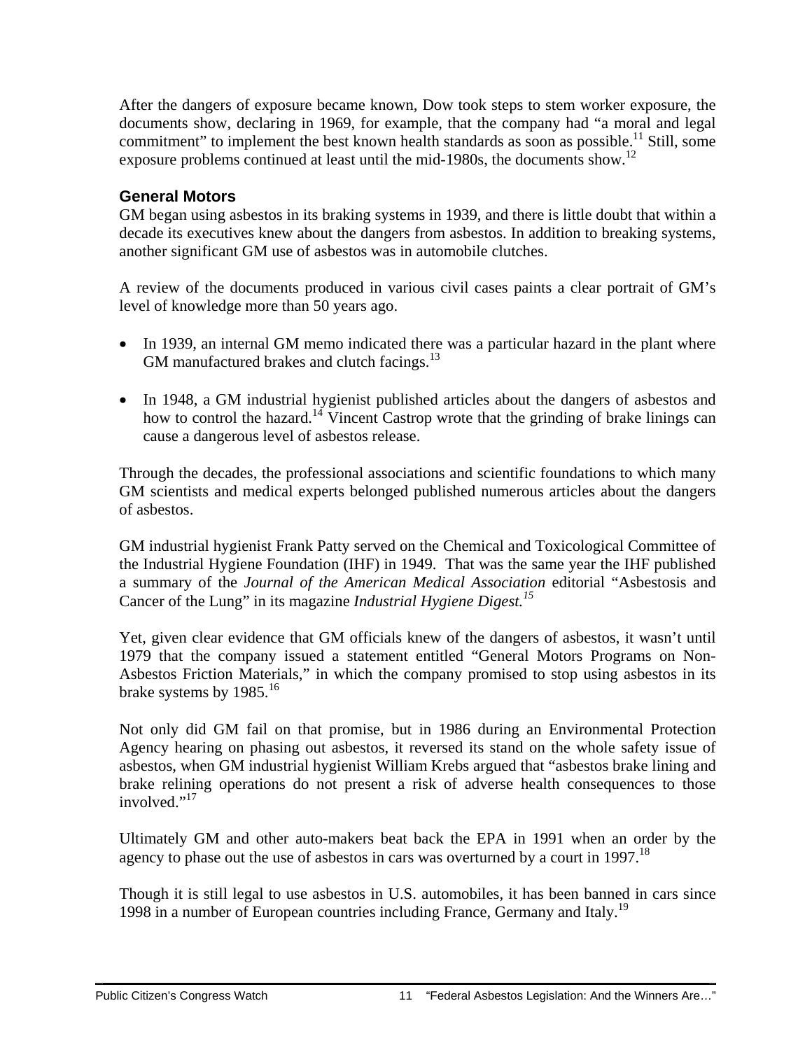After the dangers of exposure became known, Dow took steps to stem worker exposure, the documents show, declaring in 1969, for example, that the company had "a moral and legal commitment" to implement the best known health standards as soon as possible.[11] Still, some exposure problems continued at least until the mid-1980s, the documents show.[12]

### General Motors

GM began using asbestos in its braking systems in 1939, and there is little doubt that within a decade its executives knew about the dangers from asbestos. In addition to breaking systems, another significant GM use of asbestos was in automobile clutches.

A review of the documents produced in various civil cases paints a clear portrait of GM's level of knowledge more than 50 years ago.

- In 1939, an internal GM memo indicated there was a particular hazard in the plant where GM manufactured brakes and clutch facings.[13]

- In 1948, a GM industrial hygienist published articles about the dangers of asbestos and how to control the hazard.[14] Vincent Castrop wrote that the grinding of brake linings can cause a dangerous level of asbestos release.

Through the decades, the professional associations and scientific foundations to which many GM scientists and medical experts belonged published numerous articles about the dangers of asbestos.

GM industrial hygienist Frank Patty served on the Chemical and Toxicological Committee of the Industrial Hygiene Foundation (IHF) in 1949. That was the same year the IHF published a summary of the *Journal of the American Medical Association* editorial "Asbestosis and Cancer of the Lung" in its magazine *Industrial Hygiene Digest.*[15]

Yet, given clear evidence that GM officials knew of the dangers of asbestos, it wasn't until 1979 that the company issued a statement entitled "General Motors Programs on Non-Asbestos Friction Materials," in which the company promised to stop using asbestos in its brake systems by 1985.[16]

Not only did GM fail on that promise, but in 1986 during an Environmental Protection Agency hearing on phasing out asbestos, it reversed its stand on the whole safety issue of asbestos, when GM industrial hygienist William Krebs argued that "asbestos brake lining and brake relining operations do not present a risk of adverse health consequences to those involved."[17]

Ultimately GM and other auto-makers beat back the EPA in 1991 when an order by the agency to phase out the use of asbestos in cars was overturned by a court in 1997.[18]

Though it is still legal to use asbestos in U.S. automobiles, it has been banned in cars since 1998 in a number of European countries including France, Germany and Italy.[19]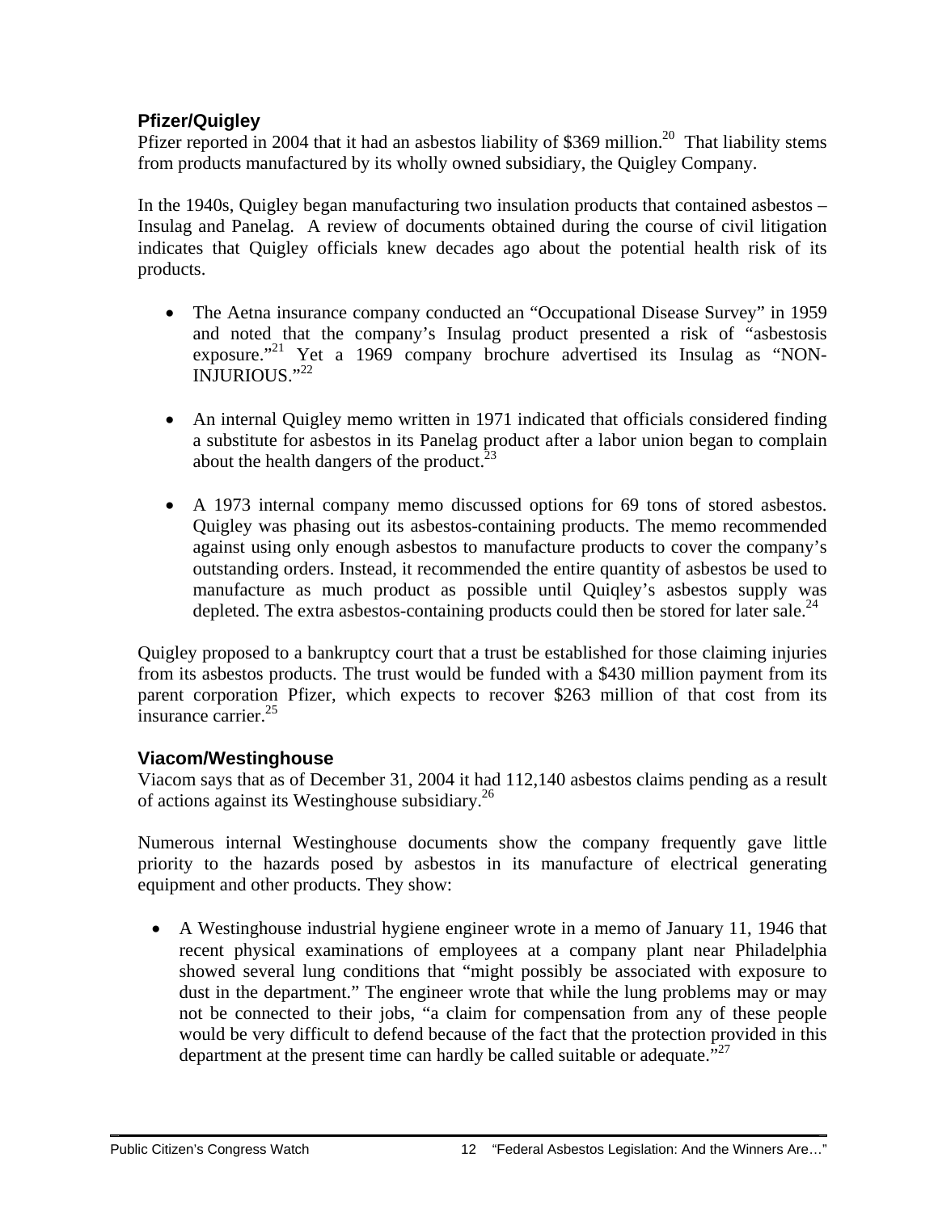### Pfizer/Quigley

Pfizer reported in 2004 that it had an asbestos liability of $369 million.[20] That liability stems from products manufactured by its wholly owned subsidiary, the Quigley Company.

In the 1940s, Quigley began manufacturing two insulation products that contained asbestos – Insulag and Panelag. A review of documents obtained during the course of civil litigation indicates that Quigley officials knew decades ago about the potential health risk of its products.

- The Aetna insurance company conducted an "Occupational Disease Survey" in 1959 and noted that the company's Insulag product presented a risk of "asbestosis exposure."[21] Yet a 1969 company brochure advertised its Insulag as "NON-INJURIOUS."[22]

- An internal Quigley memo written in 1971 indicated that officials considered finding a substitute for asbestos in its Panelag product after a labor union began to complain about the health dangers of the product.[23]

- A 1973 internal company memo discussed options for 69 tons of stored asbestos. Quigley was phasing out its asbestos-containing products. The memo recommended against using only enough asbestos to manufacture products to cover the company's outstanding orders. Instead, it recommended the entire quantity of asbestos be used to manufacture as much product as possible until Quiqley's asbestos supply was depleted. The extra asbestos-containing products could then be stored for later sale.[24]

Quigley proposed to a bankruptcy court that a trust be established for those claiming injuries from its asbestos products. The trust would be funded with a $430 million payment from its parent corporation Pfizer, which expects to recover $263 million of that cost from its insurance carrier.[25]

### Viacom/Westinghouse

Viacom says that as of December 31, 2004 it had 112,140 asbestos claims pending as a result of actions against its Westinghouse subsidiary.[26]

Numerous internal Westinghouse documents show the company frequently gave little priority to the hazards posed by asbestos in its manufacture of electrical generating equipment and other products. They show:

- A Westinghouse industrial hygiene engineer wrote in a memo of January 11, 1946 that recent physical examinations of employees at a company plant near Philadelphia showed several lung conditions that "might possibly be associated with exposure to dust in the department." The engineer wrote that while the lung problems may or may not be connected to their jobs, "a claim for compensation from any of these people would be very difficult to defend because of the fact that the protection provided in this department at the present time can hardly be called suitable or adequate."[27]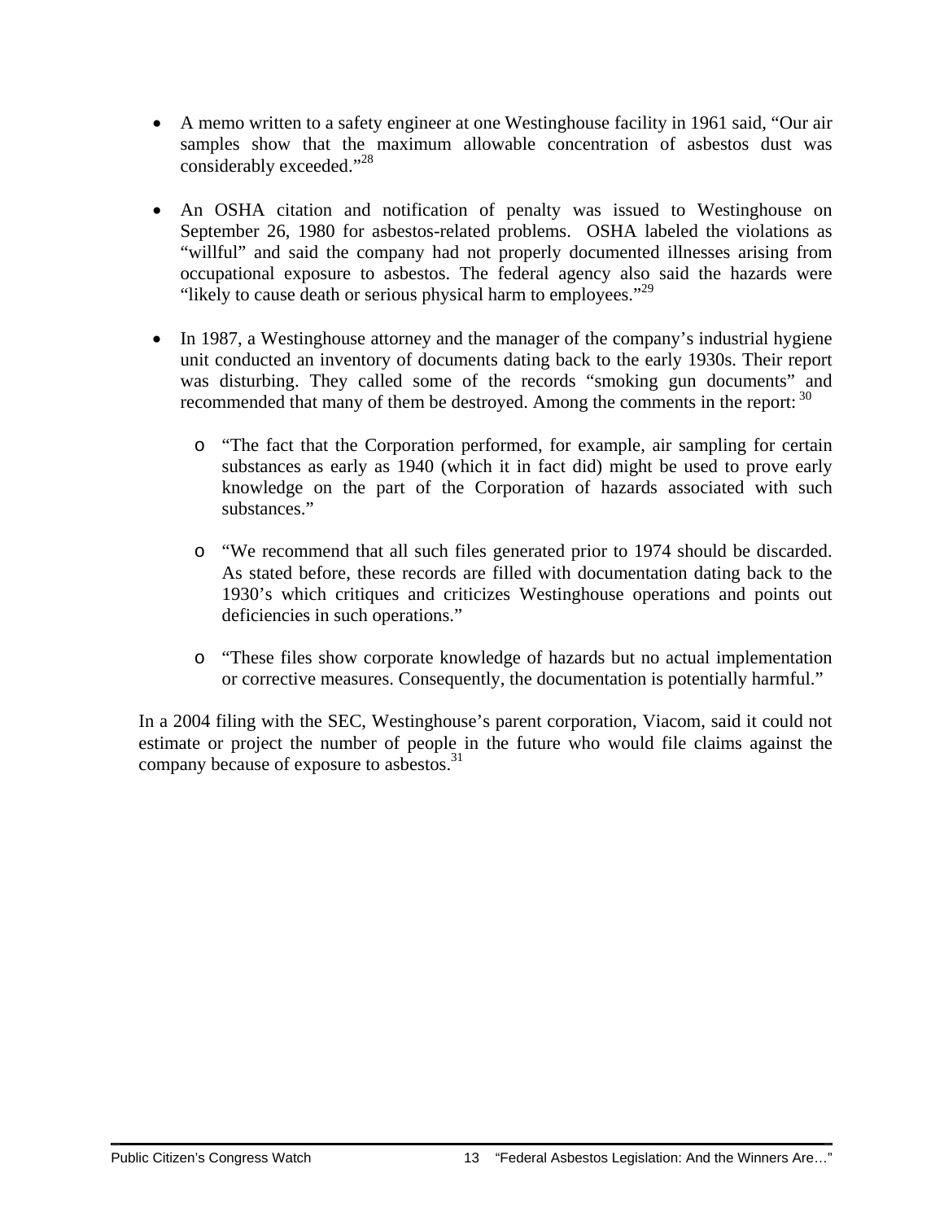- A memo written to a safety engineer at one Westinghouse facility in 1961 said, "Our air samples show that the maximum allowable concentration of asbestos dust was considerably exceeded."[28]

- An OSHA citation and notification of penalty was issued to Westinghouse on September 26, 1980 for asbestos-related problems. OSHA labeled the violations as "willful" and said the company had not properly documented illnesses arising from occupational exposure to asbestos. The federal agency also said the hazards were "likely to cause death or serious physical harm to employees."[29]

- In 1987, a Westinghouse attorney and the manager of the company's industrial hygiene unit conducted an inventory of documents dating back to the early 1930s. Their report was disturbing. They called some of the records "smoking gun documents" and recommended that many of them be destroyed. Among the comments in the report: [30]

    - "The fact that the Corporation performed, for example, air sampling for certain substances as early as 1940 (which it in fact did) might be used to prove early knowledge on the part of the Corporation of hazards associated with such substances."

    - "We recommend that all such files generated prior to 1974 should be discarded. As stated before, these records are filled with documentation dating back to the 1930's which critiques and criticizes Westinghouse operations and points out deficiencies in such operations."

    - "These files show corporate knowledge of hazards but no actual implementation or corrective measures. Consequently, the documentation is potentially harmful."

In a 2004 filing with the SEC, Westinghouse's parent corporation, Viacom, said it could not estimate or project the number of people in the future who would file claims against the company because of exposure to asbestos.[31]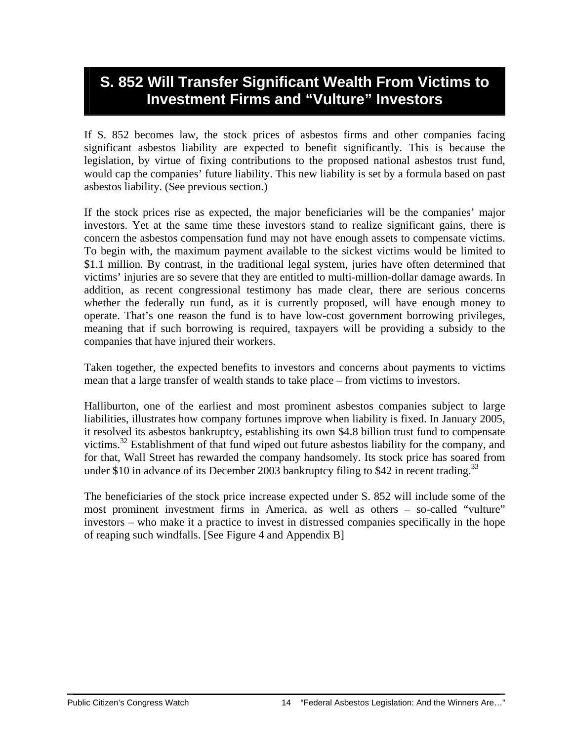# S. 852 Will Transfer Significant Wealth From Victims to Investment Firms and "Vulture" Investors

If S. 852 becomes law, the stock prices of asbestos firms and other companies facing significant asbestos liability are expected to benefit significantly. This is because the legislation, by virtue of fixing contributions to the proposed national asbestos trust fund, would cap the companies' future liability. This new liability is set by a formula based on past asbestos liability. (See previous section.)

If the stock prices rise as expected, the major beneficiaries will be the companies' major investors. Yet at the same time these investors stand to realize significant gains, there is concern the asbestos compensation fund may not have enough assets to compensate victims. To begin with, the maximum payment available to the sickest victims would be limited to $1.1 million. By contrast, in the traditional legal system, juries have often determined that victims' injuries are so severe that they are entitled to multi-million-dollar damage awards. In addition, as recent congressional testimony has made clear, there are serious concerns whether the federally run fund, as it is currently proposed, will have enough money to operate. That's one reason the fund is to have low-cost government borrowing privileges, meaning that if such borrowing is required, taxpayers will be providing a subsidy to the companies that have injured their workers.

Taken together, the expected benefits to investors and concerns about payments to victims mean that a large transfer of wealth stands to take place – from victims to investors.

Halliburton, one of the earliest and most prominent asbestos companies subject to large liabilities, illustrates how company fortunes improve when liability is fixed. In January 2005, it resolved its asbestos bankruptcy, establishing its own $4.8 billion trust fund to compensate victims.[32] Establishment of that fund wiped out future asbestos liability for the company, and for that, Wall Street has rewarded the company handsomely. Its stock price has soared from under $10 in advance of its December 2003 bankruptcy filing to $42 in recent trading.[33]

The beneficiaries of the stock price increase expected under S. 852 will include some of the most prominent investment firms in America, as well as others – so-called "vulture" investors – who make it a practice to invest in distressed companies specifically in the hope of reaping such windfalls. [See Figure 4 and Appendix B]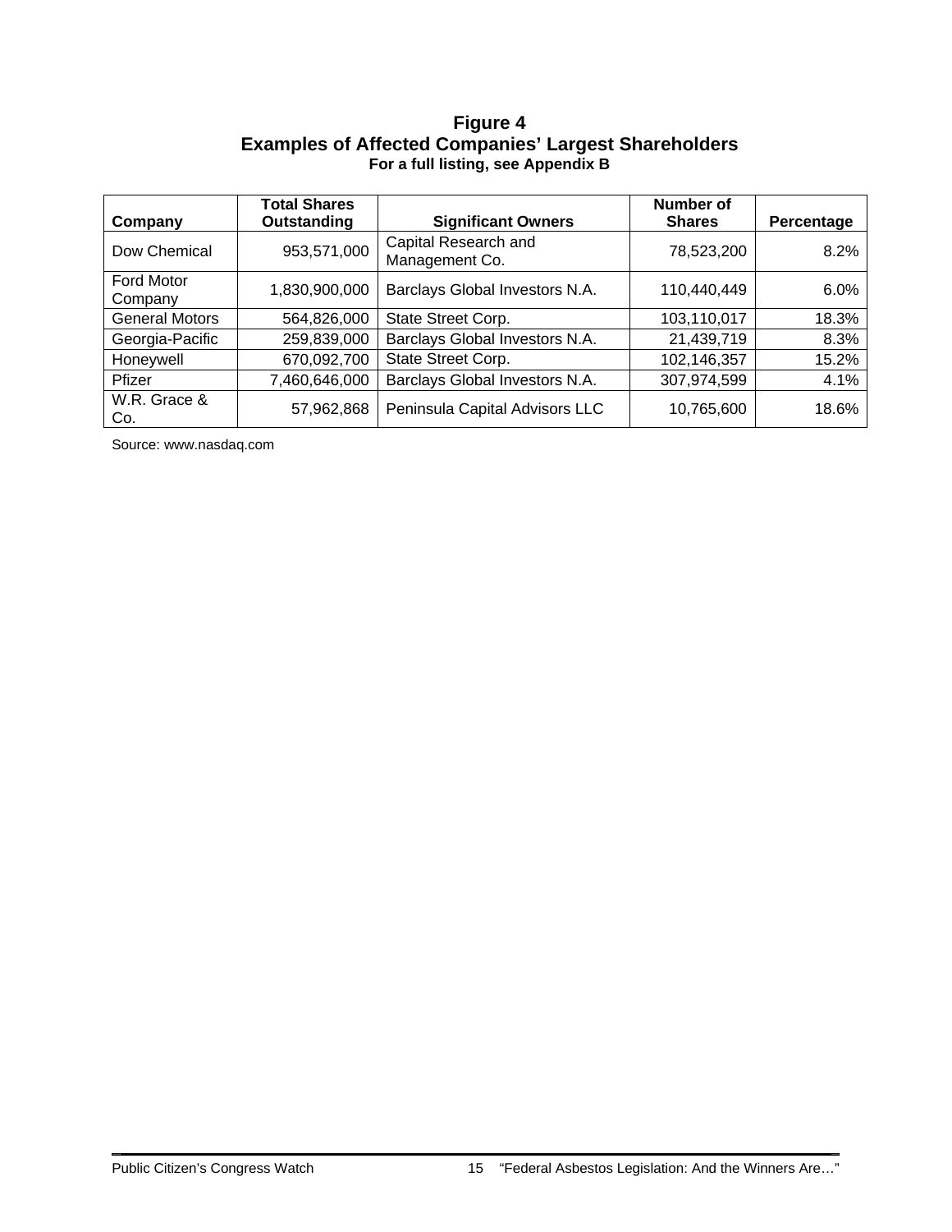**Figure 4**
**Examples of Affected Companies' Largest Shareholders**
**For a full listing, see Appendix B**

| Company | Total Shares Outstanding | Significant Owners | Number of Shares | Percentage |
|---|---|---|---|---|
| Dow Chemical | 953,571,000 | Capital Research and Management Co. | 78,523,200 | 8.2% |
| Ford Motor Company | 1,830,900,000 | Barclays Global Investors N.A. | 110,440,449 | 6.0% |
| General Motors | 564,826,000 | State Street Corp. | 103,110,017 | 18.3% |
| Georgia-Pacific | 259,839,000 | Barclays Global Investors N.A. | 21,439,719 | 8.3% |
| Honeywell | 670,092,700 | State Street Corp. | 102,146,357 | 15.2% |
| Pfizer | 7,460,646,000 | Barclays Global Investors N.A. | 307,974,599 | 4.1% |
| W.R. Grace & Co. | 57,962,868 | Peninsula Capital Advisors LLC | 10,765,600 | 18.6% |

Source: www.nasdaq.com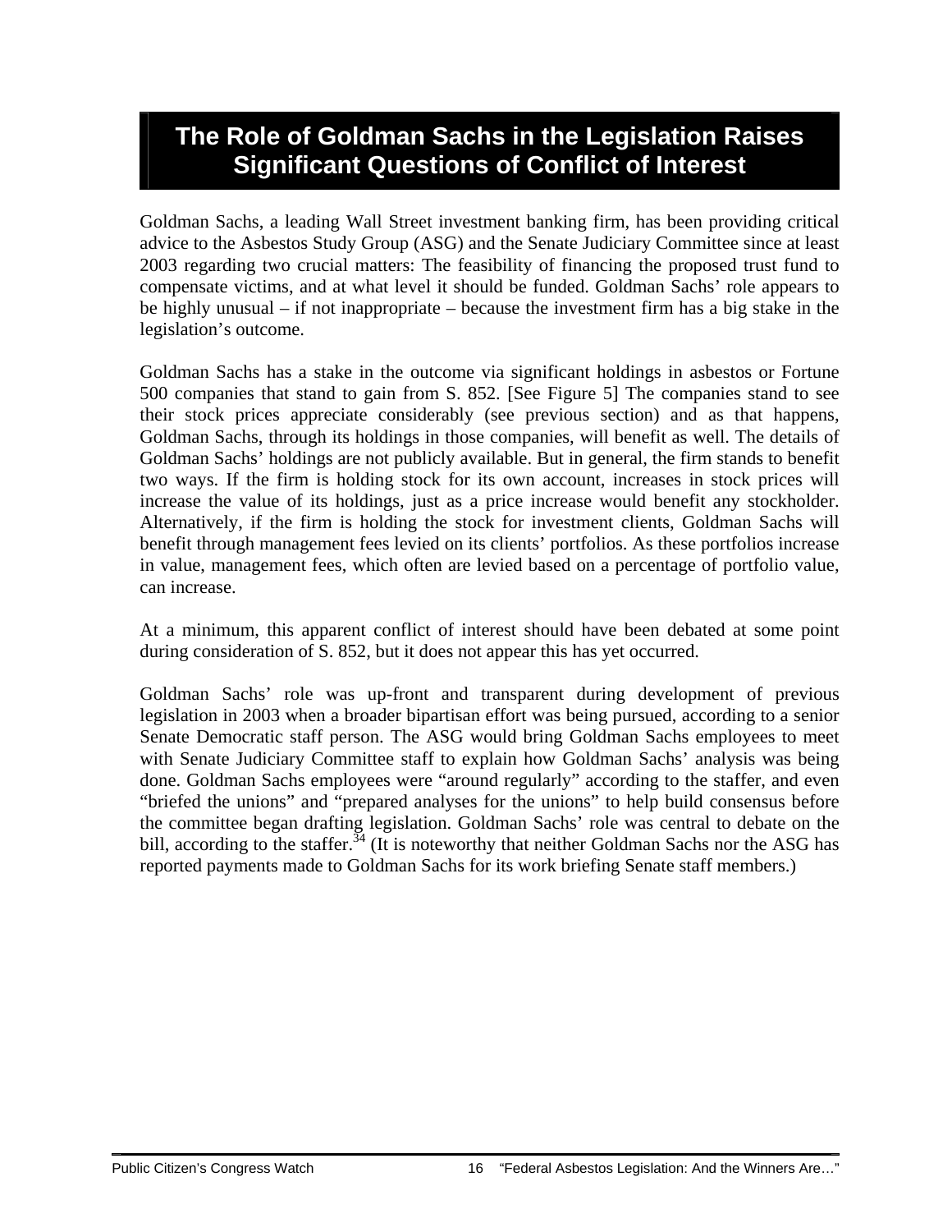# The Role of Goldman Sachs in the Legislation Raises Significant Questions of Conflict of Interest

Goldman Sachs, a leading Wall Street investment banking firm, has been providing critical advice to the Asbestos Study Group (ASG) and the Senate Judiciary Committee since at least 2003 regarding two crucial matters: The feasibility of financing the proposed trust fund to compensate victims, and at what level it should be funded. Goldman Sachs' role appears to be highly unusual – if not inappropriate – because the investment firm has a big stake in the legislation's outcome.

Goldman Sachs has a stake in the outcome via significant holdings in asbestos or Fortune 500 companies that stand to gain from S. 852. [See Figure 5] The companies stand to see their stock prices appreciate considerably (see previous section) and as that happens, Goldman Sachs, through its holdings in those companies, will benefit as well. The details of Goldman Sachs' holdings are not publicly available. But in general, the firm stands to benefit two ways. If the firm is holding stock for its own account, increases in stock prices will increase the value of its holdings, just as a price increase would benefit any stockholder. Alternatively, if the firm is holding the stock for investment clients, Goldman Sachs will benefit through management fees levied on its clients' portfolios. As these portfolios increase in value, management fees, which often are levied based on a percentage of portfolio value, can increase.

At a minimum, this apparent conflict of interest should have been debated at some point during consideration of S. 852, but it does not appear this has yet occurred.

Goldman Sachs' role was up-front and transparent during development of previous legislation in 2003 when a broader bipartisan effort was being pursued, according to a senior Senate Democratic staff person. The ASG would bring Goldman Sachs employees to meet with Senate Judiciary Committee staff to explain how Goldman Sachs' analysis was being done. Goldman Sachs employees were "around regularly" according to the staffer, and even "briefed the unions" and "prepared analyses for the unions" to help build consensus before the committee began drafting legislation. Goldman Sachs' role was central to debate on the bill, according to the staffer.[34] (It is noteworthy that neither Goldman Sachs nor the ASG has reported payments made to Goldman Sachs for its work briefing Senate staff members.)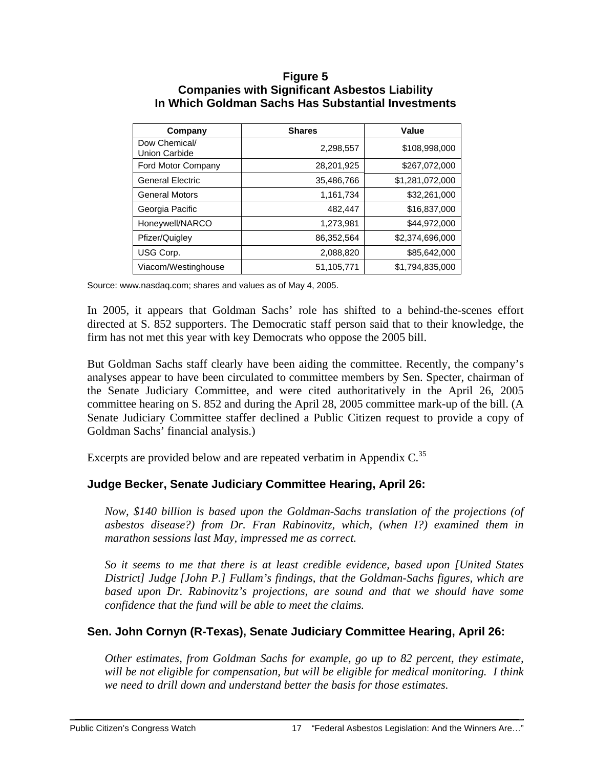**Figure 5**
**Companies with Significant Asbestos Liability In Which Goldman Sachs Has Substantial Investments**

| Company | Shares | Value |
|---|---|---|
| Dow Chemical/ Union Carbide | 2,298,557 | $108,998,000 |
| Ford Motor Company | 28,201,925 | $267,072,000 |
| General Electric | 35,486,766 | $1,281,072,000 |
| General Motors | 1,161,734 | $32,261,000 |
| Georgia Pacific | 482,447 | $16,837,000 |
| Honeywell/NARCO | 1,273,981 | $44,972,000 |
| Pfizer/Quigley | 86,352,564 | $2,374,696,000 |
| USG Corp. | 2,088,820 | $85,642,000 |
| Viacom/Westinghouse | 51,105,771 | $1,794,835,000 |

Source: www.nasdaq.com; shares and values as of May 4, 2005.

In 2005, it appears that Goldman Sachs' role has shifted to a behind-the-scenes effort directed at S. 852 supporters. The Democratic staff person said that to their knowledge, the firm has not met this year with key Democrats who oppose the 2005 bill.

But Goldman Sachs staff clearly have been aiding the committee. Recently, the company's analyses appear to have been circulated to committee members by Sen. Specter, chairman of the Senate Judiciary Committee, and were cited authoritatively in the April 26, 2005 committee hearing on S. 852 and during the April 28, 2005 committee mark-up of the bill. (A Senate Judiciary Committee staffer declined a Public Citizen request to provide a copy of Goldman Sachs' financial analysis.)

Excerpts are provided below and are repeated verbatim in Appendix C.[35]

### Judge Becker, Senate Judiciary Committee Hearing, April 26:

*Now, $140 billion is based upon the Goldman-Sachs translation of the projections (of asbestos disease?) from Dr. Fran Rabinovitz, which, (when I?) examined them in marathon sessions last May, impressed me as correct.*

*So it seems to me that there is at least credible evidence, based upon [United States District] Judge [John P.] Fullam's findings, that the Goldman-Sachs figures, which are based upon Dr. Rabinovitz's projections, are sound and that we should have some confidence that the fund will be able to meet the claims.*

### Sen. John Cornyn (R-Texas), Senate Judiciary Committee Hearing, April 26:

*Other estimates, from Goldman Sachs for example, go up to 82 percent, they estimate, will be not eligible for compensation, but will be eligible for medical monitoring. I think we need to drill down and understand better the basis for those estimates.*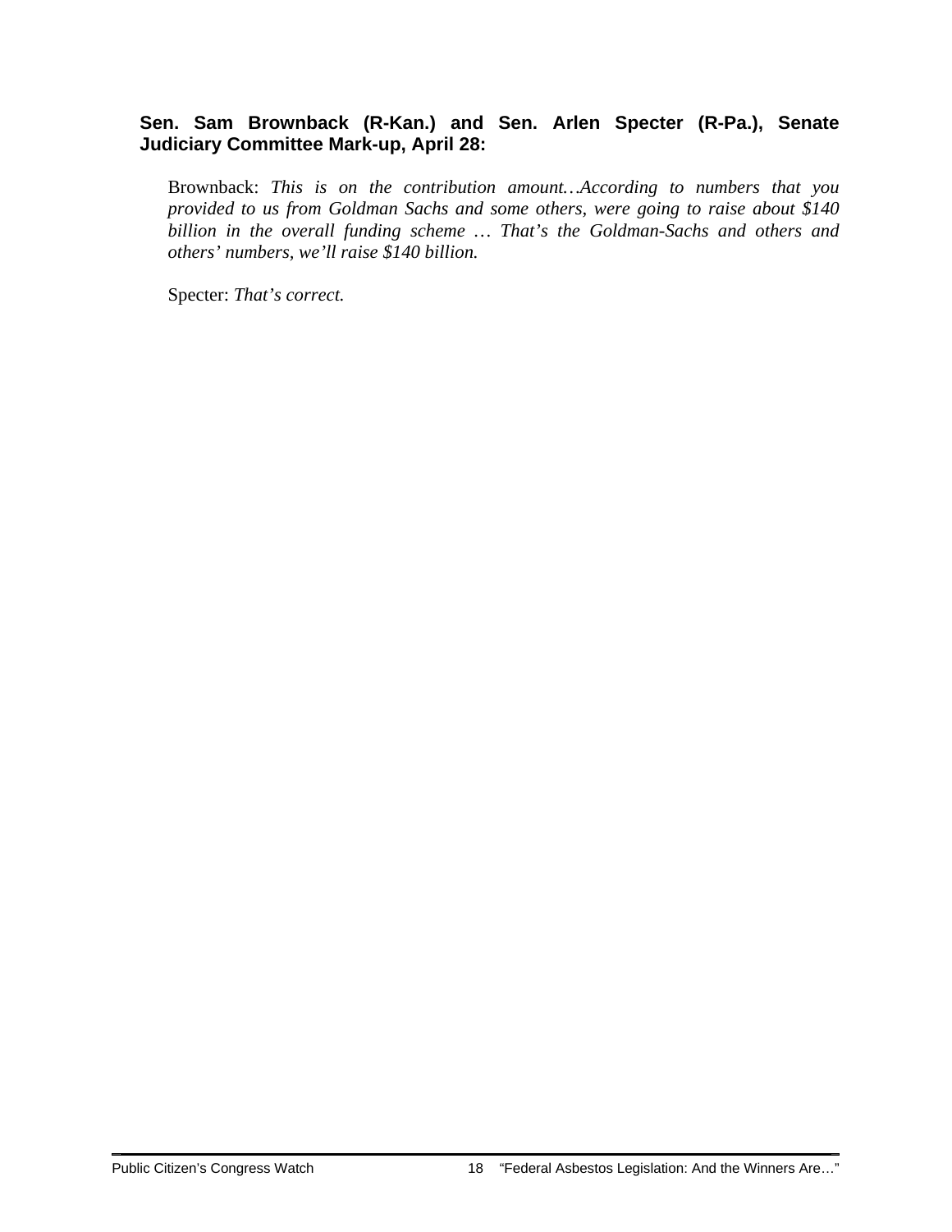**Sen. Sam Brownback (R-Kan.) and Sen. Arlen Specter (R-Pa.), Senate Judiciary Committee Mark-up, April 28:**

> Brownback: *This is on the contribution amount…According to numbers that you provided to us from Goldman Sachs and some others, were going to raise about $140 billion in the overall funding scheme … That's the Goldman-Sachs and others and others' numbers, we'll raise $140 billion.*
>
> Specter: *That's correct.*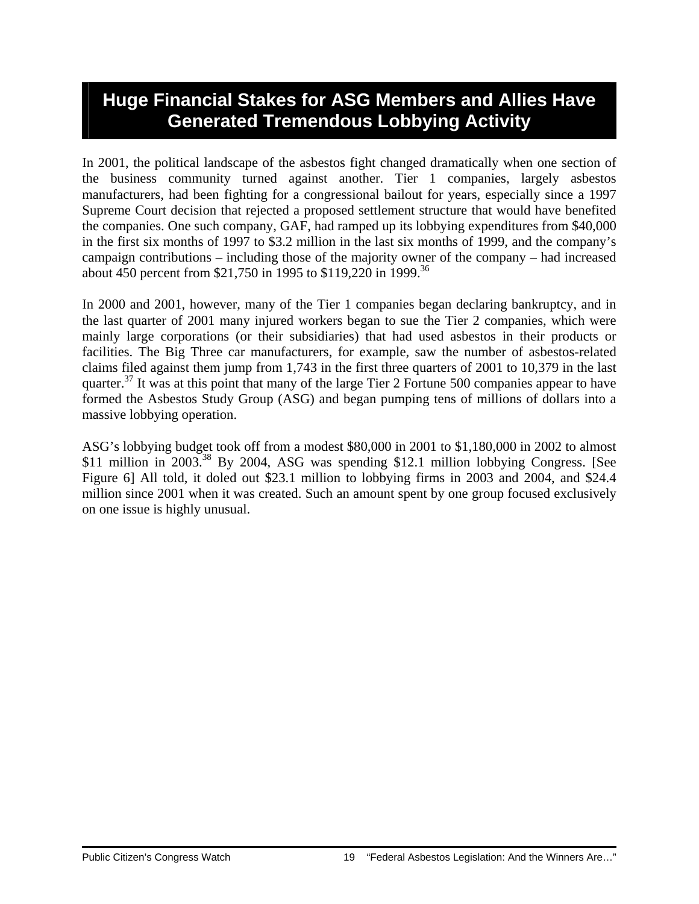## Huge Financial Stakes for ASG Members and Allies Have Generated Tremendous Lobbying Activity

In 2001, the political landscape of the asbestos fight changed dramatically when one section of the business community turned against another. Tier 1 companies, largely asbestos manufacturers, had been fighting for a congressional bailout for years, especially since a 1997 Supreme Court decision that rejected a proposed settlement structure that would have benefited the companies. One such company, GAF, had ramped up its lobbying expenditures from $40,000 in the first six months of 1997 to $3.2 million in the last six months of 1999, and the company's campaign contributions – including those of the majority owner of the company – had increased about 450 percent from $21,750 in 1995 to $119,220 in 1999.[36]

In 2000 and 2001, however, many of the Tier 1 companies began declaring bankruptcy, and in the last quarter of 2001 many injured workers began to sue the Tier 2 companies, which were mainly large corporations (or their subsidiaries) that had used asbestos in their products or facilities. The Big Three car manufacturers, for example, saw the number of asbestos-related claims filed against them jump from 1,743 in the first three quarters of 2001 to 10,379 in the last quarter.[37] It was at this point that many of the large Tier 2 Fortune 500 companies appear to have formed the Asbestos Study Group (ASG) and began pumping tens of millions of dollars into a massive lobbying operation.

ASG's lobbying budget took off from a modest $80,000 in 2001 to $1,180,000 in 2002 to almost $11 million in 2003.[38] By 2004, ASG was spending $12.1 million lobbying Congress. [See Figure 6] All told, it doled out $23.1 million to lobbying firms in 2003 and 2004, and $24.4 million since 2001 when it was created. Such an amount spent by one group focused exclusively on one issue is highly unusual.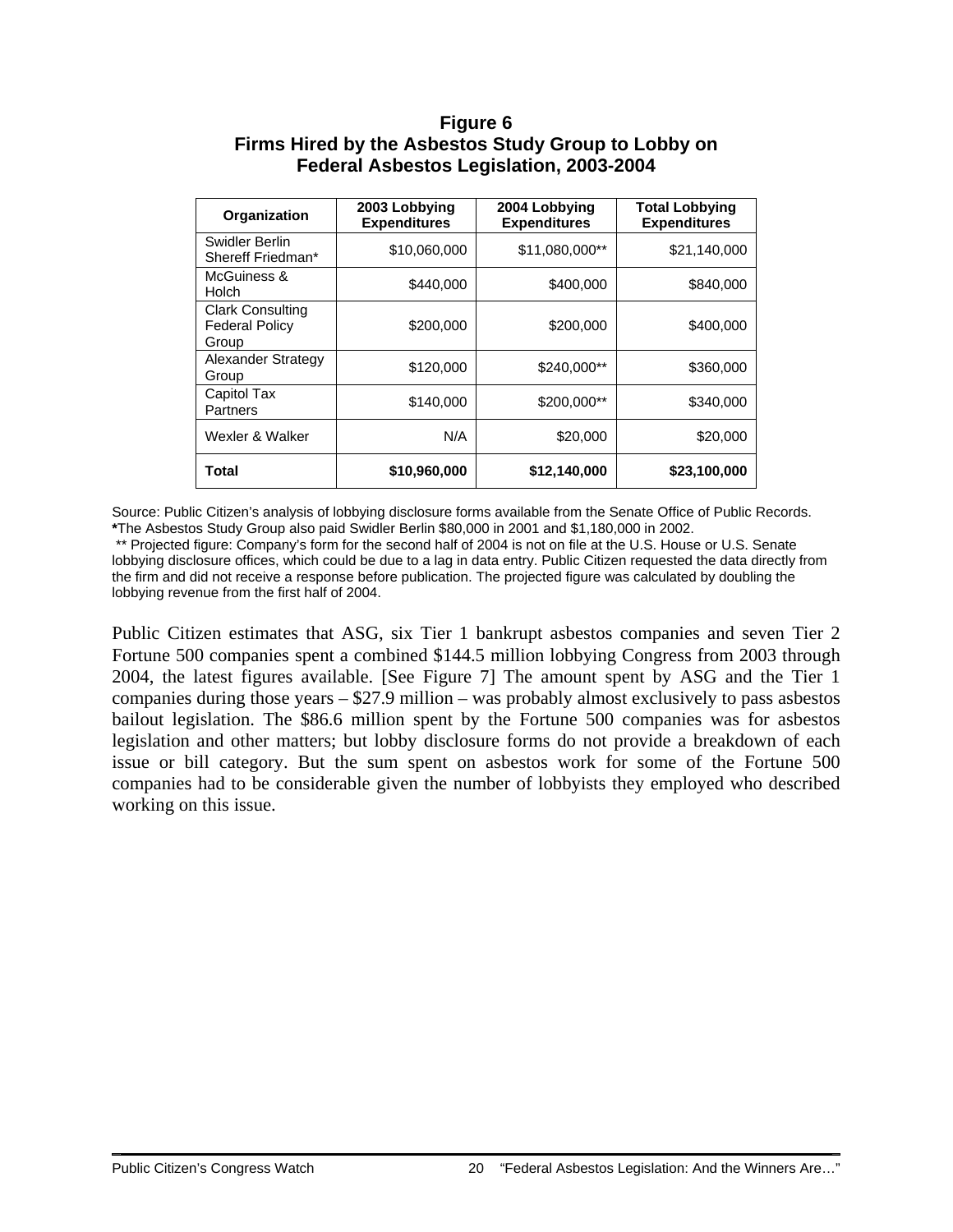**Figure 6**
**Firms Hired by the Asbestos Study Group to Lobby on Federal Asbestos Legislation, 2003-2004**

| Organization | 2003 Lobbying Expenditures | 2004 Lobbying Expenditures | Total Lobbying Expenditures |
|---|---|---|---|
| Swidler Berlin Shereff Friedman* | $10,060,000 | $11,080,000** | $21,140,000 |
| McGuiness & Holch | $440,000 | $400,000 | $840,000 |
| Clark Consulting Federal Policy Group | $200,000 | $200,000 | $400,000 |
| Alexander Strategy Group | $120,000 | $240,000** | $360,000 |
| Capitol Tax Partners | $140,000 | $200,000** | $340,000 |
| Wexler & Walker | N/A | $20,000 | $20,000 |
| **Total** | **$10,960,000** | **$12,140,000** | **$23,100,000** |

Source: Public Citizen's analysis of lobbying disclosure forms available from the Senate Office of Public Records.
***The Asbestos Study Group also paid Swidler Berlin $80,000 in 2001 and $1,180,000 in 2002.
** Projected figure: Company's form for the second half of 2004 is not on file at the U.S. House or U.S. Senate lobbying disclosure offices, which could be due to a lag in data entry. Public Citizen requested the data directly from the firm and did not receive a response before publication. The projected figure was calculated by doubling the lobbying revenue from the first half of 2004.

Public Citizen estimates that ASG, six Tier 1 bankrupt asbestos companies and seven Tier 2 Fortune 500 companies spent a combined $144.5 million lobbying Congress from 2003 through 2004, the latest figures available. [See Figure 7] The amount spent by ASG and the Tier 1 companies during those years – $27.9 million – was probably almost exclusively to pass asbestos bailout legislation. The $86.6 million spent by the Fortune 500 companies was for asbestos legislation and other matters; but lobby disclosure forms do not provide a breakdown of each issue or bill category. But the sum spent on asbestos work for some of the Fortune 500 companies had to be considerable given the number of lobbyists they employed who described working on this issue.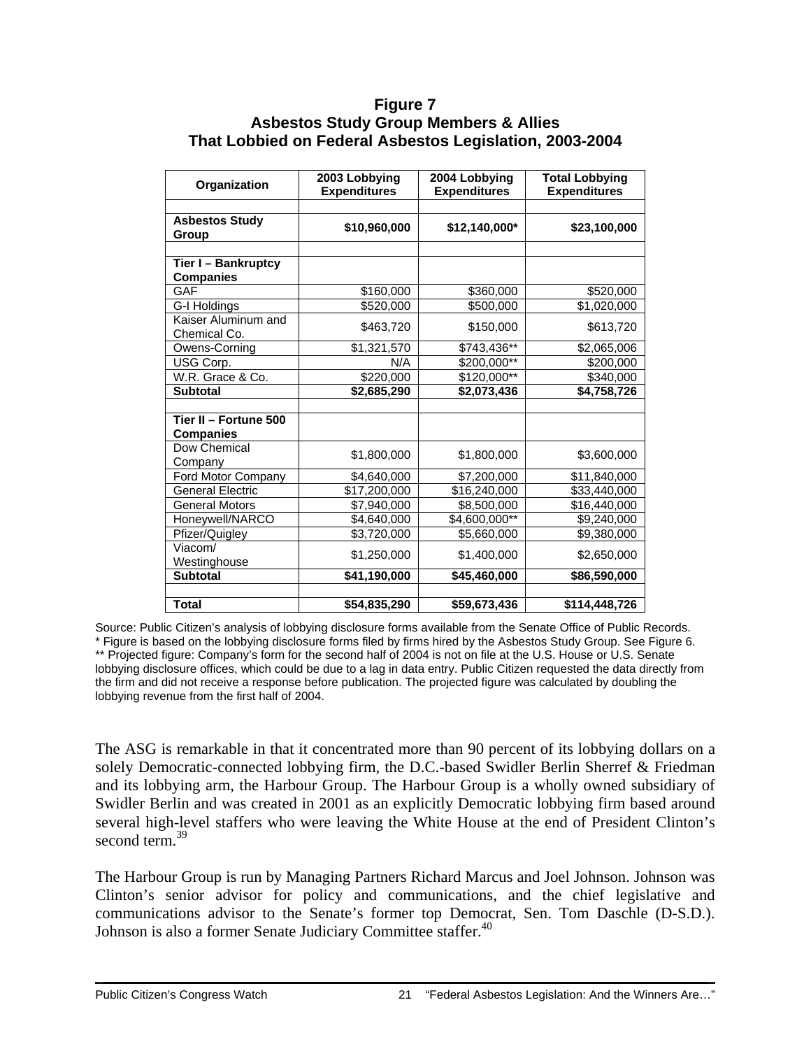**Figure 7**
**Asbestos Study Group Members & Allies**
**That Lobbied on Federal Asbestos Legislation, 2003-2004**

| Organization | 2003 Lobbying Expenditures | 2004 Lobbying Expenditures | Total Lobbying Expenditures |
|---|---|---|---|
| | | | |
| **Asbestos Study Group** | **$10,960,000** | **$12,140,000*** | **$23,100,000** |
| | | | |
| **Tier I – Bankruptcy Companies** | | | |
| GAF | $160,000 | $360,000 | $520,000 |
| G-I Holdings | $520,000 | $500,000 | $1,020,000 |
| Kaiser Aluminum and Chemical Co. | $463,720 | $150,000 | $613,720 |
| Owens-Corning | $1,321,570 | $743,436** | $2,065,006 |
| USG Corp. | N/A | $200,000** | $200,000 |
| W.R. Grace & Co. | $220,000 | $120,000** | $340,000 |
| **Subtotal** | **$2,685,290** | **$2,073,436** | **$4,758,726** |
| | | | |
| **Tier II – Fortune 500 Companies** | | | |
| Dow Chemical Company | $1,800,000 | $1,800,000 | $3,600,000 |
| Ford Motor Company | $4,640,000 | $7,200,000 | $11,840,000 |
| General Electric | $17,200,000 | $16,240,000 | $33,440,000 |
| General Motors | $7,940,000 | $8,500,000 | $16,440,000 |
| Honeywell/NARCO | $4,640,000 | $4,600,000** | $9,240,000 |
| Pfizer/Quigley | $3,720,000 | $5,660,000 | $9,380,000 |
| Viacom/ Westinghouse | $1,250,000 | $1,400,000 | $2,650,000 |
| **Subtotal** | **$41,190,000** | **$45,460,000** | **$86,590,000** |
| | | | |
| **Total** | **$54,835,290** | **$59,673,436** | **$114,448,726** |

Source: Public Citizen's analysis of lobbying disclosure forms available from the Senate Office of Public Records.
* Figure is based on the lobbying disclosure forms filed by firms hired by the Asbestos Study Group. See Figure 6.
** Projected figure: Company's form for the second half of 2004 is not on file at the U.S. House or U.S. Senate lobbying disclosure offices, which could be due to a lag in data entry. Public Citizen requested the data directly from the firm and did not receive a response before publication. The projected figure was calculated by doubling the lobbying revenue from the first half of 2004.

The ASG is remarkable in that it concentrated more than 90 percent of its lobbying dollars on a solely Democratic-connected lobbying firm, the D.C.-based Swidler Berlin Sherref & Friedman and its lobbying arm, the Harbour Group. The Harbour Group is a wholly owned subsidiary of Swidler Berlin and was created in 2001 as an explicitly Democratic lobbying firm based around several high-level staffers who were leaving the White House at the end of President Clinton's second term.[39]

The Harbour Group is run by Managing Partners Richard Marcus and Joel Johnson. Johnson was Clinton's senior advisor for policy and communications, and the chief legislative and communications advisor to the Senate's former top Democrat, Sen. Tom Daschle (D-S.D.). Johnson is also a former Senate Judiciary Committee staffer.[40]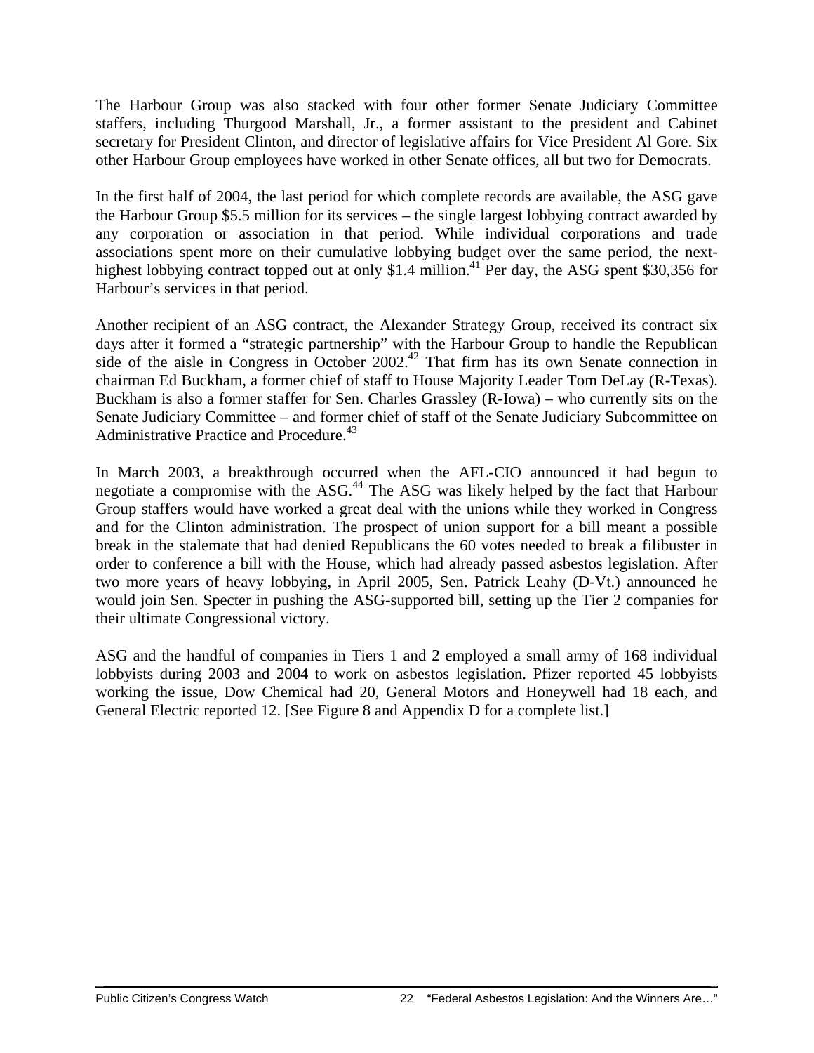The Harbour Group was also stacked with four other former Senate Judiciary Committee staffers, including Thurgood Marshall, Jr., a former assistant to the president and Cabinet secretary for President Clinton, and director of legislative affairs for Vice President Al Gore. Six other Harbour Group employees have worked in other Senate offices, all but two for Democrats.

In the first half of 2004, the last period for which complete records are available, the ASG gave the Harbour Group $5.5 million for its services – the single largest lobbying contract awarded by any corporation or association in that period. While individual corporations and trade associations spent more on their cumulative lobbying budget over the same period, the next-highest lobbying contract topped out at only $1.4 million.[41] Per day, the ASG spent $30,356 for Harbour's services in that period.

Another recipient of an ASG contract, the Alexander Strategy Group, received its contract six days after it formed a "strategic partnership" with the Harbour Group to handle the Republican side of the aisle in Congress in October 2002.[42] That firm has its own Senate connection in chairman Ed Buckham, a former chief of staff to House Majority Leader Tom DeLay (R-Texas). Buckham is also a former staffer for Sen. Charles Grassley (R-Iowa) – who currently sits on the Senate Judiciary Committee – and former chief of staff of the Senate Judiciary Subcommittee on Administrative Practice and Procedure.[43]

In March 2003, a breakthrough occurred when the AFL-CIO announced it had begun to negotiate a compromise with the ASG.[44] The ASG was likely helped by the fact that Harbour Group staffers would have worked a great deal with the unions while they worked in Congress and for the Clinton administration. The prospect of union support for a bill meant a possible break in the stalemate that had denied Republicans the 60 votes needed to break a filibuster in order to conference a bill with the House, which had already passed asbestos legislation. After two more years of heavy lobbying, in April 2005, Sen. Patrick Leahy (D-Vt.) announced he would join Sen. Specter in pushing the ASG-supported bill, setting up the Tier 2 companies for their ultimate Congressional victory.

ASG and the handful of companies in Tiers 1 and 2 employed a small army of 168 individual lobbyists during 2003 and 2004 to work on asbestos legislation. Pfizer reported 45 lobbyists working the issue, Dow Chemical had 20, General Motors and Honeywell had 18 each, and General Electric reported 12. [See Figure 8 and Appendix D for a complete list.]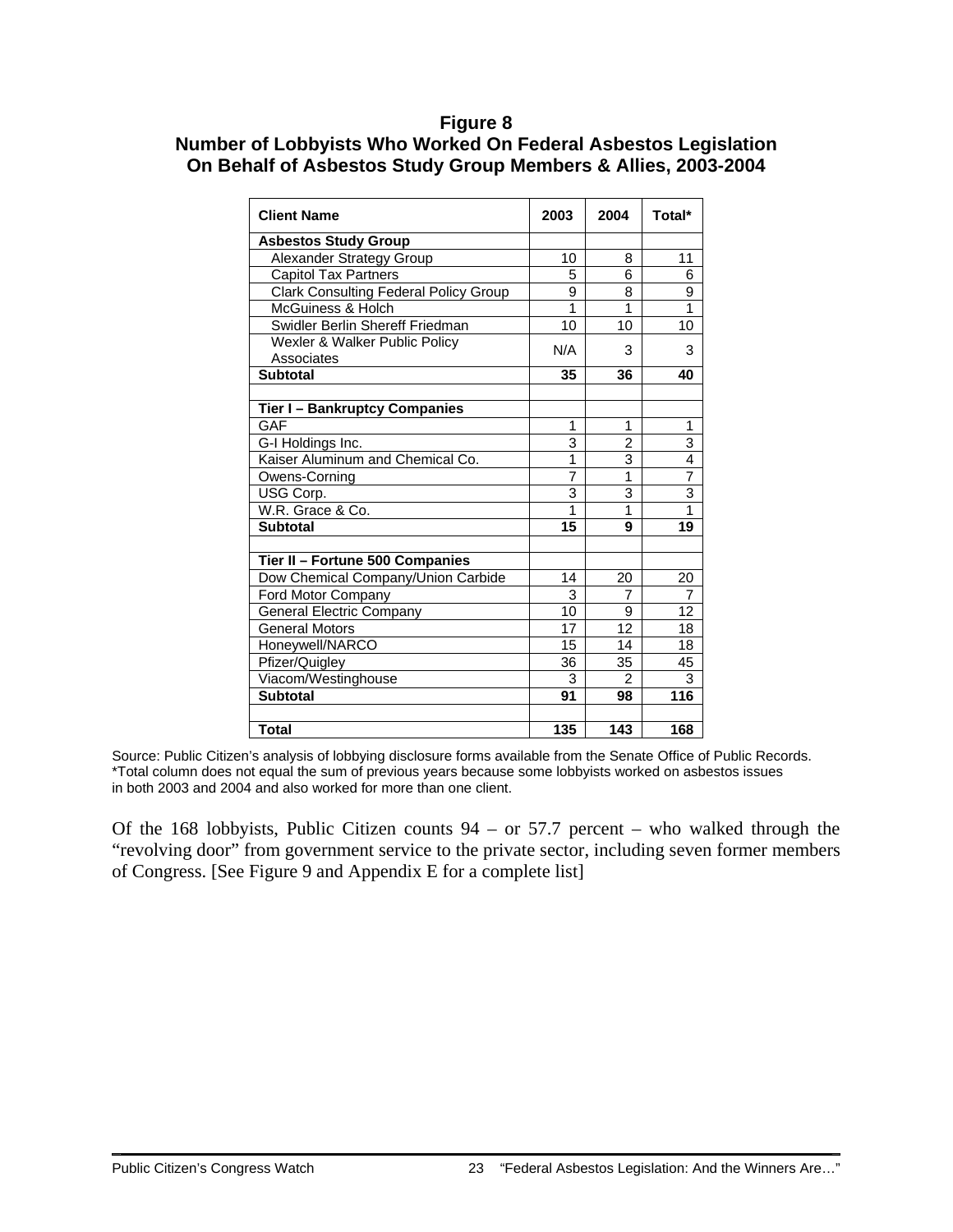**Figure 8**
**Number of Lobbyists Who Worked On Federal Asbestos Legislation On Behalf of Asbestos Study Group Members & Allies, 2003-2004**

| Client Name | 2003 | 2004 | Total* |
|---|---|---|---|
| **Asbestos Study Group** | | | |
| Alexander Strategy Group | 10 | 8 | 11 |
| Capitol Tax Partners | 5 | 6 | 6 |
| Clark Consulting Federal Policy Group | 9 | 8 | 9 |
| McGuiness & Holch | 1 | 1 | 1 |
| Swidler Berlin Shereff Friedman | 10 | 10 | 10 |
| Wexler & Walker Public Policy Associates | N/A | 3 | 3 |
| **Subtotal** | **35** | **36** | **40** |
| | | | |
| **Tier I – Bankruptcy Companies** | | | |
| GAF | 1 | 1 | 1 |
| G-I Holdings Inc. | 3 | 2 | 3 |
| Kaiser Aluminum and Chemical Co. | 1 | 3 | 4 |
| Owens-Corning | 7 | 1 | 7 |
| USG Corp. | 3 | 3 | 3 |
| W.R. Grace & Co. | 1 | 1 | 1 |
| **Subtotal** | **15** | **9** | **19** |
| | | | |
| **Tier II – Fortune 500 Companies** | | | |
| Dow Chemical Company/Union Carbide | 14 | 20 | 20 |
| Ford Motor Company | 3 | 7 | 7 |
| General Electric Company | 10 | 9 | 12 |
| General Motors | 17 | 12 | 18 |
| Honeywell/NARCO | 15 | 14 | 18 |
| Pfizer/Quigley | 36 | 35 | 45 |
| Viacom/Westinghouse | 3 | 2 | 3 |
| **Subtotal** | **91** | **98** | **116** |
| | | | |
| **Total** | **135** | **143** | **168** |

Source: Public Citizen's analysis of lobbying disclosure forms available from the Senate Office of Public Records.
*Total column does not equal the sum of previous years because some lobbyists worked on asbestos issues in both 2003 and 2004 and also worked for more than one client.

Of the 168 lobbyists, Public Citizen counts 94 – or 57.7 percent – who walked through the "revolving door" from government service to the private sector, including seven former members of Congress. [See Figure 9 and Appendix E for a complete list]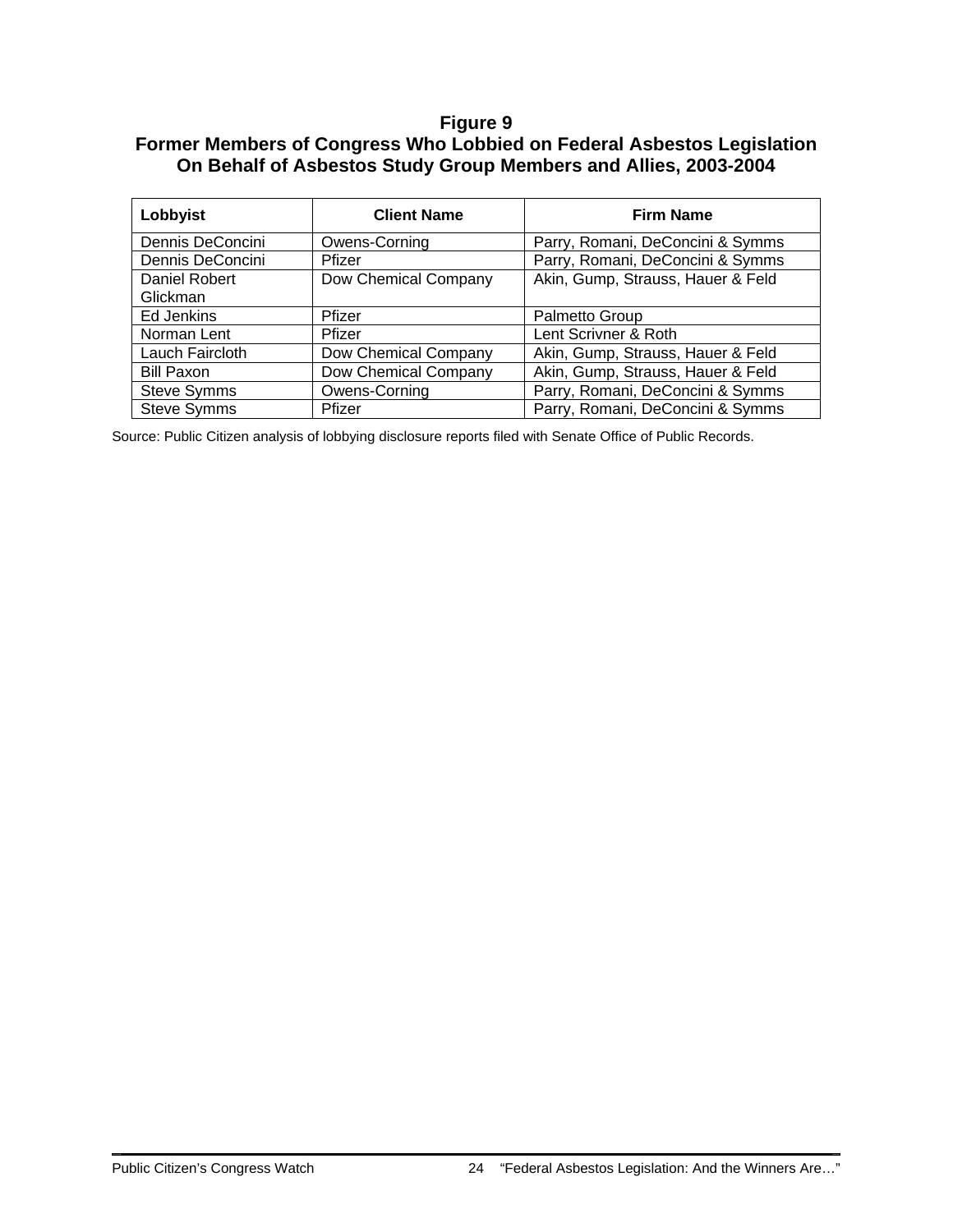**Figure 9**
**Former Members of Congress Who Lobbied on Federal Asbestos Legislation On Behalf of Asbestos Study Group Members and Allies, 2003-2004**

| Lobbyist | Client Name | Firm Name |
|---|---|---|
| Dennis DeConcini | Owens-Corning | Parry, Romani, DeConcini & Symms |
| Dennis DeConcini | Pfizer | Parry, Romani, DeConcini & Symms |
| Daniel Robert Glickman | Dow Chemical Company | Akin, Gump, Strauss, Hauer & Feld |
| Ed Jenkins | Pfizer | Palmetto Group |
| Norman Lent | Pfizer | Lent Scrivner & Roth |
| Lauch Faircloth | Dow Chemical Company | Akin, Gump, Strauss, Hauer & Feld |
| Bill Paxon | Dow Chemical Company | Akin, Gump, Strauss, Hauer & Feld |
| Steve Symms | Owens-Corning | Parry, Romani, DeConcini & Symms |
| Steve Symms | Pfizer | Parry, Romani, DeConcini & Symms |

Source: Public Citizen analysis of lobbying disclosure reports filed with Senate Office of Public Records.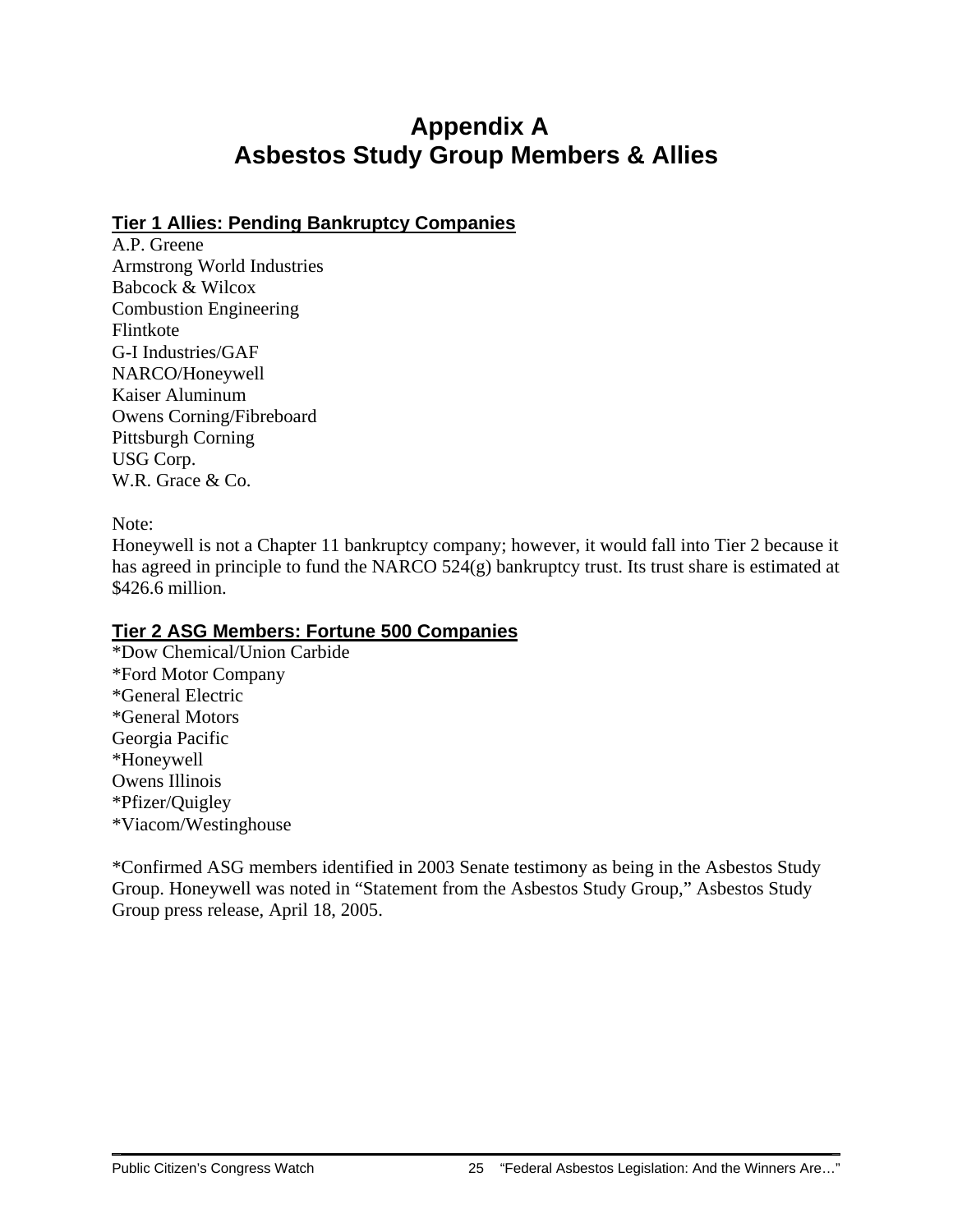# Appendix A
# Asbestos Study Group Members & Allies

**Tier 1 Allies: Pending Bankruptcy Companies**

A.P. Greene
Armstrong World Industries
Babcock & Wilcox
Combustion Engineering
Flintkote
G-I Industries/GAF
NARCO/Honeywell
Kaiser Aluminum
Owens Corning/Fibreboard
Pittsburgh Corning
USG Corp.
W.R. Grace & Co.

Note:
Honeywell is not a Chapter 11 bankruptcy company; however, it would fall into Tier 2 because it has agreed in principle to fund the NARCO 524(g) bankruptcy trust. Its trust share is estimated at $426.6 million.

**Tier 2 ASG Members: Fortune 500 Companies**

*Dow Chemical/Union Carbide
*Ford Motor Company
*General Electric
*General Motors
Georgia Pacific
*Honeywell
Owens Illinois
*Pfizer/Quigley
*Viacom/Westinghouse

*Confirmed ASG members identified in 2003 Senate testimony as being in the Asbestos Study Group. Honeywell was noted in "Statement from the Asbestos Study Group," Asbestos Study Group press release, April 18, 2005.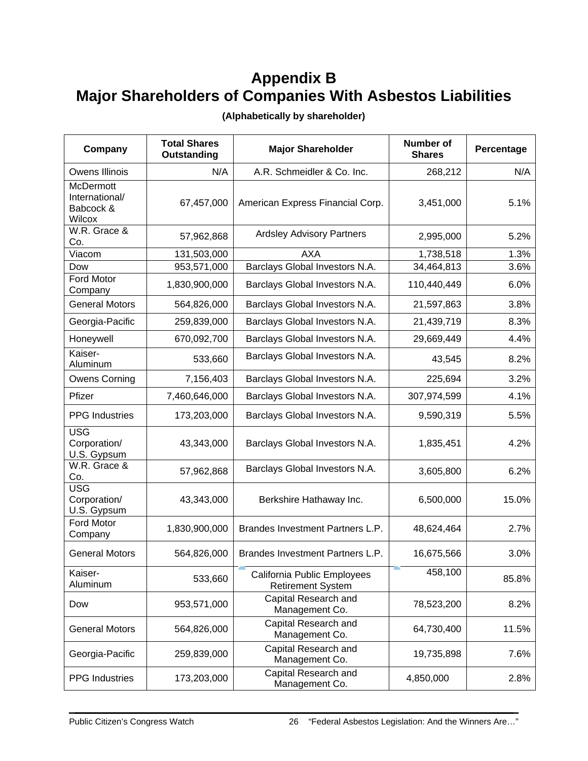# Appendix B
# Major Shareholders of Companies With Asbestos Liabilities

**(Alphabetically by shareholder)**

| Company | Total Shares Outstanding | Major Shareholder | Number of Shares | Percentage |
|---|---|---|---|---|
| Owens Illinois | N/A | A.R. Schmeidler & Co. Inc. | 268,212 | N/A |
| McDermott International/ Babcock & Wilcox | 67,457,000 | American Express Financial Corp. | 3,451,000 | 5.1% |
| W.R. Grace & Co. | 57,962,868 | Ardsley Advisory Partners | 2,995,000 | 5.2% |
| Viacom | 131,503,000 | AXA | 1,738,518 | 1.3% |
| Dow | 953,571,000 | Barclays Global Investors N.A. | 34,464,813 | 3.6% |
| Ford Motor Company | 1,830,900,000 | Barclays Global Investors N.A. | 110,440,449 | 6.0% |
| General Motors | 564,826,000 | Barclays Global Investors N.A. | 21,597,863 | 3.8% |
| Georgia-Pacific | 259,839,000 | Barclays Global Investors N.A. | 21,439,719 | 8.3% |
| Honeywell | 670,092,700 | Barclays Global Investors N.A. | 29,669,449 | 4.4% |
| Kaiser-Aluminum | 533,660 | Barclays Global Investors N.A. | 43,545 | 8.2% |
| Owens Corning | 7,156,403 | Barclays Global Investors N.A. | 225,694 | 3.2% |
| Pfizer | 7,460,646,000 | Barclays Global Investors N.A. | 307,974,599 | 4.1% |
| PPG Industries | 173,203,000 | Barclays Global Investors N.A. | 9,590,319 | 5.5% |
| USG Corporation/ U.S. Gypsum | 43,343,000 | Barclays Global Investors N.A. | 1,835,451 | 4.2% |
| W.R. Grace & Co. | 57,962,868 | Barclays Global Investors N.A. | 3,605,800 | 6.2% |
| USG Corporation/ U.S. Gypsum | 43,343,000 | Berkshire Hathaway Inc. | 6,500,000 | 15.0% |
| Ford Motor Company | 1,830,900,000 | Brandes Investment Partners L.P. | 48,624,464 | 2.7% |
| General Motors | 564,826,000 | Brandes Investment Partners L.P. | 16,675,566 | 3.0% |
| Kaiser-Aluminum | 533,660 | California Public Employees Retirement System | 458,100 | 85.8% |
| Dow | 953,571,000 | Capital Research and Management Co. | 78,523,200 | 8.2% |
| General Motors | 564,826,000 | Capital Research and Management Co. | 64,730,400 | 11.5% |
| Georgia-Pacific | 259,839,000 | Capital Research and Management Co. | 19,735,898 | 7.6% |
| PPG Industries | 173,203,000 | Capital Research and Management Co. | 4,850,000 | 2.8% |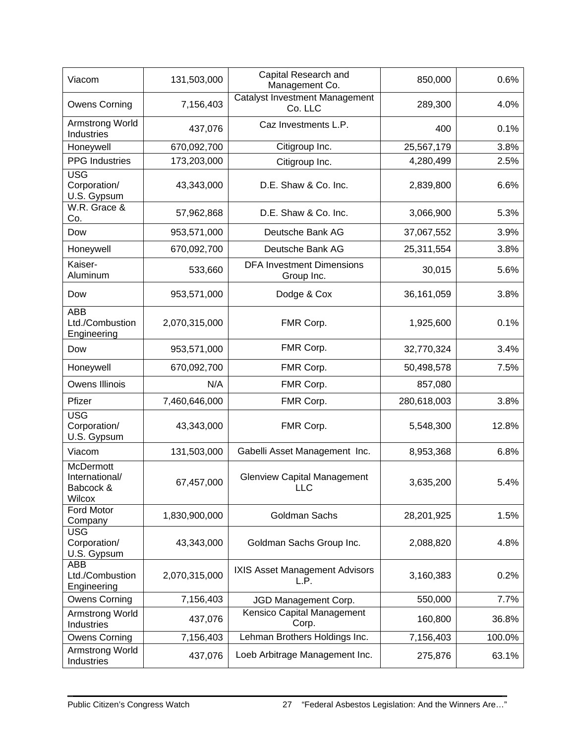| | | | | |
|---|---|---|---|---|
| Viacom | 131,503,000 | Capital Research and Management Co. | 850,000 | 0.6% |
| Owens Corning | 7,156,403 | Catalyst Investment Management Co. LLC | 289,300 | 4.0% |
| Armstrong World Industries | 437,076 | Caz Investments L.P. | 400 | 0.1% |
| Honeywell | 670,092,700 | Citigroup Inc. | 25,567,179 | 3.8% |
| PPG Industries | 173,203,000 | Citigroup Inc. | 4,280,499 | 2.5% |
| USG Corporation/ U.S. Gypsum | 43,343,000 | D.E. Shaw & Co. Inc. | 2,839,800 | 6.6% |
| W.R. Grace & Co. | 57,962,868 | D.E. Shaw & Co. Inc. | 3,066,900 | 5.3% |
| Dow | 953,571,000 | Deutsche Bank AG | 37,067,552 | 3.9% |
| Honeywell | 670,092,700 | Deutsche Bank AG | 25,311,554 | 3.8% |
| Kaiser-Aluminum | 533,660 | DFA Investment Dimensions Group Inc. | 30,015 | 5.6% |
| Dow | 953,571,000 | Dodge & Cox | 36,161,059 | 3.8% |
| ABB Ltd./Combustion Engineering | 2,070,315,000 | FMR Corp. | 1,925,600 | 0.1% |
| Dow | 953,571,000 | FMR Corp. | 32,770,324 | 3.4% |
| Honeywell | 670,092,700 | FMR Corp. | 50,498,578 | 7.5% |
| Owens Illinois | N/A | FMR Corp. | 857,080 | |
| Pfizer | 7,460,646,000 | FMR Corp. | 280,618,003 | 3.8% |
| USG Corporation/ U.S. Gypsum | 43,343,000 | FMR Corp. | 5,548,300 | 12.8% |
| Viacom | 131,503,000 | Gabelli Asset Management Inc. | 8,953,368 | 6.8% |
| McDermott International/ Babcock & Wilcox | 67,457,000 | Glenview Capital Management LLC | 3,635,200 | 5.4% |
| Ford Motor Company | 1,830,900,000 | Goldman Sachs | 28,201,925 | 1.5% |
| USG Corporation/ U.S. Gypsum | 43,343,000 | Goldman Sachs Group Inc. | 2,088,820 | 4.8% |
| ABB Ltd./Combustion Engineering | 2,070,315,000 | IXIS Asset Management Advisors L.P. | 3,160,383 | 0.2% |
| Owens Corning | 7,156,403 | JGD Management Corp. | 550,000 | 7.7% |
| Armstrong World Industries | 437,076 | Kensico Capital Management Corp. | 160,800 | 36.8% |
| Owens Corning | 7,156,403 | Lehman Brothers Holdings Inc. | 7,156,403 | 100.0% |
| Armstrong World Industries | 437,076 | Loeb Arbitrage Management Inc. | 275,876 | 63.1% |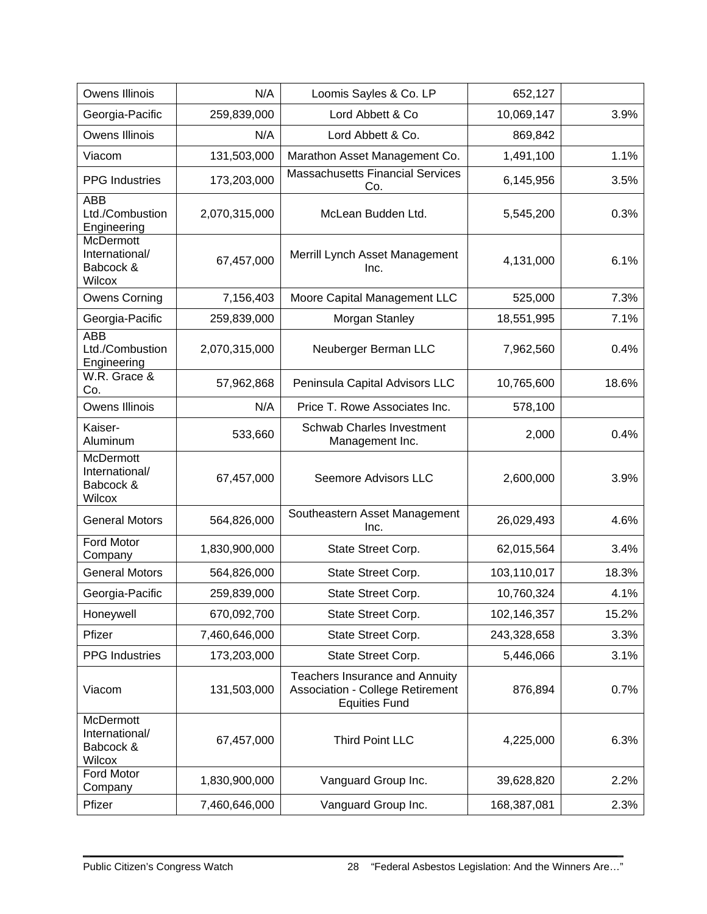| | | | | |
|---|---|---|---|---|
| Owens Illinois | N/A | Loomis Sayles & Co. LP | 652,127 | |
| Georgia-Pacific | 259,839,000 | Lord Abbett & Co | 10,069,147 | 3.9% |
| Owens Illinois | N/A | Lord Abbett & Co. | 869,842 | |
| Viacom | 131,503,000 | Marathon Asset Management Co. | 1,491,100 | 1.1% |
| PPG Industries | 173,203,000 | Massachusetts Financial Services Co. | 6,145,956 | 3.5% |
| ABB Ltd./Combustion Engineering | 2,070,315,000 | McLean Budden Ltd. | 5,545,200 | 0.3% |
| McDermott International/ Babcock & Wilcox | 67,457,000 | Merrill Lynch Asset Management Inc. | 4,131,000 | 6.1% |
| Owens Corning | 7,156,403 | Moore Capital Management LLC | 525,000 | 7.3% |
| Georgia-Pacific | 259,839,000 | Morgan Stanley | 18,551,995 | 7.1% |
| ABB Ltd./Combustion Engineering | 2,070,315,000 | Neuberger Berman LLC | 7,962,560 | 0.4% |
| W.R. Grace & Co. | 57,962,868 | Peninsula Capital Advisors LLC | 10,765,600 | 18.6% |
| Owens Illinois | N/A | Price T. Rowe Associates Inc. | 578,100 | |
| Kaiser-Aluminum | 533,660 | Schwab Charles Investment Management Inc. | 2,000 | 0.4% |
| McDermott International/ Babcock & Wilcox | 67,457,000 | Seemore Advisors LLC | 2,600,000 | 3.9% |
| General Motors | 564,826,000 | Southeastern Asset Management Inc. | 26,029,493 | 4.6% |
| Ford Motor Company | 1,830,900,000 | State Street Corp. | 62,015,564 | 3.4% |
| General Motors | 564,826,000 | State Street Corp. | 103,110,017 | 18.3% |
| Georgia-Pacific | 259,839,000 | State Street Corp. | 10,760,324 | 4.1% |
| Honeywell | 670,092,700 | State Street Corp. | 102,146,357 | 15.2% |
| Pfizer | 7,460,646,000 | State Street Corp. | 243,328,658 | 3.3% |
| PPG Industries | 173,203,000 | State Street Corp. | 5,446,066 | 3.1% |
| Viacom | 131,503,000 | Teachers Insurance and Annuity Association - College Retirement Equities Fund | 876,894 | 0.7% |
| McDermott International/ Babcock & Wilcox | 67,457,000 | Third Point LLC | 4,225,000 | 6.3% |
| Ford Motor Company | 1,830,900,000 | Vanguard Group Inc. | 39,628,820 | 2.2% |
| Pfizer | 7,460,646,000 | Vanguard Group Inc. | 168,387,081 | 2.3% |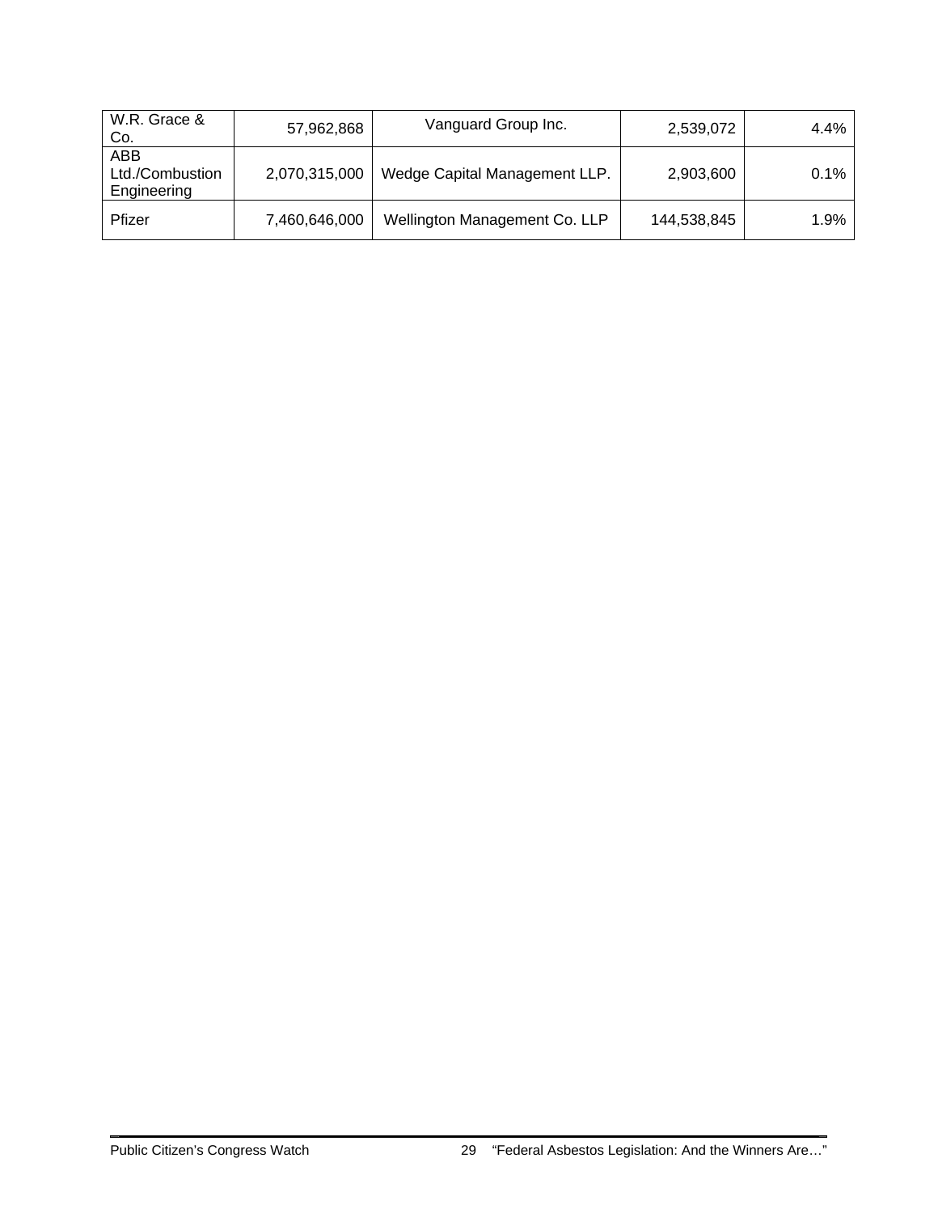| W.R. Grace & Co. | 57,962,868 | Vanguard Group Inc. | 2,539,072 | 4.4% |
|---|---|---|---|---|
| ABB Ltd./Combustion Engineering | 2,070,315,000 | Wedge Capital Management LLP. | 2,903,600 | 0.1% |
| Pfizer | 7,460,646,000 | Wellington Management Co. LLP | 144,538,845 | 1.9% |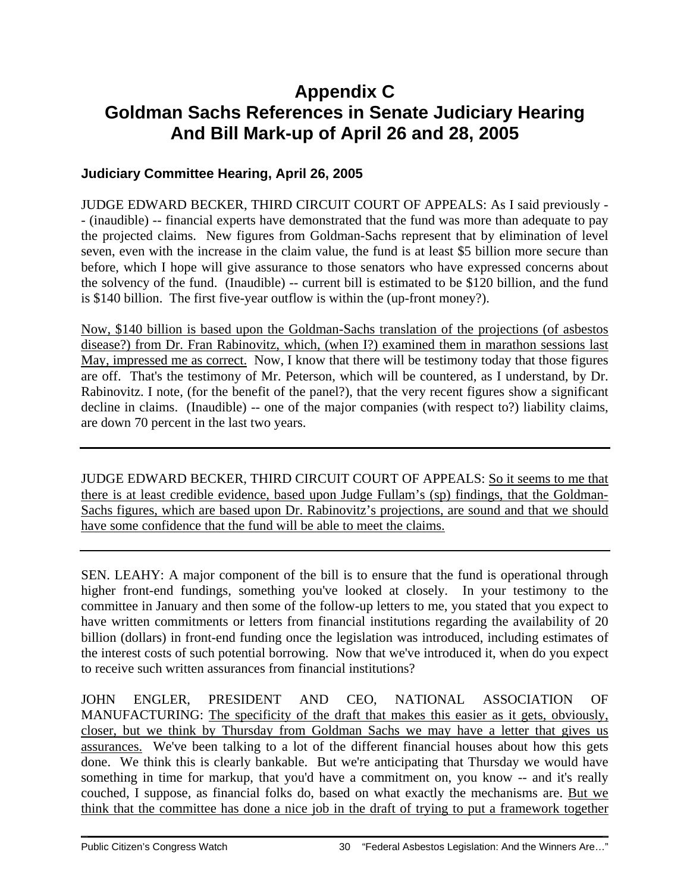# Appendix C
# Goldman Sachs References in Senate Judiciary Hearing And Bill Mark-up of April 26 and 28, 2005

### Judiciary Committee Hearing, April 26, 2005

JUDGE EDWARD BECKER, THIRD CIRCUIT COURT OF APPEALS: As I said previously -- (inaudible) -- financial experts have demonstrated that the fund was more than adequate to pay the projected claims. New figures from Goldman-Sachs represent that by elimination of level seven, even with the increase in the claim value, the fund is at least \$5 billion more secure than before, which I hope will give assurance to those senators who have expressed concerns about the solvency of the fund. (Inaudible) -- current bill is estimated to be \$120 billion, and the fund is \$140 billion. The first five-year outflow is within the (up-front money?).

<u>Now, \$140 billion is based upon the Goldman-Sachs translation of the projections (of asbestos disease?) from Dr. Fran Rabinovitz, which, (when I?) examined them in marathon sessions last May, impressed me as correct.</u> Now, I know that there will be testimony today that those figures are off. That's the testimony of Mr. Peterson, which will be countered, as I understand, by Dr. Rabinovitz. I note, (for the benefit of the panel?), that the very recent figures show a significant decline in claims. (Inaudible) -- one of the major companies (with respect to?) liability claims, are down 70 percent in the last two years.

---

JUDGE EDWARD BECKER, THIRD CIRCUIT COURT OF APPEALS: <u>So it seems to me that there is at least credible evidence, based upon Judge Fullam's (sp) findings, that the Goldman-Sachs figures, which are based upon Dr. Rabinovitz's projections, are sound and that we should have some confidence that the fund will be able to meet the claims.</u>

---

SEN. LEAHY: A major component of the bill is to ensure that the fund is operational through higher front-end fundings, something you've looked at closely. In your testimony to the committee in January and then some of the follow-up letters to me, you stated that you expect to have written commitments or letters from financial institutions regarding the availability of 20 billion (dollars) in front-end funding once the legislation was introduced, including estimates of the interest costs of such potential borrowing. Now that we've introduced it, when do you expect to receive such written assurances from financial institutions?

JOHN ENGLER, PRESIDENT AND CEO, NATIONAL ASSOCIATION OF MANUFACTURING: <u>The specificity of the draft that makes this easier as it gets, obviously, closer, but we think by Thursday from Goldman Sachs we may have a letter that gives us assurances.</u> We've been talking to a lot of the different financial houses about how this gets done. We think this is clearly bankable. But we're anticipating that Thursday we would have something in time for markup, that you'd have a commitment on, you know -- and it's really couched, I suppose, as financial folks do, based on what exactly the mechanisms are. <u>But we think that the committee has done a nice job in the draft of trying to put a framework together</u>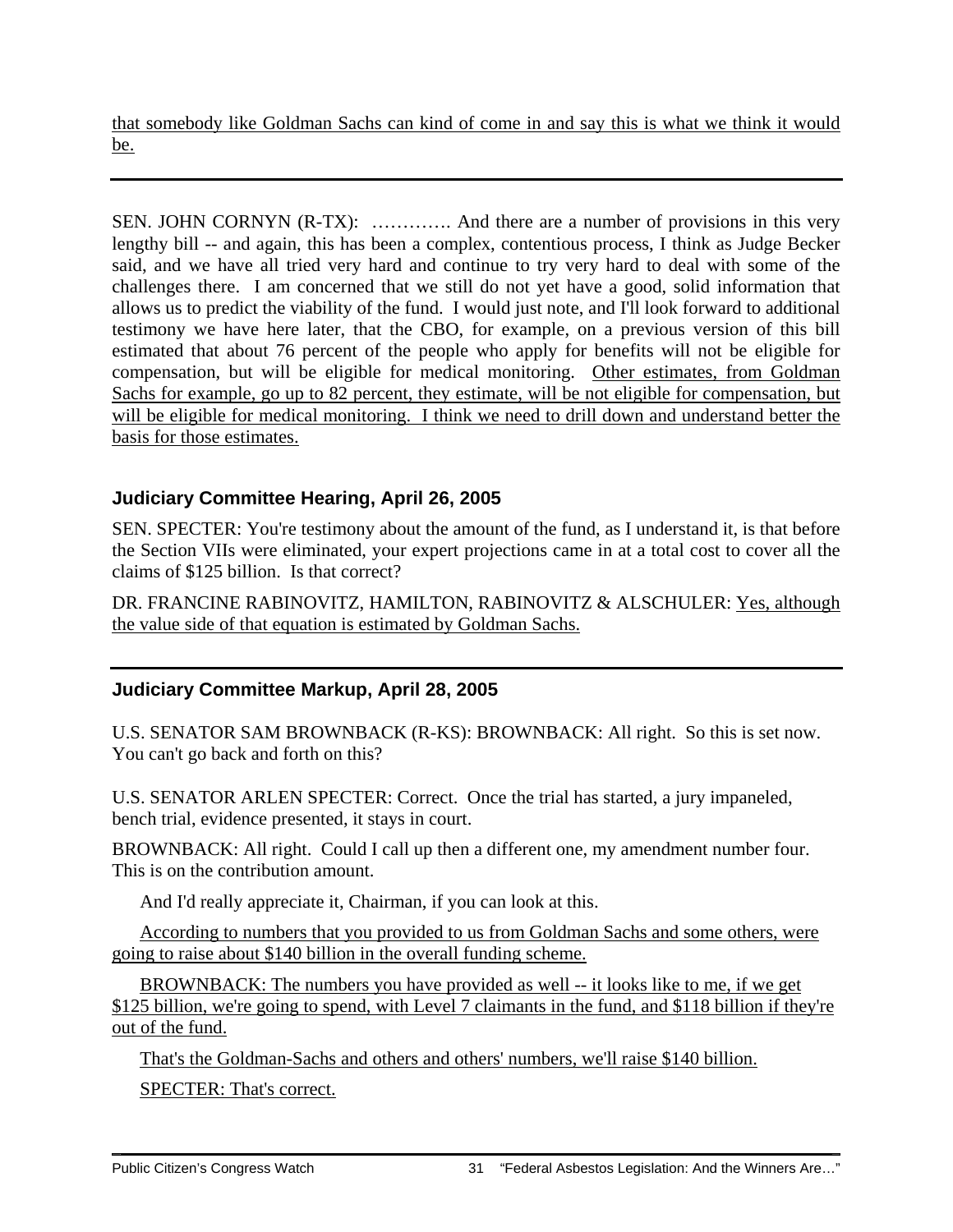<u>that somebody like Goldman Sachs can kind of come in and say this is what we think it would be.</u>

---

SEN. JOHN CORNYN (R-TX): …………. And there are a number of provisions in this very lengthy bill -- and again, this has been a complex, contentious process, I think as Judge Becker said, and we have all tried very hard and continue to try very hard to deal with some of the challenges there. I am concerned that we still do not yet have a good, solid information that allows us to predict the viability of the fund. I would just note, and I'll look forward to additional testimony we have here later, that the CBO, for example, on a previous version of this bill estimated that about 76 percent of the people who apply for benefits will not be eligible for compensation, but will be eligible for medical monitoring. <u>Other estimates, from Goldman Sachs for example, go up to 82 percent, they estimate, will be not eligible for compensation, but will be eligible for medical monitoring. I think we need to drill down and understand better the basis for those estimates.</u>

### Judiciary Committee Hearing, April 26, 2005

SEN. SPECTER: You're testimony about the amount of the fund, as I understand it, is that before the Section VIIs were eliminated, your expert projections came in at a total cost to cover all the claims of $125 billion. Is that correct?

DR. FRANCINE RABINOVITZ, HAMILTON, RABINOVITZ & ALSCHULER: <u>Yes, although the value side of that equation is estimated by Goldman Sachs.</u>

---

### Judiciary Committee Markup, April 28, 2005

U.S. SENATOR SAM BROWNBACK (R-KS): BROWNBACK: All right. So this is set now. You can't go back and forth on this?

U.S. SENATOR ARLEN SPECTER: Correct. Once the trial has started, a jury impaneled, bench trial, evidence presented, it stays in court.

BROWNBACK: All right. Could I call up then a different one, my amendment number four. This is on the contribution amount.

And I'd really appreciate it, Chairman, if you can look at this.

<u>According to numbers that you provided to us from Goldman Sachs and some others, were going to raise about $140 billion in the overall funding scheme.</u>

<u>BROWNBACK: The numbers you have provided as well -- it looks like to me, if we get $125 billion, we're going to spend, with Level 7 claimants in the fund, and $118 billion if they're out of the fund.</u>

<u>That's the Goldman-Sachs and others and others' numbers, we'll raise $140 billion.</u>

<u>SPECTER: That's correct.</u>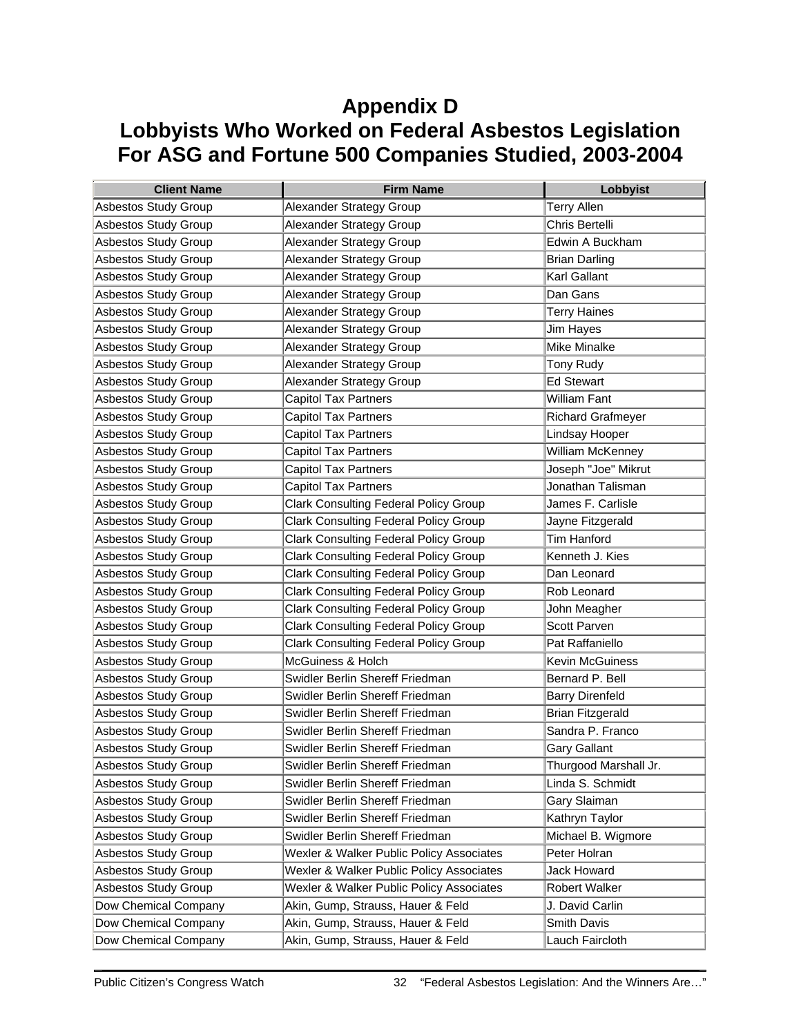# Appendix D
# Lobbyists Who Worked on Federal Asbestos Legislation For ASG and Fortune 500 Companies Studied, 2003-2004

| Client Name | Firm Name | Lobbyist |
|---|---|---|
| Asbestos Study Group | Alexander Strategy Group | Terry Allen |
| Asbestos Study Group | Alexander Strategy Group | Chris Bertelli |
| Asbestos Study Group | Alexander Strategy Group | Edwin A Buckham |
| Asbestos Study Group | Alexander Strategy Group | Brian Darling |
| Asbestos Study Group | Alexander Strategy Group | Karl Gallant |
| Asbestos Study Group | Alexander Strategy Group | Dan Gans |
| Asbestos Study Group | Alexander Strategy Group | Terry Haines |
| Asbestos Study Group | Alexander Strategy Group | Jim Hayes |
| Asbestos Study Group | Alexander Strategy Group | Mike Minalke |
| Asbestos Study Group | Alexander Strategy Group | Tony Rudy |
| Asbestos Study Group | Alexander Strategy Group | Ed Stewart |
| Asbestos Study Group | Capitol Tax Partners | William Fant |
| Asbestos Study Group | Capitol Tax Partners | Richard Grafmeyer |
| Asbestos Study Group | Capitol Tax Partners | Lindsay Hooper |
| Asbestos Study Group | Capitol Tax Partners | William McKenney |
| Asbestos Study Group | Capitol Tax Partners | Joseph "Joe" Mikrut |
| Asbestos Study Group | Capitol Tax Partners | Jonathan Talisman |
| Asbestos Study Group | Clark Consulting Federal Policy Group | James F. Carlisle |
| Asbestos Study Group | Clark Consulting Federal Policy Group | Jayne Fitzgerald |
| Asbestos Study Group | Clark Consulting Federal Policy Group | Tim Hanford |
| Asbestos Study Group | Clark Consulting Federal Policy Group | Kenneth J. Kies |
| Asbestos Study Group | Clark Consulting Federal Policy Group | Dan Leonard |
| Asbestos Study Group | Clark Consulting Federal Policy Group | Rob Leonard |
| Asbestos Study Group | Clark Consulting Federal Policy Group | John Meagher |
| Asbestos Study Group | Clark Consulting Federal Policy Group | Scott Parven |
| Asbestos Study Group | Clark Consulting Federal Policy Group | Pat Raffaniello |
| Asbestos Study Group | McGuiness & Holch | Kevin McGuiness |
| Asbestos Study Group | Swidler Berlin Shereff Friedman | Bernard P. Bell |
| Asbestos Study Group | Swidler Berlin Shereff Friedman | Barry Direnfeld |
| Asbestos Study Group | Swidler Berlin Shereff Friedman | Brian Fitzgerald |
| Asbestos Study Group | Swidler Berlin Shereff Friedman | Sandra P. Franco |
| Asbestos Study Group | Swidler Berlin Shereff Friedman | Gary Gallant |
| Asbestos Study Group | Swidler Berlin Shereff Friedman | Thurgood Marshall Jr. |
| Asbestos Study Group | Swidler Berlin Shereff Friedman | Linda S. Schmidt |
| Asbestos Study Group | Swidler Berlin Shereff Friedman | Gary Slaiman |
| Asbestos Study Group | Swidler Berlin Shereff Friedman | Kathryn Taylor |
| Asbestos Study Group | Swidler Berlin Shereff Friedman | Michael B. Wigmore |
| Asbestos Study Group | Wexler & Walker Public Policy Associates | Peter Holran |
| Asbestos Study Group | Wexler & Walker Public Policy Associates | Jack Howard |
| Asbestos Study Group | Wexler & Walker Public Policy Associates | Robert Walker |
| Dow Chemical Company | Akin, Gump, Strauss, Hauer & Feld | J. David Carlin |
| Dow Chemical Company | Akin, Gump, Strauss, Hauer & Feld | Smith Davis |
| Dow Chemical Company | Akin, Gump, Strauss, Hauer & Feld | Lauch Faircloth |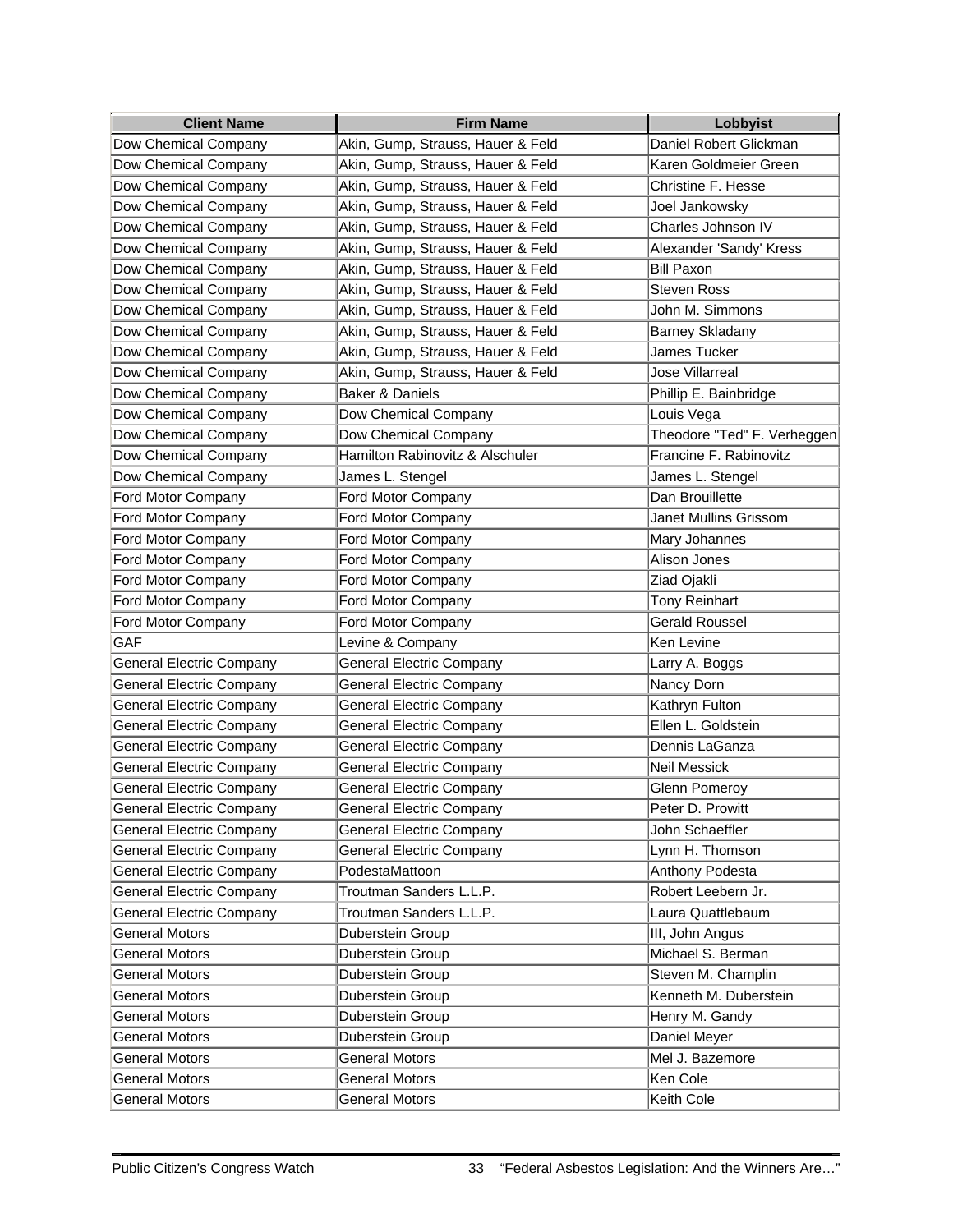| Client Name | Firm Name | Lobbyist |
| --- | --- | --- |
| Dow Chemical Company | Akin, Gump, Strauss, Hauer & Feld | Daniel Robert Glickman |
| Dow Chemical Company | Akin, Gump, Strauss, Hauer & Feld | Karen Goldmeier Green |
| Dow Chemical Company | Akin, Gump, Strauss, Hauer & Feld | Christine F. Hesse |
| Dow Chemical Company | Akin, Gump, Strauss, Hauer & Feld | Joel Jankowsky |
| Dow Chemical Company | Akin, Gump, Strauss, Hauer & Feld | Charles Johnson IV |
| Dow Chemical Company | Akin, Gump, Strauss, Hauer & Feld | Alexander 'Sandy' Kress |
| Dow Chemical Company | Akin, Gump, Strauss, Hauer & Feld | Bill Paxon |
| Dow Chemical Company | Akin, Gump, Strauss, Hauer & Feld | Steven Ross |
| Dow Chemical Company | Akin, Gump, Strauss, Hauer & Feld | John M. Simmons |
| Dow Chemical Company | Akin, Gump, Strauss, Hauer & Feld | Barney Skladany |
| Dow Chemical Company | Akin, Gump, Strauss, Hauer & Feld | James Tucker |
| Dow Chemical Company | Akin, Gump, Strauss, Hauer & Feld | Jose Villarreal |
| Dow Chemical Company | Baker & Daniels | Phillip E. Bainbridge |
| Dow Chemical Company | Dow Chemical Company | Louis Vega |
| Dow Chemical Company | Dow Chemical Company | Theodore "Ted" F. Verheggen |
| Dow Chemical Company | Hamilton Rabinovitz & Alschuler | Francine F. Rabinovitz |
| Dow Chemical Company | James L. Stengel | James L. Stengel |
| Ford Motor Company | Ford Motor Company | Dan Brouillette |
| Ford Motor Company | Ford Motor Company | Janet Mullins Grissom |
| Ford Motor Company | Ford Motor Company | Mary Johannes |
| Ford Motor Company | Ford Motor Company | Alison Jones |
| Ford Motor Company | Ford Motor Company | Ziad Ojakli |
| Ford Motor Company | Ford Motor Company | Tony Reinhart |
| Ford Motor Company | Ford Motor Company | Gerald Roussel |
| GAF | Levine & Company | Ken Levine |
| General Electric Company | General Electric Company | Larry A. Boggs |
| General Electric Company | General Electric Company | Nancy Dorn |
| General Electric Company | General Electric Company | Kathryn Fulton |
| General Electric Company | General Electric Company | Ellen L. Goldstein |
| General Electric Company | General Electric Company | Dennis LaGanza |
| General Electric Company | General Electric Company | Neil Messick |
| General Electric Company | General Electric Company | Glenn Pomeroy |
| General Electric Company | General Electric Company | Peter D. Prowitt |
| General Electric Company | General Electric Company | John Schaeffler |
| General Electric Company | General Electric Company | Lynn H. Thomson |
| General Electric Company | PodestaMattoon | Anthony Podesta |
| General Electric Company | Troutman Sanders L.L.P. | Robert Leebern Jr. |
| General Electric Company | Troutman Sanders L.L.P. | Laura Quattlebaum |
| General Motors | Duberstein Group | III, John Angus |
| General Motors | Duberstein Group | Michael S. Berman |
| General Motors | Duberstein Group | Steven M. Champlin |
| General Motors | Duberstein Group | Kenneth M. Duberstein |
| General Motors | Duberstein Group | Henry M. Gandy |
| General Motors | Duberstein Group | Daniel Meyer |
| General Motors | General Motors | Mel J. Bazemore |
| General Motors | General Motors | Ken Cole |
| General Motors | General Motors | Keith Cole |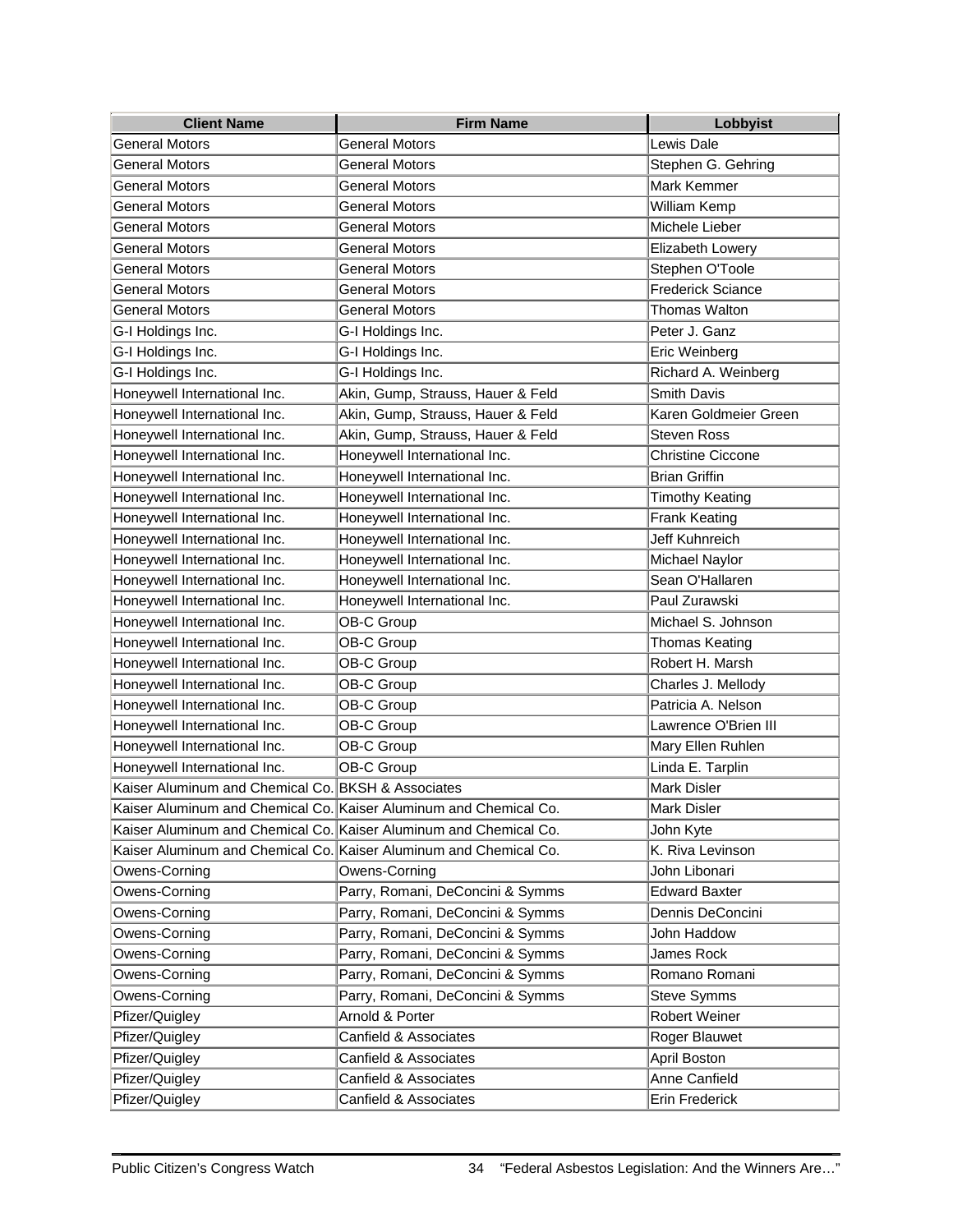| Client Name | Firm Name | Lobbyist |
|---|---|---|
| General Motors | General Motors | Lewis Dale |
| General Motors | General Motors | Stephen G. Gehring |
| General Motors | General Motors | Mark Kemmer |
| General Motors | General Motors | William Kemp |
| General Motors | General Motors | Michele Lieber |
| General Motors | General Motors | Elizabeth Lowery |
| General Motors | General Motors | Stephen O'Toole |
| General Motors | General Motors | Frederick Sciance |
| General Motors | General Motors | Thomas Walton |
| G-I Holdings Inc. | G-I Holdings Inc. | Peter J. Ganz |
| G-I Holdings Inc. | G-I Holdings Inc. | Eric Weinberg |
| G-I Holdings Inc. | G-I Holdings Inc. | Richard A. Weinberg |
| Honeywell International Inc. | Akin, Gump, Strauss, Hauer & Feld | Smith Davis |
| Honeywell International Inc. | Akin, Gump, Strauss, Hauer & Feld | Karen Goldmeier Green |
| Honeywell International Inc. | Akin, Gump, Strauss, Hauer & Feld | Steven Ross |
| Honeywell International Inc. | Honeywell International Inc. | Christine Ciccone |
| Honeywell International Inc. | Honeywell International Inc. | Brian Griffin |
| Honeywell International Inc. | Honeywell International Inc. | Timothy Keating |
| Honeywell International Inc. | Honeywell International Inc. | Frank Keating |
| Honeywell International Inc. | Honeywell International Inc. | Jeff Kuhnreich |
| Honeywell International Inc. | Honeywell International Inc. | Michael Naylor |
| Honeywell International Inc. | Honeywell International Inc. | Sean O'Hallaren |
| Honeywell International Inc. | Honeywell International Inc. | Paul Zurawski |
| Honeywell International Inc. | OB-C Group | Michael S. Johnson |
| Honeywell International Inc. | OB-C Group | Thomas Keating |
| Honeywell International Inc. | OB-C Group | Robert H. Marsh |
| Honeywell International Inc. | OB-C Group | Charles J. Mellody |
| Honeywell International Inc. | OB-C Group | Patricia A. Nelson |
| Honeywell International Inc. | OB-C Group | Lawrence O'Brien III |
| Honeywell International Inc. | OB-C Group | Mary Ellen Ruhlen |
| Honeywell International Inc. | OB-C Group | Linda E. Tarplin |
| Kaiser Aluminum and Chemical Co. | BKSH & Associates | Mark Disler |
| Kaiser Aluminum and Chemical Co. | Kaiser Aluminum and Chemical Co. | Mark Disler |
| Kaiser Aluminum and Chemical Co. | Kaiser Aluminum and Chemical Co. | John Kyte |
| Kaiser Aluminum and Chemical Co. | Kaiser Aluminum and Chemical Co. | K. Riva Levinson |
| Owens-Corning | Owens-Corning | John Libonari |
| Owens-Corning | Parry, Romani, DeConcini & Symms | Edward Baxter |
| Owens-Corning | Parry, Romani, DeConcini & Symms | Dennis DeConcini |
| Owens-Corning | Parry, Romani, DeConcini & Symms | John Haddow |
| Owens-Corning | Parry, Romani, DeConcini & Symms | James Rock |
| Owens-Corning | Parry, Romani, DeConcini & Symms | Romano Romani |
| Owens-Corning | Parry, Romani, DeConcini & Symms | Steve Symms |
| Pfizer/Quigley | Arnold & Porter | Robert Weiner |
| Pfizer/Quigley | Canfield & Associates | Roger Blauwet |
| Pfizer/Quigley | Canfield & Associates | April Boston |
| Pfizer/Quigley | Canfield & Associates | Anne Canfield |
| Pfizer/Quigley | Canfield & Associates | Erin Frederick |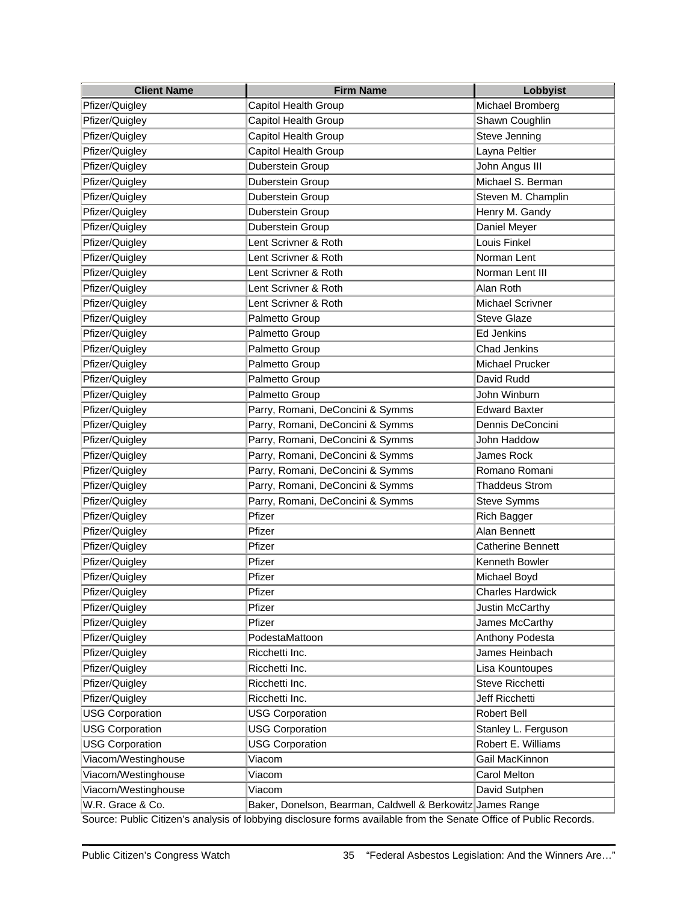| Client Name | Firm Name | Lobbyist |
| --- | --- | --- |
| Pfizer/Quigley | Capitol Health Group | Michael Bromberg |
| Pfizer/Quigley | Capitol Health Group | Shawn Coughlin |
| Pfizer/Quigley | Capitol Health Group | Steve Jenning |
| Pfizer/Quigley | Capitol Health Group | Layna Peltier |
| Pfizer/Quigley | Duberstein Group | John Angus III |
| Pfizer/Quigley | Duberstein Group | Michael S. Berman |
| Pfizer/Quigley | Duberstein Group | Steven M. Champlin |
| Pfizer/Quigley | Duberstein Group | Henry M. Gandy |
| Pfizer/Quigley | Duberstein Group | Daniel Meyer |
| Pfizer/Quigley | Lent Scrivner & Roth | Louis Finkel |
| Pfizer/Quigley | Lent Scrivner & Roth | Norman Lent |
| Pfizer/Quigley | Lent Scrivner & Roth | Norman Lent III |
| Pfizer/Quigley | Lent Scrivner & Roth | Alan Roth |
| Pfizer/Quigley | Lent Scrivner & Roth | Michael Scrivner |
| Pfizer/Quigley | Palmetto Group | Steve Glaze |
| Pfizer/Quigley | Palmetto Group | Ed Jenkins |
| Pfizer/Quigley | Palmetto Group | Chad Jenkins |
| Pfizer/Quigley | Palmetto Group | Michael Prucker |
| Pfizer/Quigley | Palmetto Group | David Rudd |
| Pfizer/Quigley | Palmetto Group | John Winburn |
| Pfizer/Quigley | Parry, Romani, DeConcini & Symms | Edward Baxter |
| Pfizer/Quigley | Parry, Romani, DeConcini & Symms | Dennis DeConcini |
| Pfizer/Quigley | Parry, Romani, DeConcini & Symms | John Haddow |
| Pfizer/Quigley | Parry, Romani, DeConcini & Symms | James Rock |
| Pfizer/Quigley | Parry, Romani, DeConcini & Symms | Romano Romani |
| Pfizer/Quigley | Parry, Romani, DeConcini & Symms | Thaddeus Strom |
| Pfizer/Quigley | Parry, Romani, DeConcini & Symms | Steve Symms |
| Pfizer/Quigley | Pfizer | Rich Bagger |
| Pfizer/Quigley | Pfizer | Alan Bennett |
| Pfizer/Quigley | Pfizer | Catherine Bennett |
| Pfizer/Quigley | Pfizer | Kenneth Bowler |
| Pfizer/Quigley | Pfizer | Michael Boyd |
| Pfizer/Quigley | Pfizer | Charles Hardwick |
| Pfizer/Quigley | Pfizer | Justin McCarthy |
| Pfizer/Quigley | Pfizer | James McCarthy |
| Pfizer/Quigley | PodestaMattoon | Anthony Podesta |
| Pfizer/Quigley | Ricchetti Inc. | James Heinbach |
| Pfizer/Quigley | Ricchetti Inc. | Lisa Kountoupes |
| Pfizer/Quigley | Ricchetti Inc. | Steve Ricchetti |
| Pfizer/Quigley | Ricchetti Inc. | Jeff Ricchetti |
| USG Corporation | USG Corporation | Robert Bell |
| USG Corporation | USG Corporation | Stanley L. Ferguson |
| USG Corporation | USG Corporation | Robert E. Williams |
| Viacom/Westinghouse | Viacom | Gail MacKinnon |
| Viacom/Westinghouse | Viacom | Carol Melton |
| Viacom/Westinghouse | Viacom | David Sutphen |
| W.R. Grace & Co. | Baker, Donelson, Bearman, Caldwell & Berkowitz | James Range |

Source: Public Citizen's analysis of lobbying disclosure forms available from the Senate Office of Public Records.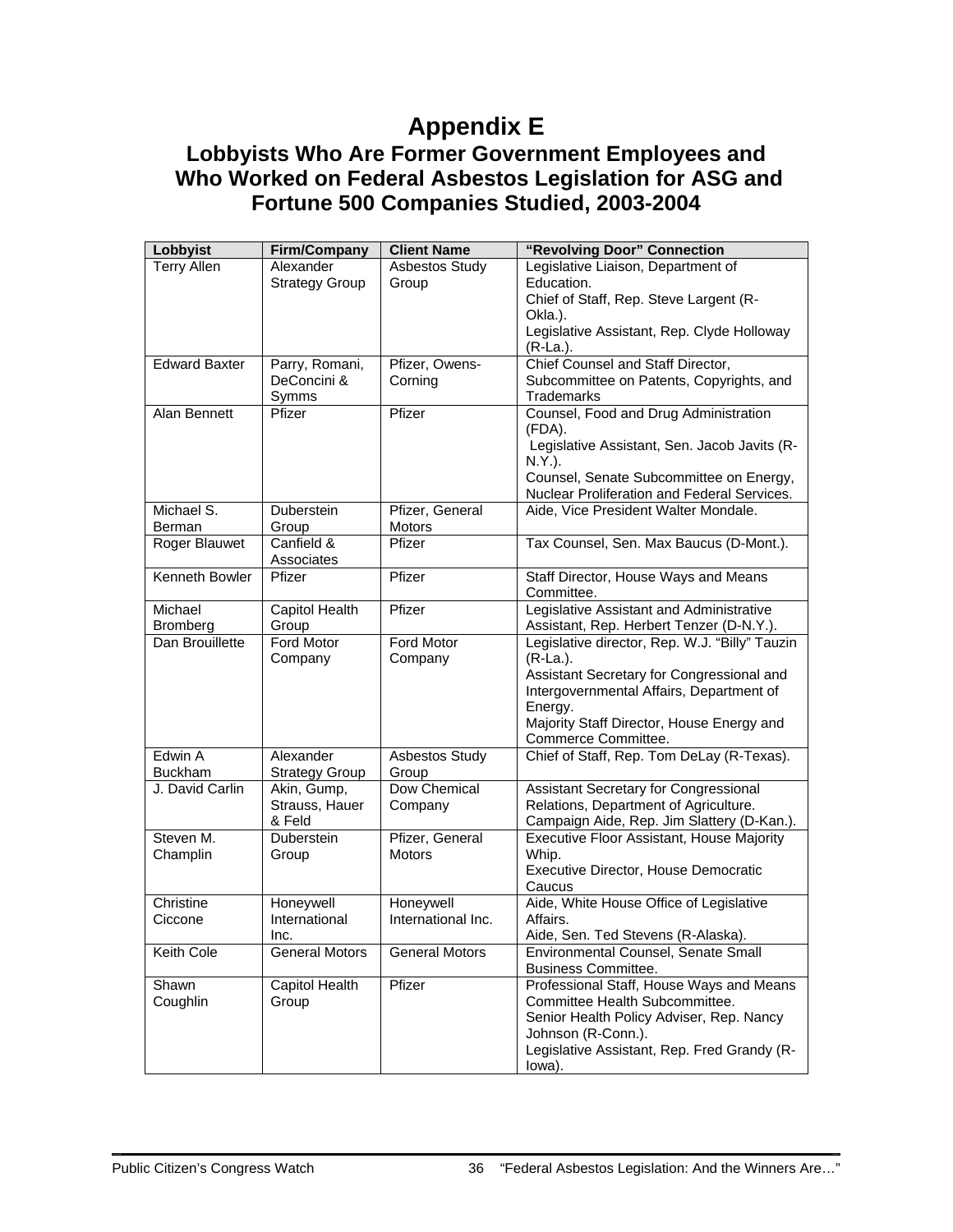# Appendix E

## Lobbyists Who Are Former Government Employees and Who Worked on Federal Asbestos Legislation for ASG and Fortune 500 Companies Studied, 2003-2004

| Lobbyist | Firm/Company | Client Name | "Revolving Door" Connection |
|---|---|---|---|
| Terry Allen | Alexander Strategy Group | Asbestos Study Group | Legislative Liaison, Department of Education. Chief of Staff, Rep. Steve Largent (R-Okla.). Legislative Assistant, Rep. Clyde Holloway (R-La.). |
| Edward Baxter | Parry, Romani, DeConcini & Symms | Pfizer, Owens-Corning | Chief Counsel and Staff Director, Subcommittee on Patents, Copyrights, and Trademarks |
| Alan Bennett | Pfizer | Pfizer | Counsel, Food and Drug Administration (FDA). Legislative Assistant, Sen. Jacob Javits (R-N.Y.). Counsel, Senate Subcommittee on Energy, Nuclear Proliferation and Federal Services. |
| Michael S. Berman | Duberstein Group | Pfizer, General Motors | Aide, Vice President Walter Mondale. |
| Roger Blauwet | Canfield & Associates | Pfizer | Tax Counsel, Sen. Max Baucus (D-Mont.). |
| Kenneth Bowler | Pfizer | Pfizer | Staff Director, House Ways and Means Committee. |
| Michael Bromberg | Capitol Health Group | Pfizer | Legislative Assistant and Administrative Assistant, Rep. Herbert Tenzer (D-N.Y.). |
| Dan Brouillette | Ford Motor Company | Ford Motor Company | Legislative director, Rep. W.J. "Billy" Tauzin (R-La.). Assistant Secretary for Congressional and Intergovernmental Affairs, Department of Energy. Majority Staff Director, House Energy and Commerce Committee. |
| Edwin A Buckham | Alexander Strategy Group | Asbestos Study Group | Chief of Staff, Rep. Tom DeLay (R-Texas). |
| J. David Carlin | Akin, Gump, Strauss, Hauer & Feld | Dow Chemical Company | Assistant Secretary for Congressional Relations, Department of Agriculture. Campaign Aide, Rep. Jim Slattery (D-Kan.). |
| Steven M. Champlin | Duberstein Group | Pfizer, General Motors | Executive Floor Assistant, House Majority Whip. Executive Director, House Democratic Caucus |
| Christine Ciccone | Honeywell International Inc. | Honeywell International Inc. | Aide, White House Office of Legislative Affairs. Aide, Sen. Ted Stevens (R-Alaska). |
| Keith Cole | General Motors | General Motors | Environmental Counsel, Senate Small Business Committee. |
| Shawn Coughlin | Capitol Health Group | Pfizer | Professional Staff, House Ways and Means Committee Health Subcommittee. Senior Health Policy Adviser, Rep. Nancy Johnson (R-Conn.). Legislative Assistant, Rep. Fred Grandy (R-Iowa). |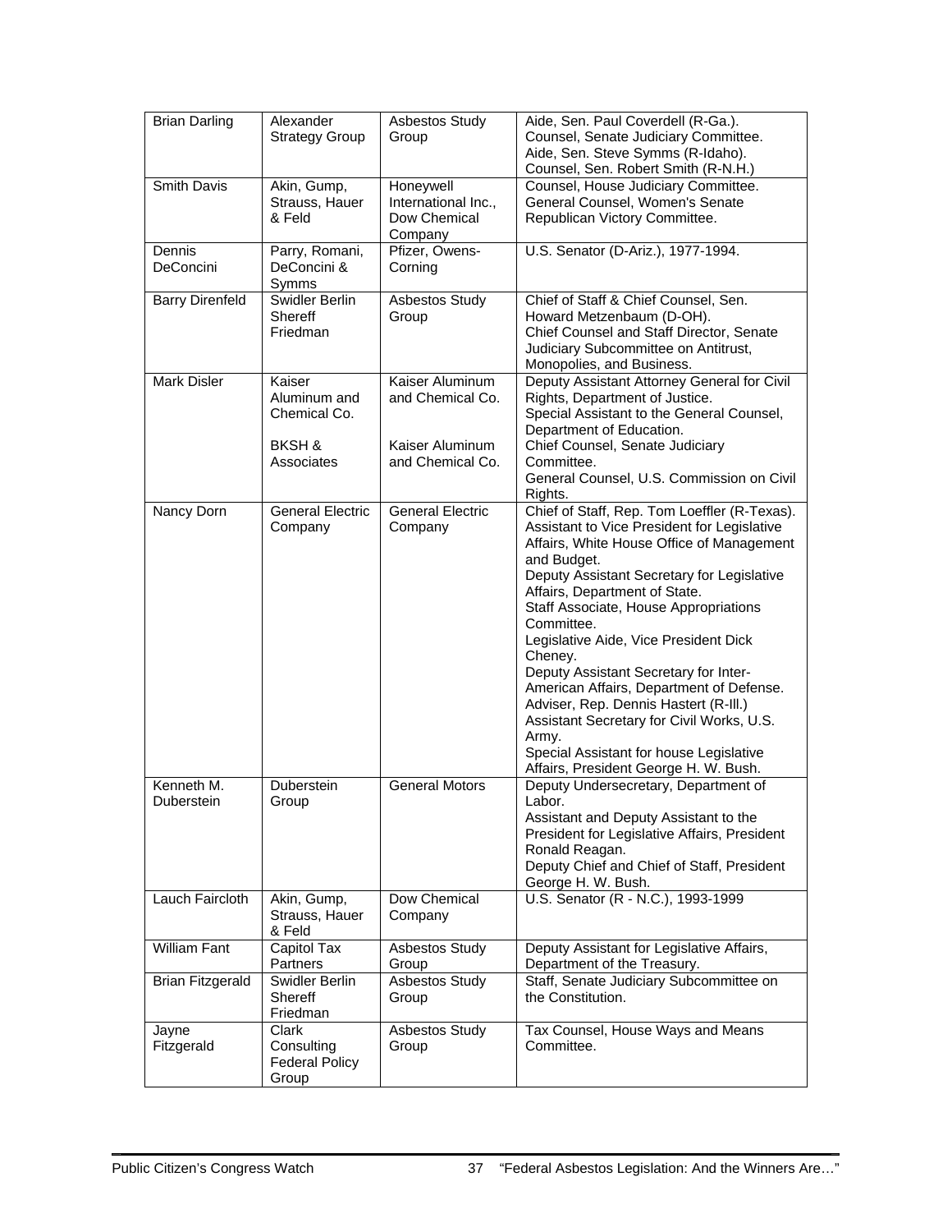| Brian Darling | Alexander Strategy Group | Asbestos Study Group | Aide, Sen. Paul Coverdell (R-Ga.). Counsel, Senate Judiciary Committee. Aide, Sen. Steve Symms (R-Idaho). Counsel, Sen. Robert Smith (R-N.H.) |
|---|---|---|---|
| Smith Davis | Akin, Gump, Strauss, Hauer & Feld | Honeywell International Inc., Dow Chemical Company | Counsel, House Judiciary Committee. General Counsel, Women's Senate Republican Victory Committee. |
| Dennis DeConcini | Parry, Romani, DeConcini & Symms | Pfizer, Owens-Corning | U.S. Senator (D-Ariz.), 1977-1994. |
| Barry Direnfeld | Swidler Berlin Shereff Friedman | Asbestos Study Group | Chief of Staff & Chief Counsel, Sen. Howard Metzenbaum (D-OH). Chief Counsel and Staff Director, Senate Judiciary Subcommittee on Antitrust, Monopolies, and Business. |
| Mark Disler | Kaiser Aluminum and Chemical Co.<br><br>BKSH & Associates | Kaiser Aluminum and Chemical Co.<br><br>Kaiser Aluminum and Chemical Co. | Deputy Assistant Attorney General for Civil Rights, Department of Justice. Special Assistant to the General Counsel, Department of Education. Chief Counsel, Senate Judiciary Committee. General Counsel, U.S. Commission on Civil Rights. |
| Nancy Dorn | General Electric Company | General Electric Company | Chief of Staff, Rep. Tom Loeffler (R-Texas). Assistant to Vice President for Legislative Affairs, White House Office of Management and Budget. Deputy Assistant Secretary for Legislative Affairs, Department of State. Staff Associate, House Appropriations Committee. Legislative Aide, Vice President Dick Cheney. Deputy Assistant Secretary for Inter-American Affairs, Department of Defense. Adviser, Rep. Dennis Hastert (R-Ill.) Assistant Secretary for Civil Works, U.S. Army. Special Assistant for house Legislative Affairs, President George H. W. Bush. |
| Kenneth M. Duberstein | Duberstein Group | General Motors | Deputy Undersecretary, Department of Labor. Assistant and Deputy Assistant to the President for Legislative Affairs, President Ronald Reagan. Deputy Chief and Chief of Staff, President George H. W. Bush. |
| Lauch Faircloth | Akin, Gump, Strauss, Hauer & Feld | Dow Chemical Company | U.S. Senator (R - N.C.), 1993-1999 |
| William Fant | Capitol Tax Partners | Asbestos Study Group | Deputy Assistant for Legislative Affairs, Department of the Treasury. |
| Brian Fitzgerald | Swidler Berlin Shereff Friedman | Asbestos Study Group | Staff, Senate Judiciary Subcommittee on the Constitution. |
| Jayne Fitzgerald | Clark Consulting Federal Policy Group | Asbestos Study Group | Tax Counsel, House Ways and Means Committee. |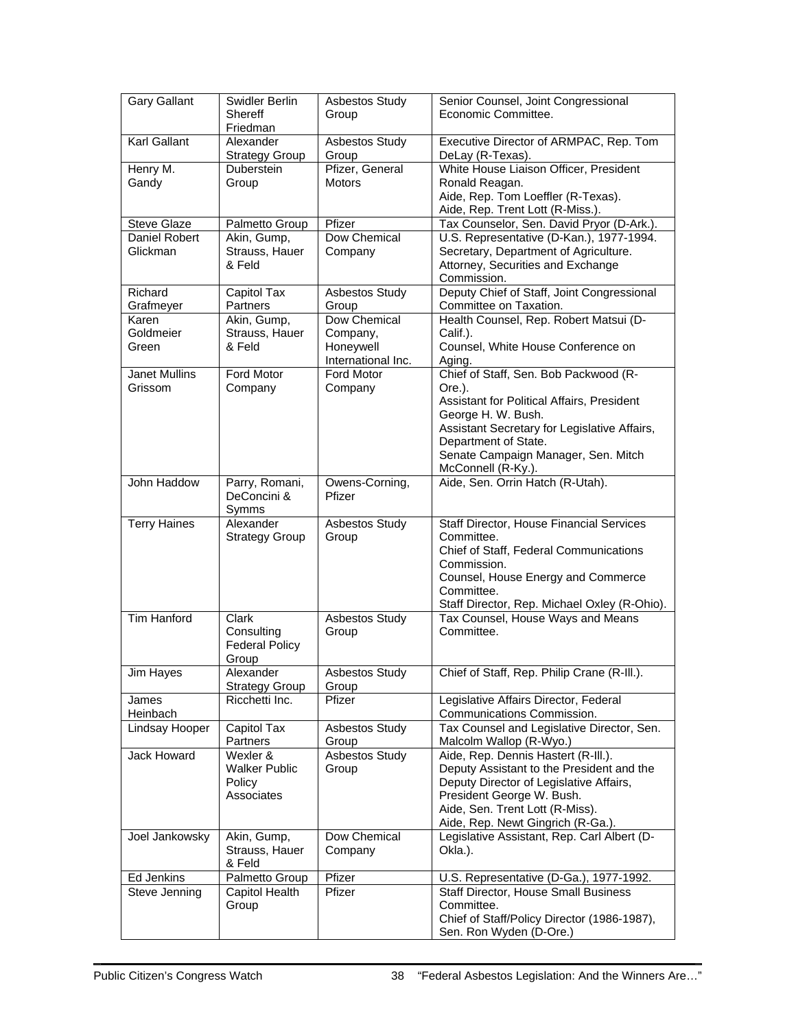| Gary Gallant | Swidler Berlin Shereff Friedman | Asbestos Study Group | Senior Counsel, Joint Congressional Economic Committee. |
|---|---|---|---|
| Karl Gallant | Alexander Strategy Group | Asbestos Study Group | Executive Director of ARMPAC, Rep. Tom DeLay (R-Texas). |
| Henry M. Gandy | Duberstein Group | Pfizer, General Motors | White House Liaison Officer, President Ronald Reagan.<br>Aide, Rep. Tom Loeffler (R-Texas).<br>Aide, Rep. Trent Lott (R-Miss.). |
| Steve Glaze | Palmetto Group | Pfizer | Tax Counselor, Sen. David Pryor (D-Ark.). |
| Daniel Robert Glickman | Akin, Gump, Strauss, Hauer & Feld | Dow Chemical Company | U.S. Representative (D-Kan.), 1977-1994.<br>Secretary, Department of Agriculture.<br>Attorney, Securities and Exchange Commission. |
| Richard Grafmeyer | Capitol Tax Partners | Asbestos Study Group | Deputy Chief of Staff, Joint Congressional Committee on Taxation. |
| Karen Goldmeier Green | Akin, Gump, Strauss, Hauer & Feld | Dow Chemical Company, Honeywell International Inc. | Health Counsel, Rep. Robert Matsui (D-Calif.).<br>Counsel, White House Conference on Aging. |
| Janet Mullins Grissom | Ford Motor Company | Ford Motor Company | Chief of Staff, Sen. Bob Packwood (R-Ore.).<br>Assistant for Political Affairs, President George H. W. Bush.<br>Assistant Secretary for Legislative Affairs, Department of State.<br>Senate Campaign Manager, Sen. Mitch McConnell (R-Ky.). |
| John Haddow | Parry, Romani, DeConcini & Symms | Owens-Corning, Pfizer | Aide, Sen. Orrin Hatch (R-Utah). |
| Terry Haines | Alexander Strategy Group | Asbestos Study Group | Staff Director, House Financial Services Committee.<br>Chief of Staff, Federal Communications Commission.<br>Counsel, House Energy and Commerce Committee.<br>Staff Director, Rep. Michael Oxley (R-Ohio). |
| Tim Hanford | Clark Consulting Federal Policy Group | Asbestos Study Group | Tax Counsel, House Ways and Means Committee. |
| Jim Hayes | Alexander Strategy Group | Asbestos Study Group | Chief of Staff, Rep. Philip Crane (R-Ill.). |
| James Heinbach | Ricchetti Inc. | Pfizer | Legislative Affairs Director, Federal Communications Commission. |
| Lindsay Hooper | Capitol Tax Partners | Asbestos Study Group | Tax Counsel and Legislative Director, Sen. Malcolm Wallop (R-Wyo.) |
| Jack Howard | Wexler & Walker Public Policy Associates | Asbestos Study Group | Aide, Rep. Dennis Hastert (R-Ill.).<br>Deputy Assistant to the President and the Deputy Director of Legislative Affairs, President George W. Bush.<br>Aide, Sen. Trent Lott (R-Miss).<br>Aide, Rep. Newt Gingrich (R-Ga.). |
| Joel Jankowsky | Akin, Gump, Strauss, Hauer & Feld | Dow Chemical Company | Legislative Assistant, Rep. Carl Albert (D-Okla.). |
| Ed Jenkins | Palmetto Group | Pfizer | U.S. Representative (D-Ga.), 1977-1992. |
| Steve Jenning | Capitol Health Group | Pfizer | Staff Director, House Small Business Committee.<br>Chief of Staff/Policy Director (1986-1987), Sen. Ron Wyden (D-Ore.) |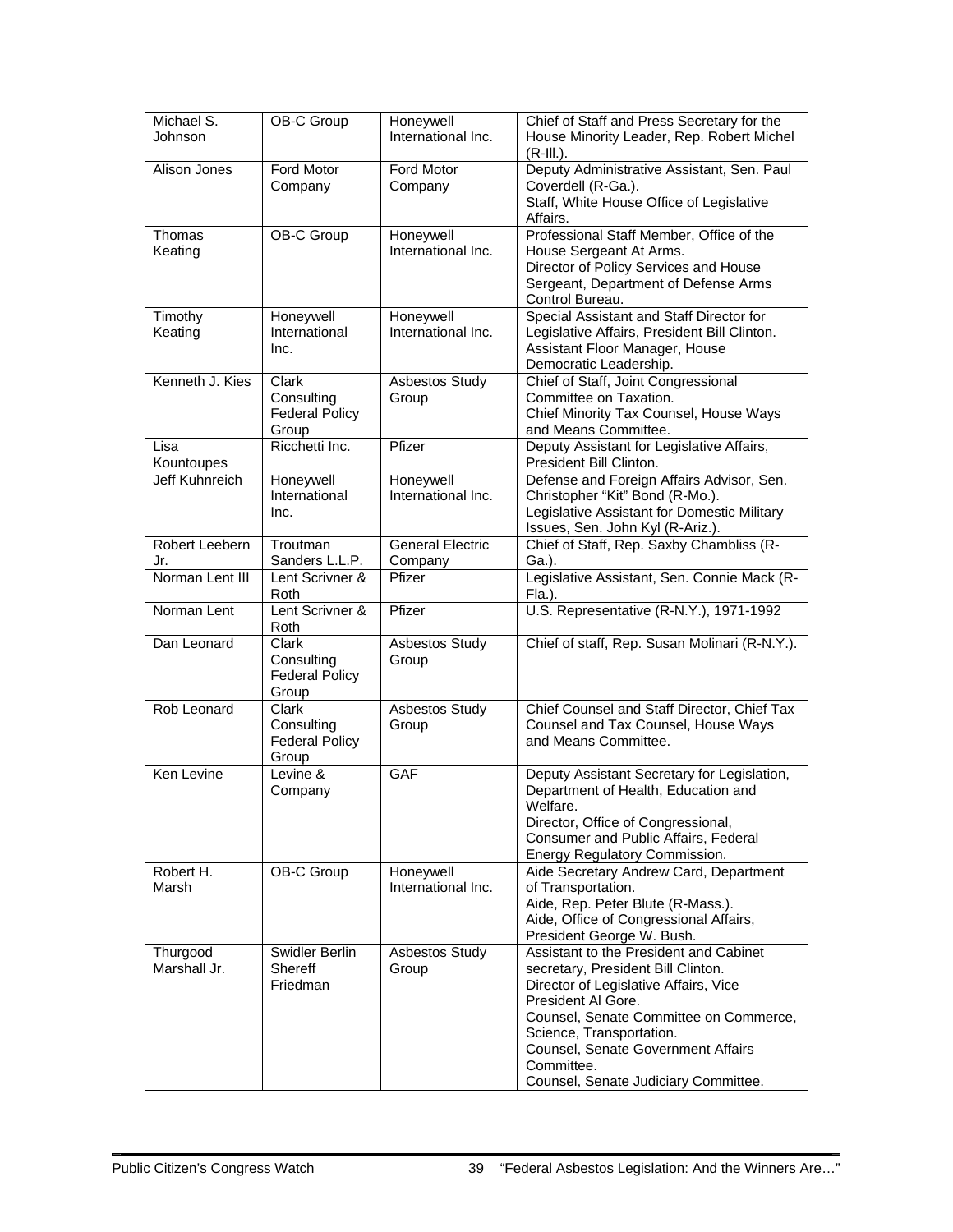| | | | |
|---|---|---|---|
| Michael S. Johnson | OB-C Group | Honeywell International Inc. | Chief of Staff and Press Secretary for the House Minority Leader, Rep. Robert Michel (R-Ill.). |
| Alison Jones | Ford Motor Company | Ford Motor Company | Deputy Administrative Assistant, Sen. Paul Coverdell (R-Ga.).<br>Staff, White House Office of Legislative Affairs. |
| Thomas Keating | OB-C Group | Honeywell International Inc. | Professional Staff Member, Office of the House Sergeant At Arms.<br>Director of Policy Services and House Sergeant, Department of Defense Arms Control Bureau. |
| Timothy Keating | Honeywell International Inc. | Honeywell International Inc. | Special Assistant and Staff Director for Legislative Affairs, President Bill Clinton.<br>Assistant Floor Manager, House Democratic Leadership. |
| Kenneth J. Kies | Clark Consulting Federal Policy Group | Asbestos Study Group | Chief of Staff, Joint Congressional Committee on Taxation.<br>Chief Minority Tax Counsel, House Ways and Means Committee. |
| Lisa Kountoupes | Ricchetti Inc. | Pfizer | Deputy Assistant for Legislative Affairs, President Bill Clinton. |
| Jeff Kuhnreich | Honeywell International Inc. | Honeywell International Inc. | Defense and Foreign Affairs Advisor, Sen. Christopher "Kit" Bond (R-Mo.).<br>Legislative Assistant for Domestic Military Issues, Sen. John Kyl (R-Ariz.). |
| Robert Leebern Jr. | Troutman Sanders L.L.P. | General Electric Company | Chief of Staff, Rep. Saxby Chambliss (R-Ga.). |
| Norman Lent III | Lent Scrivner & Roth | Pfizer | Legislative Assistant, Sen. Connie Mack (R-Fla.). |
| Norman Lent | Lent Scrivner & Roth | Pfizer | U.S. Representative (R-N.Y.), 1971-1992 |
| Dan Leonard | Clark Consulting Federal Policy Group | Asbestos Study Group | Chief of staff, Rep. Susan Molinari (R-N.Y.). |
| Rob Leonard | Clark Consulting Federal Policy Group | Asbestos Study Group | Chief Counsel and Staff Director, Chief Tax Counsel and Tax Counsel, House Ways and Means Committee. |
| Ken Levine | Levine & Company | GAF | Deputy Assistant Secretary for Legislation, Department of Health, Education and Welfare.<br>Director, Office of Congressional, Consumer and Public Affairs, Federal Energy Regulatory Commission. |
| Robert H. Marsh | OB-C Group | Honeywell International Inc. | Aide Secretary Andrew Card, Department of Transportation.<br>Aide, Rep. Peter Blute (R-Mass.).<br>Aide, Office of Congressional Affairs, President George W. Bush. |
| Thurgood Marshall Jr. | Swidler Berlin Shereff Friedman | Asbestos Study Group | Assistant to the President and Cabinet secretary, President Bill Clinton.<br>Director of Legislative Affairs, Vice President Al Gore.<br>Counsel, Senate Committee on Commerce, Science, Transportation.<br>Counsel, Senate Government Affairs Committee.<br>Counsel, Senate Judiciary Committee. |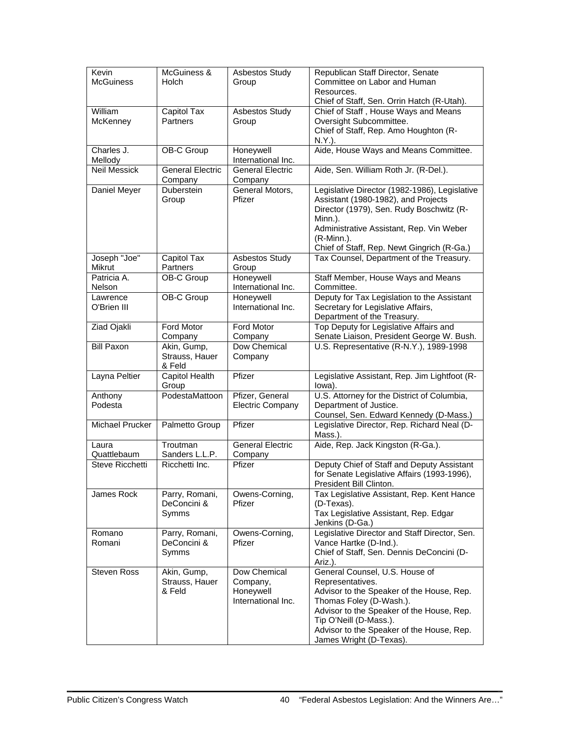| Kevin McGuiness | McGuiness & Holch | Asbestos Study Group | Republican Staff Director, Senate Committee on Labor and Human Resources.<br>Chief of Staff, Sen. Orrin Hatch (R-Utah). |
|---|---|---|---|
| William McKenney | Capitol Tax Partners | Asbestos Study Group | Chief of Staff , House Ways and Means Oversight Subcommittee.<br>Chief of Staff, Rep. Amo Houghton (R-N.Y.). |
| Charles J. Mellody | OB-C Group | Honeywell International Inc. | Aide, House Ways and Means Committee. |
| Neil Messick | General Electric Company | General Electric Company | Aide, Sen. William Roth Jr. (R-Del.). |
| Daniel Meyer | Duberstein Group | General Motors, Pfizer | Legislative Director (1982-1986), Legislative Assistant (1980-1982), and Projects Director (1979), Sen. Rudy Boschwitz (R-Minn.).<br>Administrative Assistant, Rep. Vin Weber (R-Minn.).<br>Chief of Staff, Rep. Newt Gingrich (R-Ga.) |
| Joseph "Joe" Mikrut | Capitol Tax Partners | Asbestos Study Group | Tax Counsel, Department of the Treasury. |
| Patricia A. Nelson | OB-C Group | Honeywell International Inc. | Staff Member, House Ways and Means Committee. |
| Lawrence O'Brien III | OB-C Group | Honeywell International Inc. | Deputy for Tax Legislation to the Assistant Secretary for Legislative Affairs, Department of the Treasury. |
| Ziad Ojakli | Ford Motor Company | Ford Motor Company | Top Deputy for Legislative Affairs and Senate Liaison, President George W. Bush. |
| Bill Paxon | Akin, Gump, Strauss, Hauer & Feld | Dow Chemical Company | U.S. Representative (R-N.Y.), 1989-1998 |
| Layna Peltier | Capitol Health Group | Pfizer | Legislative Assistant, Rep. Jim Lightfoot (R-Iowa). |
| Anthony Podesta | PodestaMattoon | Pfizer, General Electric Company | U.S. Attorney for the District of Columbia, Department of Justice.<br>Counsel, Sen. Edward Kennedy (D-Mass.) |
| Michael Prucker | Palmetto Group | Pfizer | Legislative Director, Rep. Richard Neal (D-Mass.). |
| Laura Quattlebaum | Troutman Sanders L.L.P. | General Electric Company | Aide, Rep. Jack Kingston (R-Ga.). |
| Steve Ricchetti | Ricchetti Inc. | Pfizer | Deputy Chief of Staff and Deputy Assistant for Senate Legislative Affairs (1993-1996), President Bill Clinton. |
| James Rock | Parry, Romani, DeConcini & Symms | Owens-Corning, Pfizer | Tax Legislative Assistant, Rep. Kent Hance (D-Texas).<br>Tax Legislative Assistant, Rep. Edgar Jenkins (D-Ga.) |
| Romano Romani | Parry, Romani, DeConcini & Symms | Owens-Corning, Pfizer | Legislative Director and Staff Director, Sen. Vance Hartke (D-Ind.).<br>Chief of Staff, Sen. Dennis DeConcini (D-Ariz.). |
| Steven Ross | Akin, Gump, Strauss, Hauer & Feld | Dow Chemical Company, Honeywell International Inc. | General Counsel, U.S. House of Representatives.<br>Advisor to the Speaker of the House, Rep. Thomas Foley (D-Wash.).<br>Advisor to the Speaker of the House, Rep. Tip O'Neill (D-Mass.).<br>Advisor to the Speaker of the House, Rep. James Wright (D-Texas). |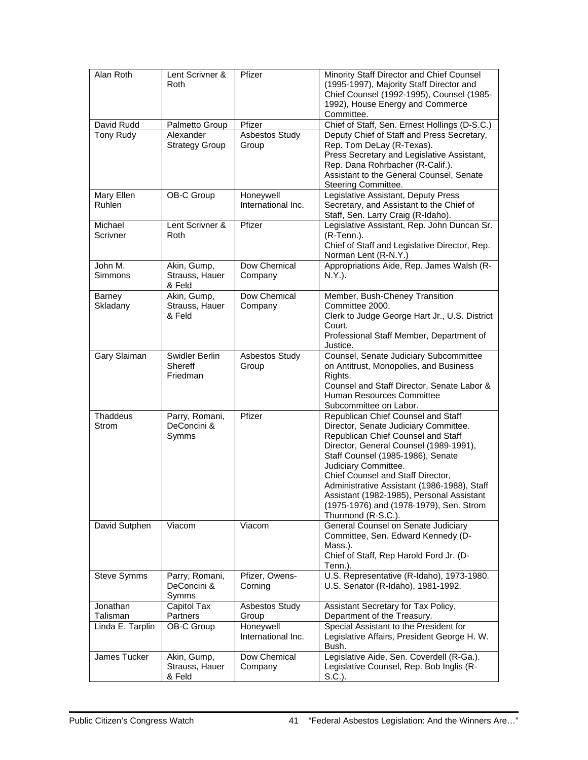| Alan Roth | Lent Scrivner & Roth | Pfizer | Minority Staff Director and Chief Counsel (1995-1997), Majority Staff Director and Chief Counsel (1992-1995), Counsel (1985-1992), House Energy and Commerce Committee. |
|---|---|---|---|
| David Rudd | Palmetto Group | Pfizer | Chief of Staff, Sen. Ernest Hollings (D-S.C.) |
| Tony Rudy | Alexander Strategy Group | Asbestos Study Group | Deputy Chief of Staff and Press Secretary, Rep. Tom DeLay (R-Texas).<br>Press Secretary and Legislative Assistant, Rep. Dana Rohrbacher (R-Calif.).<br>Assistant to the General Counsel, Senate Steering Committee. |
| Mary Ellen Ruhlen | OB-C Group | Honeywell International Inc. | Legislative Assistant, Deputy Press Secretary, and Assistant to the Chief of Staff, Sen. Larry Craig (R-Idaho). |
| Michael Scrivner | Lent Scrivner & Roth | Pfizer | Legislative Assistant, Rep. John Duncan Sr. (R-Tenn.).<br>Chief of Staff and Legislative Director, Rep. Norman Lent (R-N.Y.) |
| John M. Simmons | Akin, Gump, Strauss, Hauer & Feld | Dow Chemical Company | Appropriations Aide, Rep. James Walsh (R-N.Y.). |
| Barney Skladany | Akin, Gump, Strauss, Hauer & Feld | Dow Chemical Company | Member, Bush-Cheney Transition Committee 2000.<br>Clerk to Judge George Hart Jr., U.S. District Court.<br>Professional Staff Member, Department of Justice. |
| Gary Slaiman | Swidler Berlin Shereff Friedman | Asbestos Study Group | Counsel, Senate Judiciary Subcommittee on Antitrust, Monopolies, and Business Rights.<br>Counsel and Staff Director, Senate Labor & Human Resources Committee Subcommittee on Labor. |
| Thaddeus Strom | Parry, Romani, DeConcini & Symms | Pfizer | Republican Chief Counsel and Staff Director, Senate Judiciary Committee.<br>Republican Chief Counsel and Staff Director, General Counsel (1989-1991), Staff Counsel (1985-1986), Senate Judiciary Committee.<br>Chief Counsel and Staff Director, Administrative Assistant (1986-1988), Staff Assistant (1982-1985), Personal Assistant (1975-1976) and (1978-1979), Sen. Strom Thurmond (R-S.C.). |
| David Sutphen | Viacom | Viacom | General Counsel on Senate Judiciary Committee, Sen. Edward Kennedy (D-Mass.).<br>Chief of Staff, Rep Harold Ford Jr. (D-Tenn.). |
| Steve Symms | Parry, Romani, DeConcini & Symms | Pfizer, Owens-Corning | U.S. Representative (R-Idaho), 1973-1980.<br>U.S. Senator (R-Idaho), 1981-1992. |
| Jonathan Talisman | Capitol Tax Partners | Asbestos Study Group | Assistant Secretary for Tax Policy, Department of the Treasury. |
| Linda E. Tarplin | OB-C Group | Honeywell International Inc. | Special Assistant to the President for Legislative Affairs, President George H. W. Bush. |
| James Tucker | Akin, Gump, Strauss, Hauer & Feld | Dow Chemical Company | Legislative Aide, Sen. Coverdell (R-Ga.).<br>Legislative Counsel, Rep. Bob Inglis (R-S.C.). |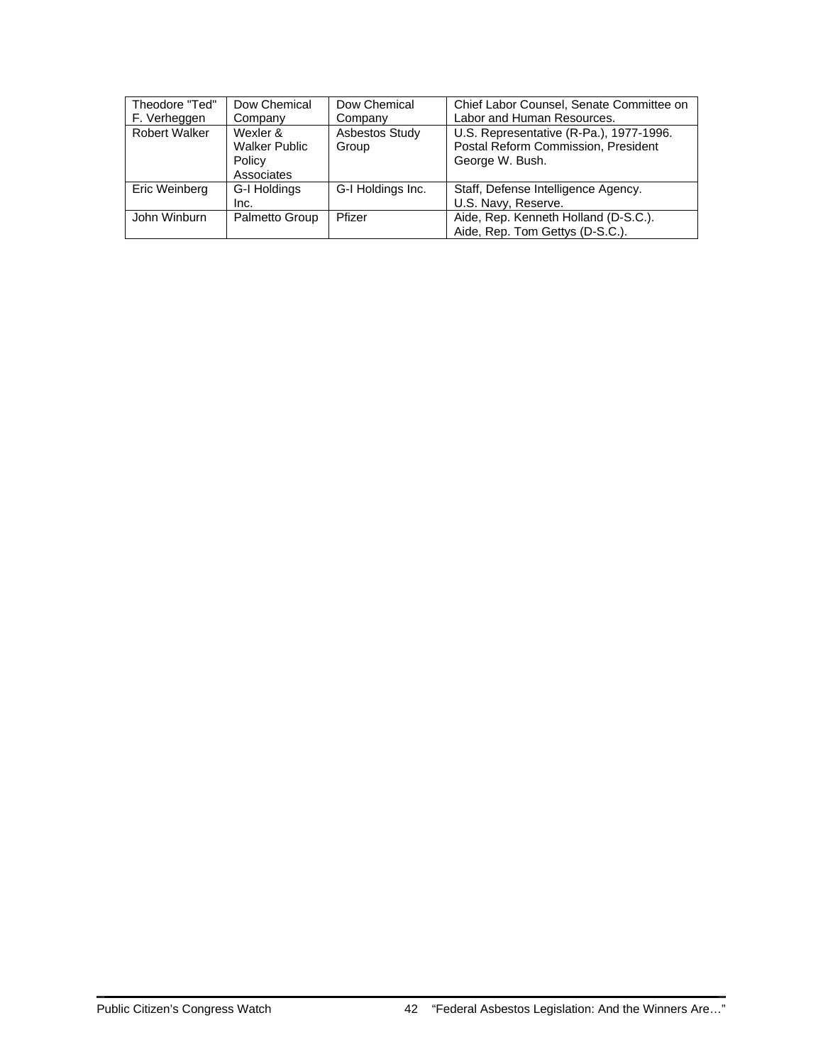| Theodore "Ted" F. Verheggen | Dow Chemical Company | Dow Chemical Company | Chief Labor Counsel, Senate Committee on Labor and Human Resources. |
|---|---|---|---|
| Robert Walker | Wexler & Walker Public Policy Associates | Asbestos Study Group | U.S. Representative (R-Pa.), 1977-1996. Postal Reform Commission, President George W. Bush. |
| Eric Weinberg | G-I Holdings Inc. | G-I Holdings Inc. | Staff, Defense Intelligence Agency. U.S. Navy, Reserve. |
| John Winburn | Palmetto Group | Pfizer | Aide, Rep. Kenneth Holland (D-S.C.). Aide, Rep. Tom Gettys (D-S.C.). |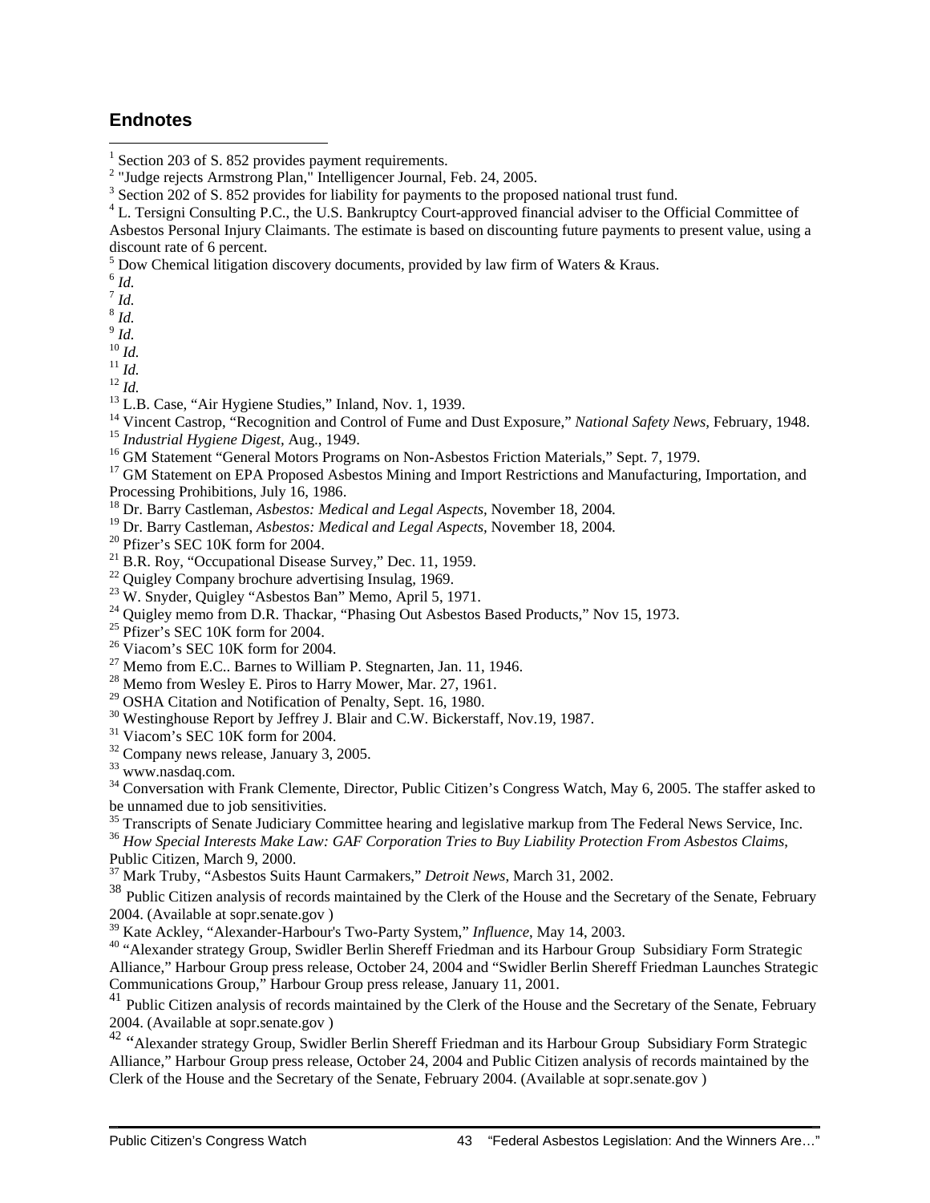## Endnotes

[1] Section 203 of S. 852 provides payment requirements.
[2] "Judge rejects Armstrong Plan," Intelligencer Journal, Feb. 24, 2005.
[3] Section 202 of S. 852 provides for liability for payments to the proposed national trust fund.
[4] L. Tersigni Consulting P.C., the U.S. Bankruptcy Court-approved financial adviser to the Official Committee of Asbestos Personal Injury Claimants. The estimate is based on discounting future payments to present value, using a discount rate of 6 percent.
[5] Dow Chemical litigation discovery documents, provided by law firm of Waters & Kraus.
[6] *Id.*
[7] *Id.*
[8] *Id.*
[9] *Id.*
[10] *Id.*
[11] *Id.*
[12] *Id.*
[13] L.B. Case, "Air Hygiene Studies," Inland, Nov. 1, 1939.
[14] Vincent Castrop, "Recognition and Control of Fume and Dust Exposure," *National Safety News*, February, 1948.
[15] *Industrial Hygiene Digest*, Aug., 1949.
[16] GM Statement "General Motors Programs on Non-Asbestos Friction Materials," Sept. 7, 1979.
[17] GM Statement on EPA Proposed Asbestos Mining and Import Restrictions and Manufacturing, Importation, and Processing Prohibitions, July 16, 1986.
[18] Dr. Barry Castleman, *Asbestos: Medical and Legal Aspects*, November 18, 2004.
[19] Dr. Barry Castleman, *Asbestos: Medical and Legal Aspects*, November 18, 2004.
[20] Pfizer's SEC 10K form for 2004.
[21] B.R. Roy, "Occupational Disease Survey," Dec. 11, 1959.
[22] Quigley Company brochure advertising Insulag, 1969.
[23] W. Snyder, Quigley "Asbestos Ban" Memo, April 5, 1971.
[24] Quigley memo from D.R. Thackar, "Phasing Out Asbestos Based Products," Nov 15, 1973.
[25] Pfizer's SEC 10K form for 2004.
[26] Viacom's SEC 10K form for 2004.
[27] Memo from E.C.. Barnes to William P. Stegnarten, Jan. 11, 1946.
[28] Memo from Wesley E. Piros to Harry Mower, Mar. 27, 1961.
[29] OSHA Citation and Notification of Penalty, Sept. 16, 1980.
[30] Westinghouse Report by Jeffrey J. Blair and C.W. Bickerstaff, Nov.19, 1987.
[31] Viacom's SEC 10K form for 2004.
[32] Company news release, January 3, 2005.
[33] www.nasdaq.com.
[34] Conversation with Frank Clemente, Director, Public Citizen's Congress Watch, May 6, 2005. The staffer asked to be unnamed due to job sensitivities.
[35] Transcripts of Senate Judiciary Committee hearing and legislative markup from The Federal News Service, Inc.
[36] *How Special Interests Make Law: GAF Corporation Tries to Buy Liability Protection From Asbestos Claims*, Public Citizen, March 9, 2000.
[37] Mark Truby, "Asbestos Suits Haunt Carmakers," *Detroit News*, March 31, 2002.
[38] Public Citizen analysis of records maintained by the Clerk of the House and the Secretary of the Senate, February 2004. (Available at sopr.senate.gov )
[39] Kate Ackley, "Alexander-Harbour's Two-Party System," *Influence*, May 14, 2003.
[40] "Alexander strategy Group, Swidler Berlin Shereff Friedman and its Harbour Group Subsidiary Form Strategic Alliance," Harbour Group press release, October 24, 2004 and "Swidler Berlin Shereff Friedman Launches Strategic Communications Group," Harbour Group press release, January 11, 2001.
[41] Public Citizen analysis of records maintained by the Clerk of the House and the Secretary of the Senate, February 2004. (Available at sopr.senate.gov )
[42] "Alexander strategy Group, Swidler Berlin Shereff Friedman and its Harbour Group Subsidiary Form Strategic Alliance," Harbour Group press release, October 24, 2004 and Public Citizen analysis of records maintained by the Clerk of the House and the Secretary of the Senate, February 2004. (Available at sopr.senate.gov )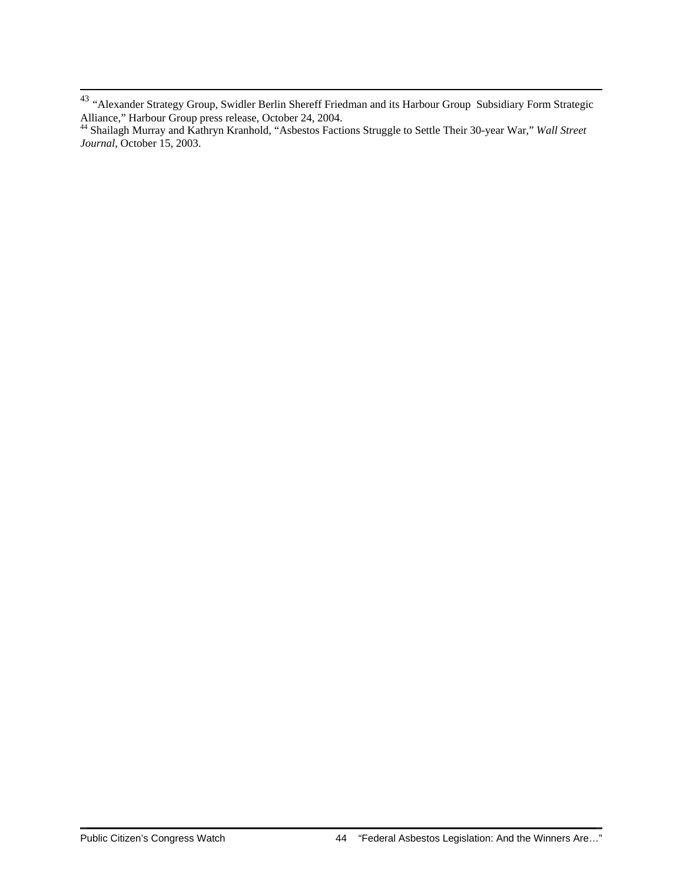[43] "Alexander Strategy Group, Swidler Berlin Shereff Friedman and its Harbour Group Subsidiary Form Strategic Alliance," Harbour Group press release, October 24, 2004.

[44] Shailagh Murray and Kathryn Kranhold, "Asbestos Factions Struggle to Settle Their 30-year War," *Wall Street Journal*, October 15, 2003.